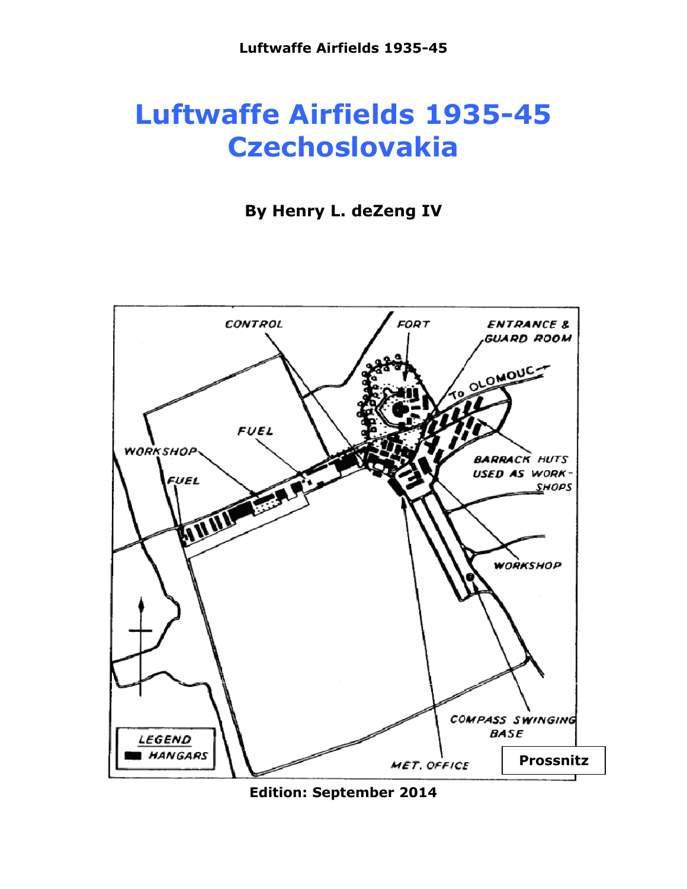# Luftwaffe Airfields 1935-45 Czechoslovakia

**By Henry L. deZeng IV**

CONTROL

FORT

ENTRANCE & GUARD ROOM

To OLOMOUC

FUEL

WORKSHOP

FUEL

BARRACK HUTS USED AS WORKSHOPS

WORKSHOP

LEGEND

HANGARS

COMPASS SWINGING BASE

MET. OFFICE

**Prossnitz**

**Edition: September 2014**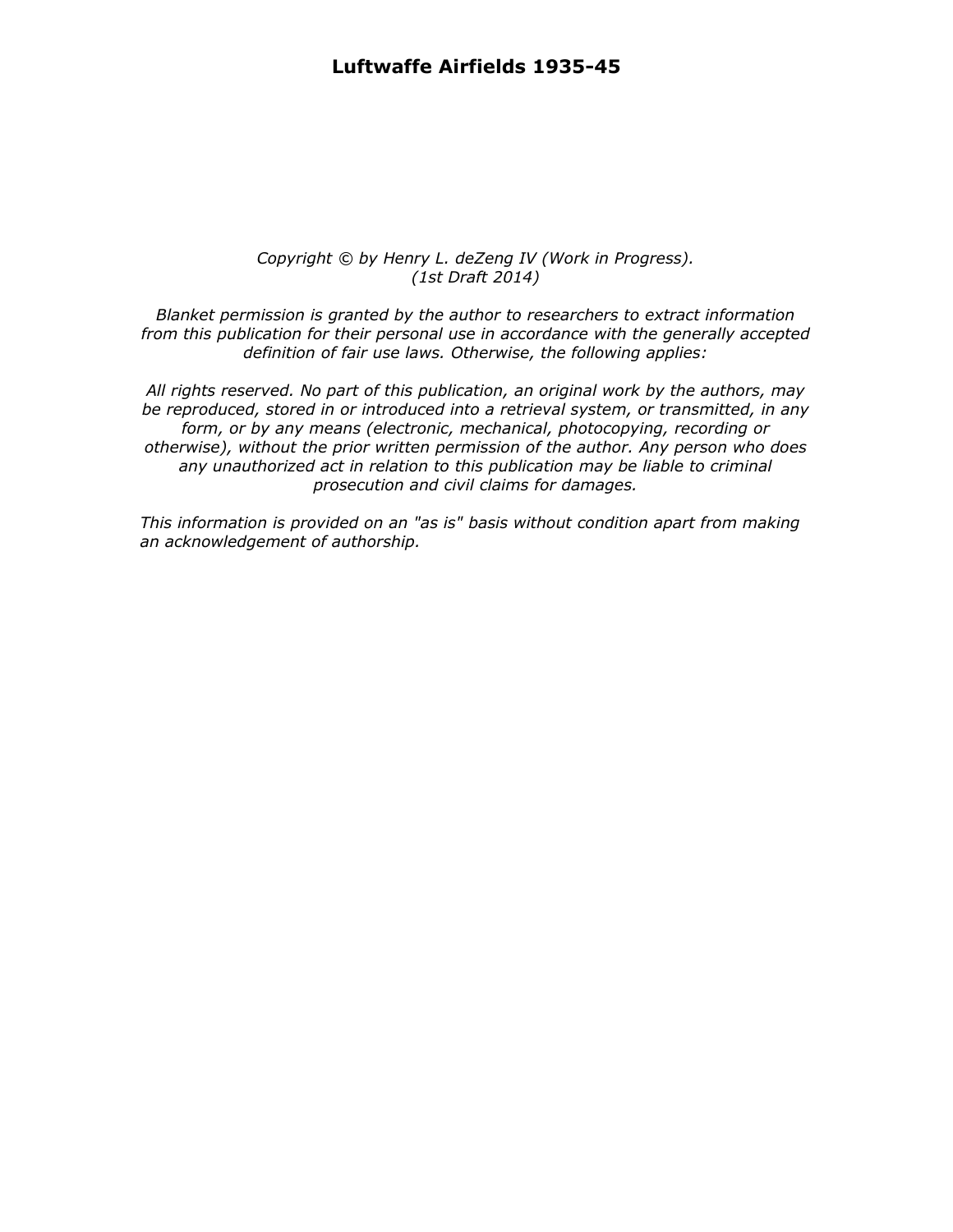# Luftwaffe Airfields 1935-45

*Copyright © by Henry L. deZeng IV (Work in Progress).*
*(1st Draft 2014)*

*Blanket permission is granted by the author to researchers to extract information from this publication for their personal use in accordance with the generally accepted definition of fair use laws. Otherwise, the following applies:*

*All rights reserved. No part of this publication, an original work by the authors, may be reproduced, stored in or introduced into a retrieval system, or transmitted, in any form, or by any means (electronic, mechanical, photocopying, recording or otherwise), without the prior written permission of the author. Any person who does any unauthorized act in relation to this publication may be liable to criminal prosecution and civil claims for damages.*

*This information is provided on an "as is" basis without condition apart from making an acknowledgement of authorship.*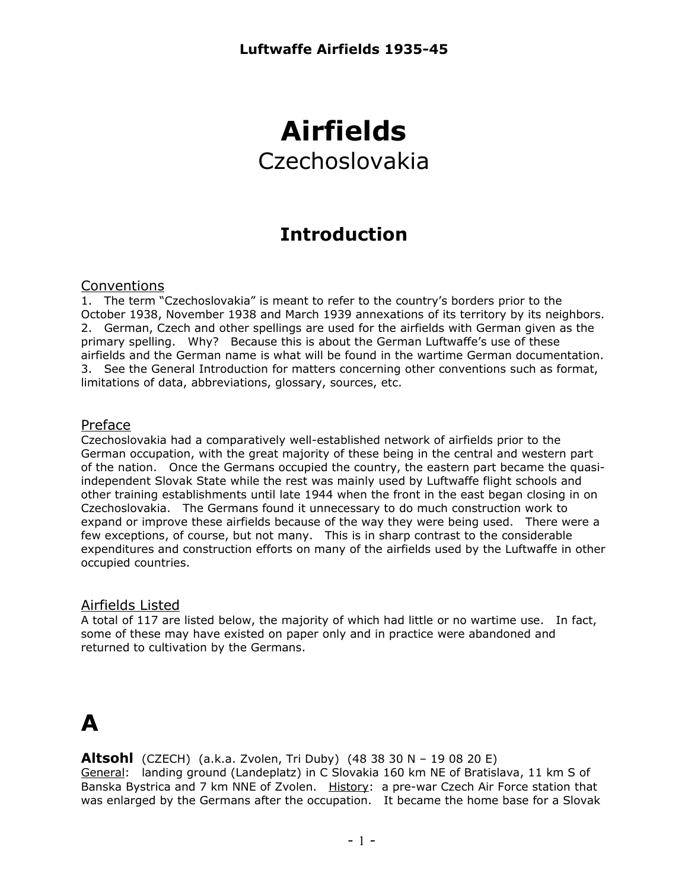# Airfields

Czechoslovakia

## Introduction

### Conventions

1. The term "Czechoslovakia" is meant to refer to the country's borders prior to the October 1938, November 1938 and March 1939 annexations of its territory by its neighbors.
2. German, Czech and other spellings are used for the airfields with German given as the primary spelling. Why? Because this is about the German Luftwaffe's use of these airfields and the German name is what will be found in the wartime German documentation.
3. See the General Introduction for matters concerning other conventions such as format, limitations of data, abbreviations, glossary, sources, etc.

### Preface

Czechoslovakia had a comparatively well-established network of airfields prior to the German occupation, with the great majority of these being in the central and western part of the nation. Once the Germans occupied the country, the eastern part became the quasi-independent Slovak State while the rest was mainly used by Luftwaffe flight schools and other training establishments until late 1944 when the front in the east began closing in on Czechoslovakia. The Germans found it unnecessary to do much construction work to expand or improve these airfields because of the way they were being used. There were a few exceptions, of course, but not many. This is in sharp contrast to the considerable expenditures and construction efforts on many of the airfields used by the Luftwaffe in other occupied countries.

### Airfields Listed

A total of 117 are listed below, the majority of which had little or no wartime use. In fact, some of these may have existed on paper only and in practice were abandoned and returned to cultivation by the Germans.

# A

**Altsohl** (CZECH) (a.k.a. Zvolen, Tri Duby) (48 38 30 N – 19 08 20 E)
General: landing ground (Landeplatz) in C Slovakia 160 km NE of Bratislava, 11 km S of Banska Bystrica and 7 km NNE of Zvolen. History: a pre-war Czech Air Force station that was enlarged by the Germans after the occupation. It became the home base for a Slovak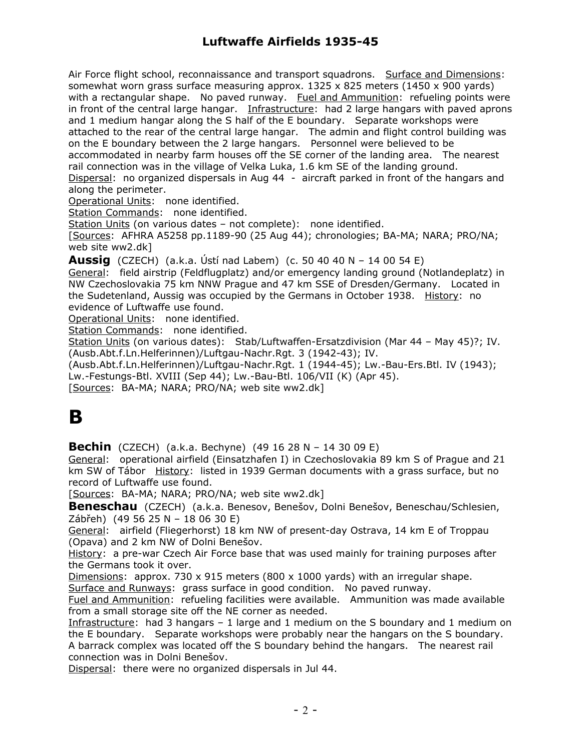Air Force flight school, reconnaissance and transport squadrons. Surface and Dimensions: somewhat worn grass surface measuring approx. 1325 x 825 meters (1450 x 900 yards) with a rectangular shape. No paved runway. Fuel and Ammunition: refueling points were in front of the central large hangar. Infrastructure: had 2 large hangars with paved aprons and 1 medium hangar along the S half of the E boundary. Separate workshops were attached to the rear of the central large hangar. The admin and flight control building was on the E boundary between the 2 large hangars. Personnel were believed to be accommodated in nearby farm houses off the SE corner of the landing area. The nearest rail connection was in the village of Velka Luka, 1.6 km SE of the landing ground. Dispersal: no organized dispersals in Aug 44 - aircraft parked in front of the hangars and along the perimeter.

Operational Units: none identified.

Station Commands: none identified.

Station Units (on various dates – not complete): none identified.

[Sources: AFHRA A5258 pp.1189-90 (25 Aug 44); chronologies; BA-MA; NARA; PRO/NA; web site ww2.dk]

**Aussig** (CZECH) (a.k.a. Ústí nad Labem) (c. 50 40 40 N – 14 00 54 E)

General: field airstrip (Feldflugplatz) and/or emergency landing ground (Notlandeplatz) in NW Czechoslovakia 75 km NNW Prague and 47 km SSE of Dresden/Germany. Located in the Sudetenland, Aussig was occupied by the Germans in October 1938. History: no evidence of Luftwaffe use found.

Operational Units: none identified.

Station Commands: none identified.

Station Units (on various dates): Stab/Luftwaffen-Ersatzdivision (Mar 44 – May 45)?; IV.(Ausb.Abt.f.Ln.Helferinnen)/Luftgau-Nachr.Rgt. 3 (1942-43); IV.(Ausb.Abt.f.Ln.Helferinnen)/Luftgau-Nachr.Rgt. 1 (1944-45); Lw.-Bau-Ers.Btl. IV (1943); Lw.-Festungs-Btl. XVIII (Sep 44); Lw.-Bau-Btl. 106/VII (K) (Apr 45).

[Sources: BA-MA; NARA; PRO/NA; web site ww2.dk]

# B

**Bechin** (CZECH) (a.k.a. Bechyne) (49 16 28 N – 14 30 09 E)

General: operational airfield (Einsatzhafen I) in Czechoslovakia 89 km S of Prague and 21 km SW of Tábor History: listed in 1939 German documents with a grass surface, but no record of Luftwaffe use found.

[Sources: BA-MA; NARA; PRO/NA; web site ww2.dk]

**Beneschau** (CZECH) (a.k.a. Benesov, Benešov, Dolni Benešov, Beneschau/Schlesien, Zábřeh) (49 56 25 N – 18 06 30 E)

General: airfield (Fliegerhorst) 18 km NW of present-day Ostrava, 14 km E of Troppau (Opava) and 2 km NW of Dolni Benešov.

History: a pre-war Czech Air Force base that was used mainly for training purposes after the Germans took it over.

Dimensions: approx. 730 x 915 meters (800 x 1000 yards) with an irregular shape.

Surface and Runways: grass surface in good condition. No paved runway.

Fuel and Ammunition: refueling facilities were available. Ammunition was made available from a small storage site off the NE corner as needed.

Infrastructure: had 3 hangars – 1 large and 1 medium on the S boundary and 1 medium on the E boundary. Separate workshops were probably near the hangars on the S boundary. A barrack complex was located off the S boundary behind the hangars. The nearest rail connection was in Dolni Benešov.

Dispersal: there were no organized dispersals in Jul 44.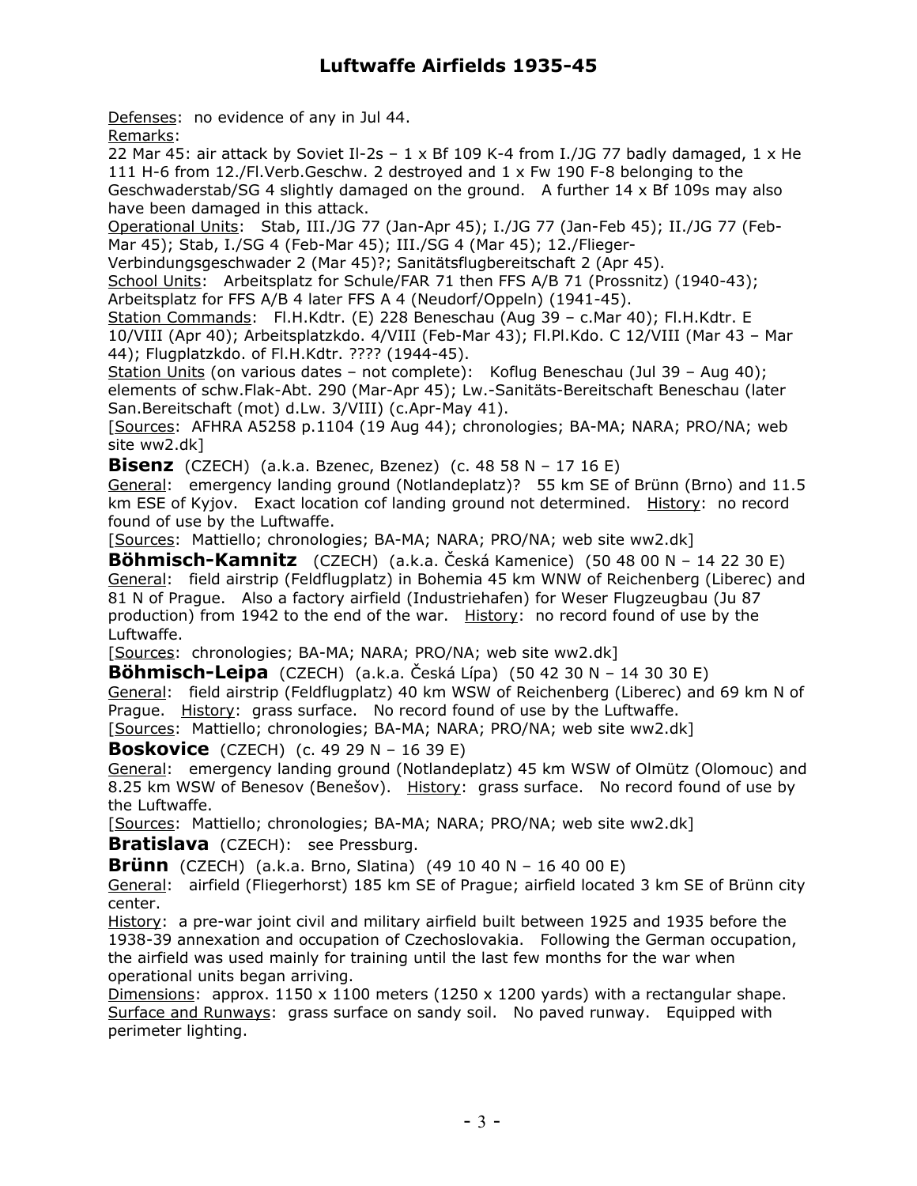Underlined labels such as "Defenses" and "General" are rendered here as plain text, since Markdown has no underline.

Defenses:  no evidence of any in Jul 44.

Remarks:

22 Mar 45: air attack by Soviet Il-2s – 1 x Bf 109 K-4 from I./JG 77 badly damaged, 1 x He 111 H-6 from 12./Fl.Verb.Geschw. 2 destroyed and 1 x Fw 190 F-8 belonging to the Geschwaderstab/SG 4 slightly damaged on the ground.   A further 14 x Bf 109s may also have been damaged in this attack.

Operational Units:   Stab, III./JG 77 (Jan-Apr 45); I./JG 77 (Jan-Feb 45); II./JG 77 (Feb-Mar 45); Stab, I./SG 4 (Feb-Mar 45); III./SG 4 (Mar 45); 12./Flieger-Verbindungsgeschwader 2 (Mar 45)?; Sanitätsflugbereitschaft 2 (Apr 45).

School Units:   Arbeitsplatz for Schule/FAR 71 then FFS A/B 71 (Prossnitz) (1940-43); Arbeitsplatz for FFS A/B 4 later FFS A 4 (Neudorf/Oppeln) (1941-45).

Station Commands:   Fl.H.Kdtr. (E) 228 Beneschau (Aug 39 – c.Mar 40); Fl.H.Kdtr. E 10/VIII (Apr 40); Arbeitsplatzkdo. 4/VIII (Feb-Mar 43); Fl.Pl.Kdo. C 12/VIII (Mar 43 – Mar 44); Flugplatzkdo. of Fl.H.Kdtr. ???? (1944-45).

Station Units (on various dates – not complete):   Koflug Beneschau (Jul 39 – Aug 40); elements of schw.Flak-Abt. 290 (Mar-Apr 45); Lw.-Sanitäts-Bereitschaft Beneschau (later San.Bereitschaft (mot) d.Lw. 3/VIII) (c.Apr-May 41).

[Sources:  AFHRA A5258 p.1104 (19 Aug 44); chronologies; BA-MA; NARA; PRO/NA; web site ww2.dk]

**Bisenz**  (CZECH)  (a.k.a. Bzenec, Bzenez)  (c. 48 58 N – 17 16 E)

General:   emergency landing ground (Notlandeplatz)?   55 km SE of Brünn (Brno) and 11.5 km ESE of Kyjov.   Exact location cof landing ground not determined.   History:  no record found of use by the Luftwaffe.

[Sources:  Mattiello; chronologies; BA-MA; NARA; PRO/NA; web site ww2.dk]

**Böhmisch-Kamnitz**   (CZECH)  (a.k.a. Česká Kamenice)  (50 48 00 N – 14 22 30 E)

General:   field airstrip (Feldflugplatz) in Bohemia 45 km WNW of Reichenberg (Liberec) and 81 N of Prague.   Also a factory airfield (Industriehafen) for Weser Flugzeugbau (Ju 87 production) from 1942 to the end of the war.   History:  no record found of use by the Luftwaffe.

[Sources:  chronologies; BA-MA; NARA; PRO/NA; web site ww2.dk]

**Böhmisch-Leipa**  (CZECH)  (a.k.a. Česká Lípa)  (50 42 30 N – 14 30 30 E)

General:   field airstrip (Feldflugplatz) 40 km WSW of Reichenberg (Liberec) and 69 km N of Prague.   History:  grass surface.   No record found of use by the Luftwaffe.

[Sources:  Mattiello; chronologies; BA-MA; NARA; PRO/NA; web site ww2.dk]

**Boskovice**  (CZECH)  (c. 49 29 N – 16 39 E)

General:   emergency landing ground (Notlandeplatz) 45 km WSW of Olmütz (Olomouc) and 8.25 km WSW of Benesov (Benešov).   History:  grass surface.   No record found of use by the Luftwaffe.

[Sources:  Mattiello; chronologies; BA-MA; NARA; PRO/NA; web site ww2.dk]

**Bratislava**  (CZECH):   see Pressburg.

**Brünn**  (CZECH)  (a.k.a. Brno, Slatina)  (49 10 40 N – 16 40 00 E)

General:   airfield (Fliegerhorst) 185 km SE of Prague; airfield located 3 km SE of Brünn city center.

History:  a pre-war joint civil and military airfield built between 1925 and 1935 before the 1938-39 annexation and occupation of Czechoslovakia.   Following the German occupation, the airfield was used mainly for training until the last few months for the war when operational units began arriving.

Dimensions:  approx. 1150 x 1100 meters (1250 x 1200 yards) with a rectangular shape.

Surface and Runways:  grass surface on sandy soil.   No paved runway.   Equipped with perimeter lighting.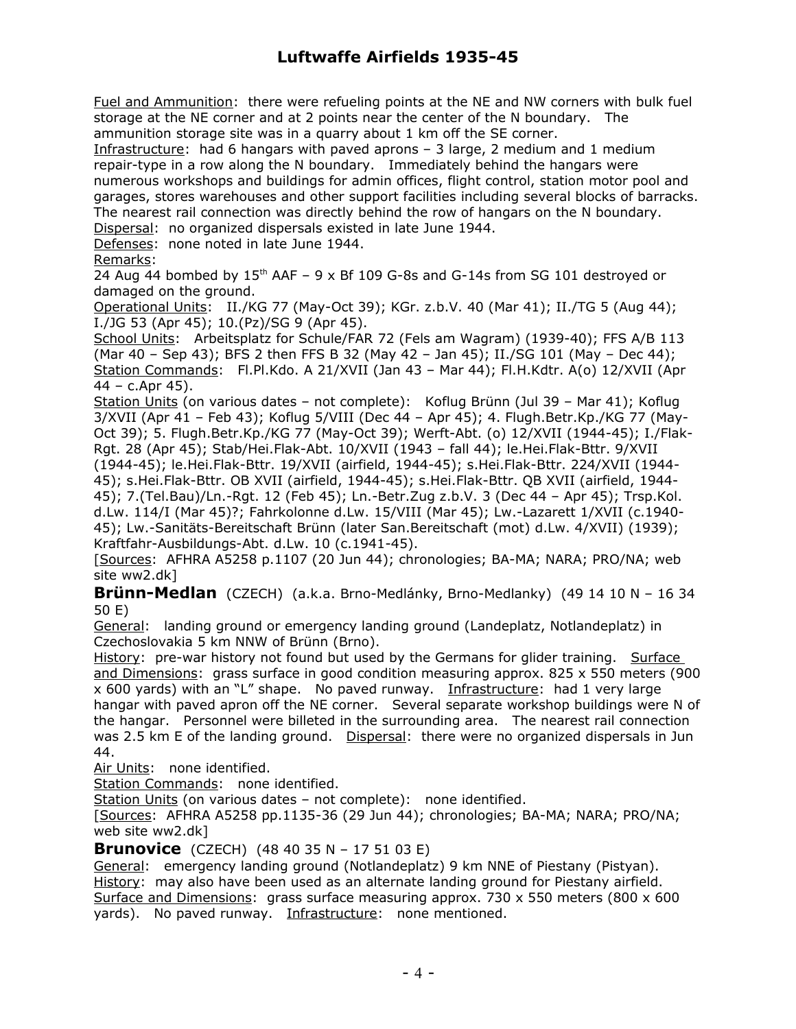Fuel and Ammunition: there were refueling points at the NE and NW corners with bulk fuel storage at the NE corner and at 2 points near the center of the N boundary. The ammunition storage site was in a quarry about 1 km off the SE corner.
Infrastructure: had 6 hangars with paved aprons – 3 large, 2 medium and 1 medium repair-type in a row along the N boundary. Immediately behind the hangars were numerous workshops and buildings for admin offices, flight control, station motor pool and garages, stores warehouses and other support facilities including several blocks of barracks. The nearest rail connection was directly behind the row of hangars on the N boundary.
Dispersal: no organized dispersals existed in late June 1944.
Defenses: none noted in late June 1944.
Remarks:
24 Aug 44 bombed by 15th AAF – 9 x Bf 109 G-8s and G-14s from SG 101 destroyed or damaged on the ground.
Operational Units: II./KG 77 (May-Oct 39); KGr. z.b.V. 40 (Mar 41); II./TG 5 (Aug 44); I./JG 53 (Apr 45); 10.(Pz)/SG 9 (Apr 45).
School Units: Arbeitsplatz for Schule/FAR 72 (Fels am Wagram) (1939-40); FFS A/B 113 (Mar 40 – Sep 43); BFS 2 then FFS B 32 (May 42 – Jan 45); II./SG 101 (May – Dec 44);
Station Commands: Fl.Pl.Kdo. A 21/XVII (Jan 43 – Mar 44); Fl.H.Kdtr. A(o) 12/XVII (Apr 44 – c.Apr 45).
Station Units (on various dates – not complete): Koflug Brünn (Jul 39 – Mar 41); Koflug 3/XVII (Apr 41 – Feb 43); Koflug 5/VIII (Dec 44 – Apr 45); 4. Flugh.Betr.Kp./KG 77 (May-Oct 39); 5. Flugh.Betr.Kp./KG 77 (May-Oct 39); Werft-Abt. (o) 12/XVII (1944-45); I./Flak-Rgt. 28 (Apr 45); Stab/Hei.Flak-Abt. 10/XVII (1943 – fall 44); le.Hei.Flak-Bttr. 9/XVII (1944-45); le.Hei.Flak-Bttr. 19/XVII (airfield, 1944-45); s.Hei.Flak-Bttr. 224/XVII (1944-45); s.Hei.Flak-Bttr. OB XVII (airfield, 1944-45); s.Hei.Flak-Bttr. QB XVII (airfield, 1944-45); 7.(Tel.Bau)/Ln.-Rgt. 12 (Feb 45); Ln.-Betr.Zug z.b.V. 3 (Dec 44 – Apr 45); Trsp.Kol. d.Lw. 114/I (Mar 45)?; Fahrkolonne d.Lw. 15/VIII (Mar 45); Lw.-Lazarett 1/XVII (c.1940-45); Lw.-Sanitäts-Bereitschaft Brünn (later San.Bereitschaft (mot) d.Lw. 4/XVII) (1939); Kraftfahr-Ausbildungs-Abt. d.Lw. 10 (c.1941-45).
[Sources: AFHRA A5258 p.1107 (20 Jun 44); chronologies; BA-MA; NARA; PRO/NA; web site ww2.dk]

**Brünn-Medlan** (CZECH) (a.k.a. Brno-Medlánky, Brno-Medlanky) (49 14 10 N – 16 34 50 E)
General: landing ground or emergency landing ground (Landeplatz, Notlandeplatz) in Czechoslovakia 5 km NNW of Brünn (Brno).
History: pre-war history not found but used by the Germans for glider training. Surface and Dimensions: grass surface in good condition measuring approx. 825 x 550 meters (900 x 600 yards) with an "L" shape. No paved runway. Infrastructure: had 1 very large hangar with paved apron off the NE corner. Several separate workshop buildings were N of the hangar. Personnel were billeted in the surrounding area. The nearest rail connection was 2.5 km E of the landing ground. Dispersal: there were no organized dispersals in Jun 44.
Air Units: none identified.
Station Commands: none identified.
Station Units (on various dates – not complete): none identified.
[Sources: AFHRA A5258 pp.1135-36 (29 Jun 44); chronologies; BA-MA; NARA; PRO/NA; web site ww2.dk]

**Brunovice** (CZECH) (48 40 35 N – 17 51 03 E)
General: emergency landing ground (Notlandeplatz) 9 km NNE of Piestany (Pistyan).
History: may also have been used as an alternate landing ground for Piestany airfield.
Surface and Dimensions: grass surface measuring approx. 730 x 550 meters (800 x 600 yards). No paved runway. Infrastructure: none mentioned.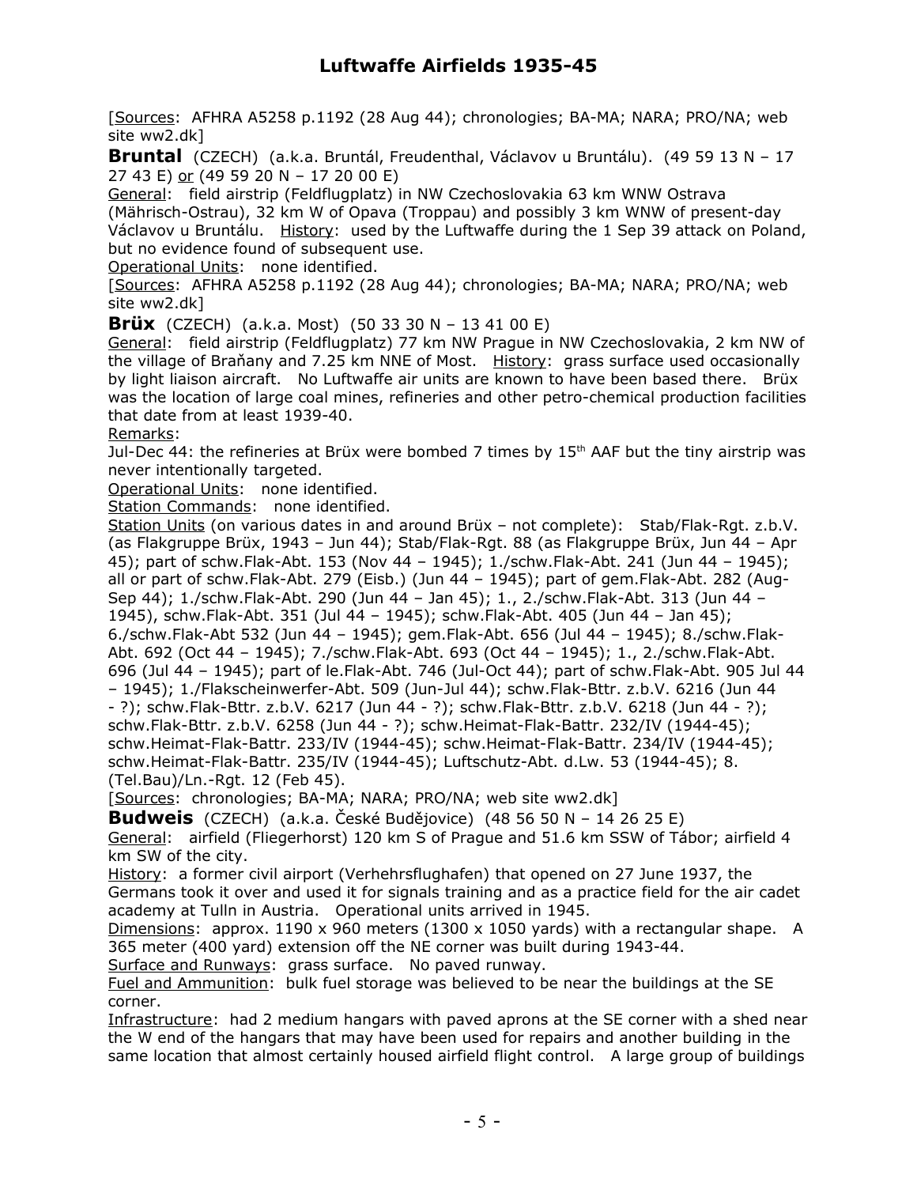[Sources: AFHRA A5258 p.1192 (28 Aug 44); chronologies; BA-MA; NARA; PRO/NA; web site ww2.dk]

**Bruntal** (CZECH) (a.k.a. Bruntál, Freudenthal, Václavov u Bruntálu). (49 59 13 N – 17 27 43 E) or (49 59 20 N – 17 20 00 E)

General: field airstrip (Feldflugplatz) in NW Czechoslovakia 63 km WNW Ostrava (Mährisch-Ostrau), 32 km W of Opava (Troppau) and possibly 3 km WNW of present-day Václavov u Bruntálu. History: used by the Luftwaffe during the 1 Sep 39 attack on Poland, but no evidence found of subsequent use.

Operational Units: none identified.

[Sources: AFHRA A5258 p.1192 (28 Aug 44); chronologies; BA-MA; NARA; PRO/NA; web site ww2.dk]

**Brüx** (CZECH) (a.k.a. Most) (50 33 30 N – 13 41 00 E)

General: field airstrip (Feldflugplatz) 77 km NW Prague in NW Czechoslovakia, 2 km NW of the village of Braňany and 7.25 km NNE of Most. History: grass surface used occasionally by light liaison aircraft. No Luftwaffe air units are known to have been based there. Brüx was the location of large coal mines, refineries and other petro-chemical production facilities that date from at least 1939-40.

Remarks:

Jul-Dec 44: the refineries at Brüx were bombed 7 times by 15th AAF but the tiny airstrip was never intentionally targeted.

Operational Units: none identified.

Station Commands: none identified.

Station Units (on various dates in and around Brüx – not complete): Stab/Flak-Rgt. z.b.V. (as Flakgruppe Brüx, 1943 – Jun 44); Stab/Flak-Rgt. 88 (as Flakgruppe Brüx, Jun 44 – Apr 45); part of schw.Flak-Abt. 153 (Nov 44 – 1945); 1./schw.Flak-Abt. 241 (Jun 44 – 1945); all or part of schw.Flak-Abt. 279 (Eisb.) (Jun 44 – 1945); part of gem.Flak-Abt. 282 (Aug-Sep 44); 1./schw.Flak-Abt. 290 (Jun 44 – Jan 45); 1., 2./schw.Flak-Abt. 313 (Jun 44 – 1945), schw.Flak-Abt. 351 (Jul 44 – 1945); schw.Flak-Abt. 405 (Jun 44 – Jan 45); 6./schw.Flak-Abt 532 (Jun 44 – 1945); gem.Flak-Abt. 656 (Jul 44 – 1945); 8./schw.Flak-Abt. 692 (Oct 44 – 1945); 7./schw.Flak-Abt. 693 (Oct 44 – 1945); 1., 2./schw.Flak-Abt. 696 (Jul 44 – 1945); part of le.Flak-Abt. 746 (Jul-Oct 44); part of schw.Flak-Abt. 905 Jul 44 – 1945); 1./Flakscheinwerfer-Abt. 509 (Jun-Jul 44); schw.Flak-Bttr. z.b.V. 6216 (Jun 44 - ?); schw.Flak-Bttr. z.b.V. 6217 (Jun 44 - ?); schw.Flak-Bttr. z.b.V. 6218 (Jun 44 - ?); schw.Flak-Bttr. z.b.V. 6258 (Jun 44 - ?); schw.Heimat-Flak-Battr. 232/IV (1944-45); schw.Heimat-Flak-Battr. 233/IV (1944-45); schw.Heimat-Flak-Battr. 234/IV (1944-45); schw.Heimat-Flak-Battr. 235/IV (1944-45); Luftschutz-Abt. d.Lw. 53 (1944-45); 8. (Tel.Bau)/Ln.-Rgt. 12 (Feb 45).

[Sources: chronologies; BA-MA; NARA; PRO/NA; web site ww2.dk]

**Budweis** (CZECH) (a.k.a. České Budějovice) (48 56 50 N – 14 26 25 E)

General: airfield (Fliegerhorst) 120 km S of Prague and 51.6 km SSW of Tábor; airfield 4 km SW of the city.

History: a former civil airport (Verhehrsflughafen) that opened on 27 June 1937, the Germans took it over and used it for signals training and as a practice field for the air cadet academy at Tulln in Austria. Operational units arrived in 1945.

Dimensions: approx. 1190 x 960 meters (1300 x 1050 yards) with a rectangular shape. A 365 meter (400 yard) extension off the NE corner was built during 1943-44.

Surface and Runways: grass surface. No paved runway.

Fuel and Ammunition: bulk fuel storage was believed to be near the buildings at the SE corner.

Infrastructure: had 2 medium hangars with paved aprons at the SE corner with a shed near the W end of the hangars that may have been used for repairs and another building in the same location that almost certainly housed airfield flight control. A large group of buildings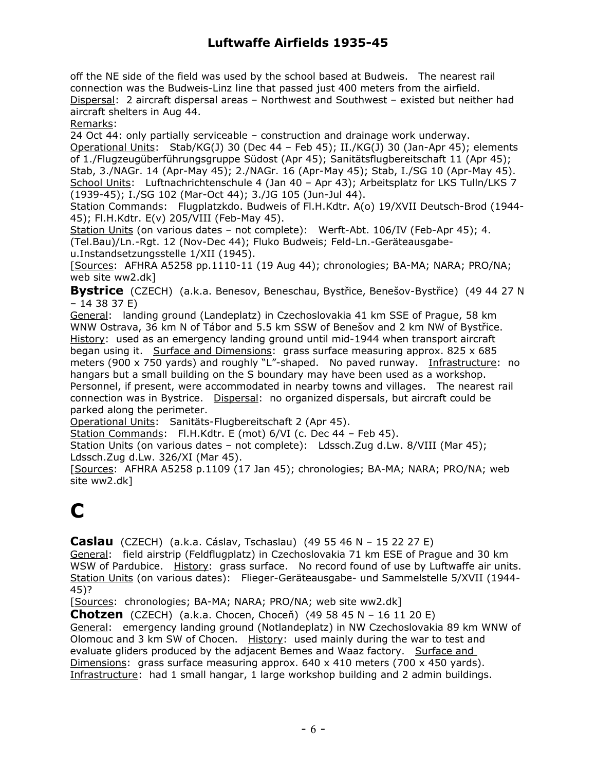off the NE side of the field was used by the school based at Budweis. The nearest rail connection was the Budweis-Linz line that passed just 400 meters from the airfield. Dispersal: 2 aircraft dispersal areas – Northwest and Southwest – existed but neither had aircraft shelters in Aug 44.

Remarks:

24 Oct 44: only partially serviceable – construction and drainage work underway.

Operational Units: Stab/KG(J) 30 (Dec 44 – Feb 45); II./KG(J) 30 (Jan-Apr 45); elements of 1./Flugzeugüberführungsgruppe Südost (Apr 45); Sanitätsflugbereitschaft 11 (Apr 45); Stab, 3./NAGr. 14 (Apr-May 45); 2./NAGr. 16 (Apr-May 45); Stab, I./SG 10 (Apr-May 45).

School Units: Luftnachrichtenschule 4 (Jan 40 – Apr 43); Arbeitsplatz for LKS Tulln/LKS 7 (1939-45); I./SG 102 (Mar-Oct 44); 3./JG 105 (Jun-Jul 44).

Station Commands: Flugplatzkdo. Budweis of Fl.H.Kdtr. A(o) 19/XVII Deutsch-Brod (1944-45); Fl.H.Kdtr. E(v) 205/VIII (Feb-May 45).

Station Units (on various dates – not complete): Werft-Abt. 106/IV (Feb-Apr 45); 4. (Tel.Bau)/Ln.-Rgt. 12 (Nov-Dec 44); Fluko Budweis; Feld-Ln.-Geräteausgabe-u.Instandsetzungsstelle 1/XII (1945).

[Sources: AFHRA A5258 pp.1110-11 (19 Aug 44); chronologies; BA-MA; NARA; PRO/NA; web site ww2.dk]

**Bystrice** (CZECH) (a.k.a. Benesov, Beneschau, Bystřice, Benešov-Bystřice) (49 44 27 N – 14 38 37 E)

General: landing ground (Landeplatz) in Czechoslovakia 41 km SSE of Prague, 58 km WNW Ostrava, 36 km N of Tábor and 5.5 km SSW of Benešov and 2 km NW of Bystřice. History: used as an emergency landing ground until mid-1944 when transport aircraft began using it. Surface and Dimensions: grass surface measuring approx. 825 x 685 meters (900 x 750 yards) and roughly "L"-shaped. No paved runway. Infrastructure: no hangars but a small building on the S boundary may have been used as a workshop. Personnel, if present, were accommodated in nearby towns and villages. The nearest rail connection was in Bystrice. Dispersal: no organized dispersals, but aircraft could be parked along the perimeter.

Operational Units: Sanitäts-Flugbereitschaft 2 (Apr 45).

Station Commands: Fl.H.Kdtr. E (mot) 6/VI (c. Dec 44 – Feb 45).

Station Units (on various dates – not complete): Ldssch.Zug d.Lw. 8/VIII (Mar 45); Ldssch.Zug d.Lw. 326/XI (Mar 45).

[Sources: AFHRA A5258 p.1109 (17 Jan 45); chronologies; BA-MA; NARA; PRO/NA; web site ww2.dk]

# C

**Caslau** (CZECH) (a.k.a. Cáslav, Tschaslau) (49 55 46 N – 15 22 27 E)

General: field airstrip (Feldflugplatz) in Czechoslovakia 71 km ESE of Prague and 30 km WSW of Pardubice. History: grass surface. No record found of use by Luftwaffe air units.

Station Units (on various dates): Flieger-Geräteausgabe- und Sammelstelle 5/XVII (1944-45)?

[Sources: chronologies; BA-MA; NARA; PRO/NA; web site ww2.dk]

**Chotzen** (CZECH) (a.k.a. Chocen, Choceň) (49 58 45 N – 16 11 20 E)

General: emergency landing ground (Notlandeplatz) in NW Czechoslovakia 89 km WNW of Olomouc and 3 km SW of Chocen. History: used mainly during the war to test and evaluate gliders produced by the adjacent Bemes and Waaz factory. Surface and Dimensions: grass surface measuring approx. 640 x 410 meters (700 x 450 yards). Infrastructure: had 1 small hangar, 1 large workshop building and 2 admin buildings.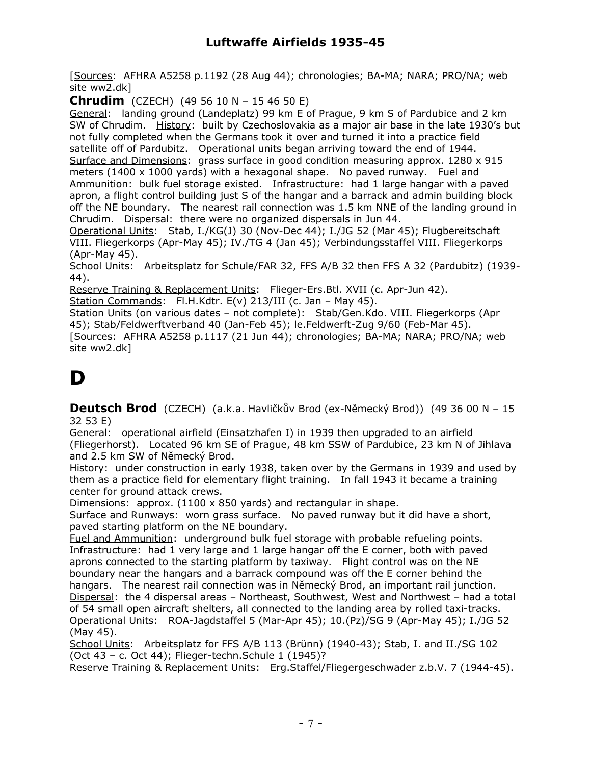[Sources: AFHRA A5258 p.1192 (28 Aug 44); chronologies; BA-MA; NARA; PRO/NA; web site ww2.dk]

**Chrudim** (CZECH) (49 56 10 N – 15 46 50 E)

General: landing ground (Landeplatz) 99 km E of Prague, 9 km S of Pardubice and 2 km SW of Chrudim. History: built by Czechoslovakia as a major air base in the late 1930's but not fully completed when the Germans took it over and turned it into a practice field satellite off of Pardubitz. Operational units began arriving toward the end of 1944.

Surface and Dimensions: grass surface in good condition measuring approx. 1280 x 915 meters (1400 x 1000 yards) with a hexagonal shape. No paved runway. Fuel and Ammunition: bulk fuel storage existed. Infrastructure: had 1 large hangar with a paved apron, a flight control building just S of the hangar and a barrack and admin building block off the NE boundary. The nearest rail connection was 1.5 km NNE of the landing ground in Chrudim. Dispersal: there were no organized dispersals in Jun 44.

Operational Units: Stab, I./KG(J) 30 (Nov-Dec 44); I./JG 52 (Mar 45); Flugbereitschaft VIII. Fliegerkorps (Apr-May 45); IV./TG 4 (Jan 45); Verbindungsstaffel VIII. Fliegerkorps (Apr-May 45).

School Units: Arbeitsplatz for Schule/FAR 32, FFS A/B 32 then FFS A 32 (Pardubitz) (1939-44).

Reserve Training & Replacement Units: Flieger-Ers.Btl. XVII (c. Apr-Jun 42).

Station Commands: Fl.H.Kdtr. E(v) 213/III (c. Jan – May 45).

Station Units (on various dates – not complete): Stab/Gen.Kdo. VIII. Fliegerkorps (Apr 45); Stab/Feldwerftverband 40 (Jan-Feb 45); le.Feldwerft-Zug 9/60 (Feb-Mar 45).

[Sources: AFHRA A5258 p.1117 (21 Jun 44); chronologies; BA-MA; NARA; PRO/NA; web site ww2.dk]

# D

**Deutsch Brod** (CZECH) (a.k.a. Havličkův Brod (ex-Německý Brod)) (49 36 00 N – 15 32 53 E)

General: operational airfield (Einsatzhafen I) in 1939 then upgraded to an airfield (Fliegerhorst). Located 96 km SE of Prague, 48 km SSW of Pardubice, 23 km N of Jihlava and 2.5 km SW of Německý Brod.

History: under construction in early 1938, taken over by the Germans in 1939 and used by them as a practice field for elementary flight training. In fall 1943 it became a training center for ground attack crews.

Dimensions: approx. (1100 x 850 yards) and rectangular in shape.

Surface and Runways: worn grass surface. No paved runway but it did have a short, paved starting platform on the NE boundary.

Fuel and Ammunition: underground bulk fuel storage with probable refueling points.

Infrastructure: had 1 very large and 1 large hangar off the E corner, both with paved aprons connected to the starting platform by taxiway. Flight control was on the NE boundary near the hangars and a barrack compound was off the E corner behind the hangars. The nearest rail connection was in Německý Brod, an important rail junction.

Dispersal: the 4 dispersal areas – Northeast, Southwest, West and Northwest – had a total of 54 small open aircraft shelters, all connected to the landing area by rolled taxi-tracks.

Operational Units: ROA-Jagdstaffel 5 (Mar-Apr 45); 10.(Pz)/SG 9 (Apr-May 45); I./JG 52 (May 45).

School Units: Arbeitsplatz for FFS A/B 113 (Brünn) (1940-43); Stab, I. and II./SG 102 (Oct 43 – c. Oct 44); Flieger-techn.Schule 1 (1945)?

Reserve Training & Replacement Units: Erg.Staffel/Fliegergeschwader z.b.V. 7 (1944-45).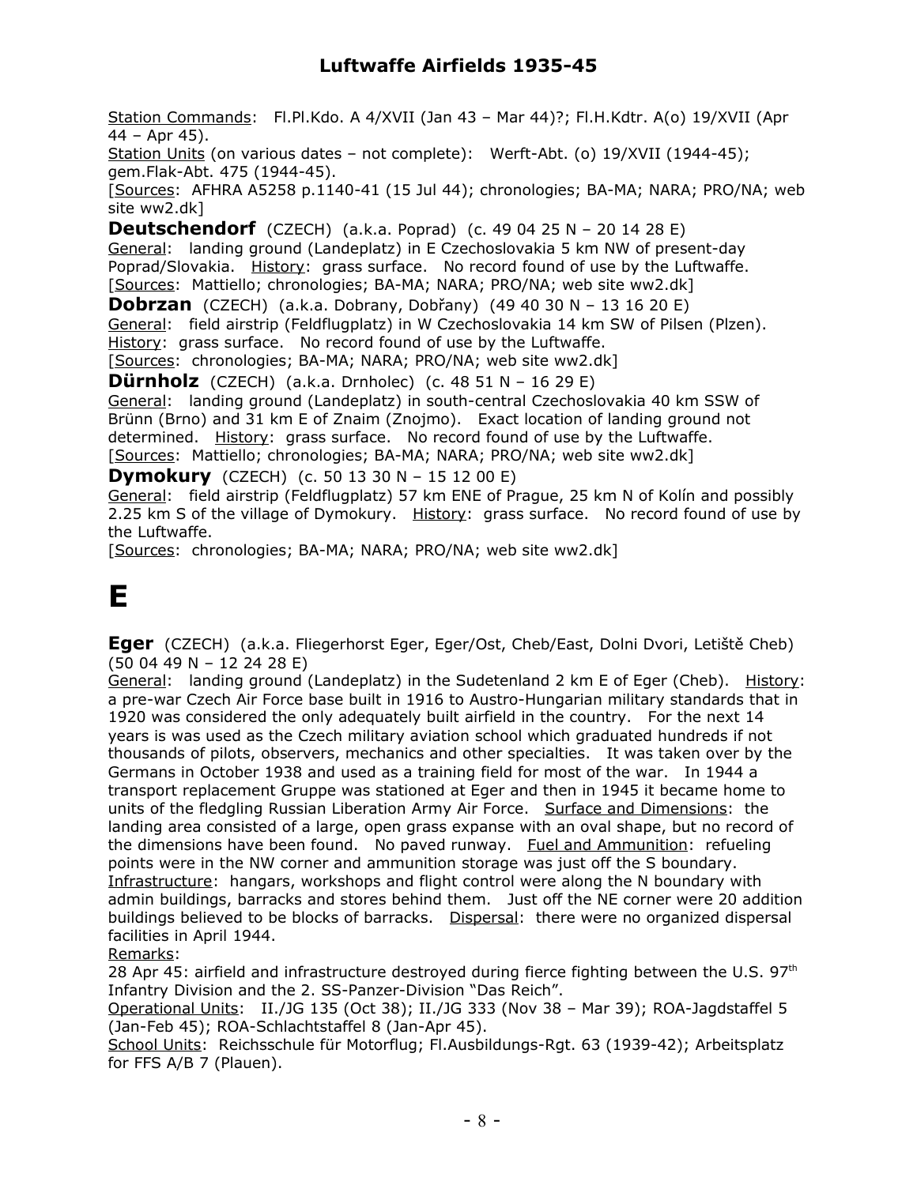Station Commands: Fl.Pl.Kdo. A 4/XVII (Jan 43 – Mar 44)?; Fl.H.Kdtr. A(o) 19/XVII (Apr 44 – Apr 45).
Station Units (on various dates – not complete): Werft-Abt. (o) 19/XVII (1944-45); gem.Flak-Abt. 475 (1944-45).
[Sources: AFHRA A5258 p.1140-41 (15 Jul 44); chronologies; BA-MA; NARA; PRO/NA; web site ww2.dk]

**Deutschendorf** (CZECH) (a.k.a. Poprad) (c. 49 04 25 N – 20 14 28 E)
General: landing ground (Landeplatz) in E Czechoslovakia 5 km NW of present-day Poprad/Slovakia. History: grass surface. No record found of use by the Luftwaffe.
[Sources: Mattiello; chronologies; BA-MA; NARA; PRO/NA; web site ww2.dk]

**Dobrzan** (CZECH) (a.k.a. Dobrany, Dobřany) (49 40 30 N – 13 16 20 E)
General: field airstrip (Feldflugplatz) in W Czechoslovakia 14 km SW of Pilsen (Plzen).
History: grass surface. No record found of use by the Luftwaffe.
[Sources: chronologies; BA-MA; NARA; PRO/NA; web site ww2.dk]

**Dürnholz** (CZECH) (a.k.a. Drnholec) (c. 48 51 N – 16 29 E)
General: landing ground (Landeplatz) in south-central Czechoslovakia 40 km SSW of Brünn (Brno) and 31 km E of Znaim (Znojmo). Exact location of landing ground not determined. History: grass surface. No record found of use by the Luftwaffe.
[Sources: Mattiello; chronologies; BA-MA; NARA; PRO/NA; web site ww2.dk]

**Dymokury** (CZECH) (c. 50 13 30 N – 15 12 00 E)
General: field airstrip (Feldflugplatz) 57 km ENE of Prague, 25 km N of Kolín and possibly 2.25 km S of the village of Dymokury. History: grass surface. No record found of use by the Luftwaffe.
[Sources: chronologies; BA-MA; NARA; PRO/NA; web site ww2.dk]

# E

**Eger** (CZECH) (a.k.a. Fliegerhorst Eger, Eger/Ost, Cheb/East, Dolni Dvori, Letiště Cheb) (50 04 49 N – 12 24 28 E)
General: landing ground (Landeplatz) in the Sudetenland 2 km E of Eger (Cheb). History: a pre-war Czech Air Force base built in 1916 to Austro-Hungarian military standards that in 1920 was considered the only adequately built airfield in the country. For the next 14 years is was used as the Czech military aviation school which graduated hundreds if not thousands of pilots, observers, mechanics and other specialties. It was taken over by the Germans in October 1938 and used as a training field for most of the war. In 1944 a transport replacement Gruppe was stationed at Eger and then in 1945 it became home to units of the fledgling Russian Liberation Army Air Force. Surface and Dimensions: the landing area consisted of a large, open grass expanse with an oval shape, but no record of the dimensions have been found. No paved runway. Fuel and Ammunition: refueling points were in the NW corner and ammunition storage was just off the S boundary.
Infrastructure: hangars, workshops and flight control were along the N boundary with admin buildings, barracks and stores behind them. Just off the NE corner were 20 addition buildings believed to be blocks of barracks. Dispersal: there were no organized dispersal facilities in April 1944.
Remarks:
28 Apr 45: airfield and infrastructure destroyed during fierce fighting between the U.S. 97th Infantry Division and the 2. SS-Panzer-Division "Das Reich".
Operational Units: II./JG 135 (Oct 38); II./JG 333 (Nov 38 – Mar 39); ROA-Jagdstaffel 5 (Jan-Feb 45); ROA-Schlachtstaffel 8 (Jan-Apr 45).
School Units: Reichsschule für Motorflug; Fl.Ausbildungs-Rgt. 63 (1939-42); Arbeitsplatz for FFS A/B 7 (Plauen).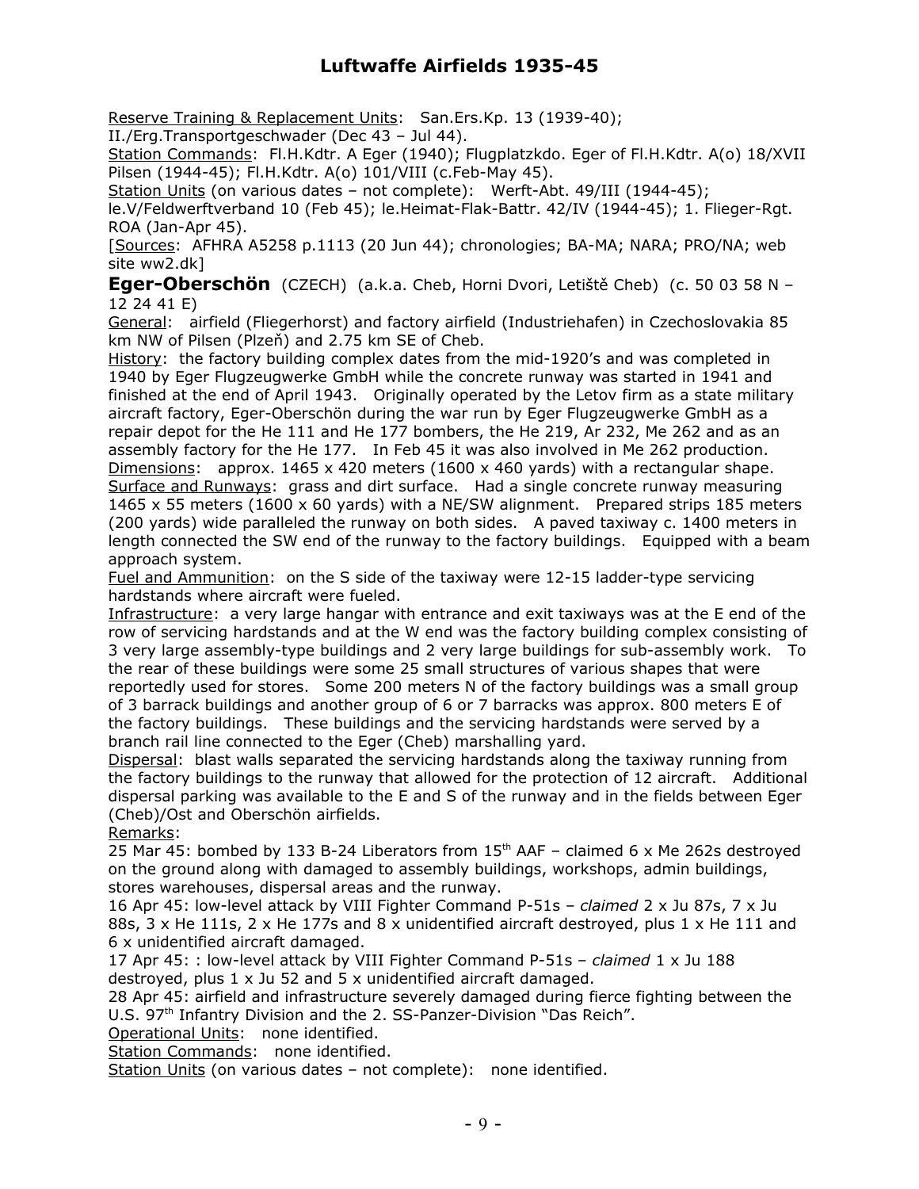Reserve Training & Replacement Units: San.Ers.Kp. 13 (1939-40); II./Erg.Transportgeschwader (Dec 43 – Jul 44).

Station Commands: Fl.H.Kdtr. A Eger (1940); Flugplatzkdo. Eger of Fl.H.Kdtr. A(o) 18/XVII Pilsen (1944-45); Fl.H.Kdtr. A(o) 101/VIII (c.Feb-May 45).

Station Units (on various dates – not complete): Werft-Abt. 49/III (1944-45); le.V/Feldwerftverband 10 (Feb 45); le.Heimat-Flak-Battr. 42/IV (1944-45); 1. Flieger-Rgt. ROA (Jan-Apr 45).

[Sources: AFHRA A5258 p.1113 (20 Jun 44); chronologies; BA-MA; NARA; PRO/NA; web site ww2.dk]

**Eger-Oberschön** (CZECH) (a.k.a. Cheb, Horni Dvori, Letiště Cheb) (c. 50 03 58 N – 12 24 41 E)

General: airfield (Fliegerhorst) and factory airfield (Industriehafen) in Czechoslovakia 85 km NW of Pilsen (Plzeň) and 2.75 km SE of Cheb.

History: the factory building complex dates from the mid-1920's and was completed in 1940 by Eger Flugzeugwerke GmbH while the concrete runway was started in 1941 and finished at the end of April 1943. Originally operated by the Letov firm as a state military aircraft factory, Eger-Oberschön during the war run by Eger Flugzeugwerke GmbH as a repair depot for the He 111 and He 177 bombers, the He 219, Ar 232, Me 262 and as an assembly factory for the He 177. In Feb 45 it was also involved in Me 262 production.

Dimensions: approx. 1465 x 420 meters (1600 x 460 yards) with a rectangular shape.

Surface and Runways: grass and dirt surface. Had a single concrete runway measuring 1465 x 55 meters (1600 x 60 yards) with a NE/SW alignment. Prepared strips 185 meters (200 yards) wide paralleled the runway on both sides. A paved taxiway c. 1400 meters in length connected the SW end of the runway to the factory buildings. Equipped with a beam approach system.

Fuel and Ammunition: on the S side of the taxiway were 12-15 ladder-type servicing hardstands where aircraft were fueled.

Infrastructure: a very large hangar with entrance and exit taxiways was at the E end of the row of servicing hardstands and at the W end was the factory building complex consisting of 3 very large assembly-type buildings and 2 very large buildings for sub-assembly work. To the rear of these buildings were some 25 small structures of various shapes that were reportedly used for stores. Some 200 meters N of the factory buildings was a small group of 3 barrack buildings and another group of 6 or 7 barracks was approx. 800 meters E of the factory buildings. These buildings and the servicing hardstands were served by a branch rail line connected to the Eger (Cheb) marshalling yard.

Dispersal: blast walls separated the servicing hardstands along the taxiway running from the factory buildings to the runway that allowed for the protection of 12 aircraft. Additional dispersal parking was available to the E and S of the runway and in the fields between Eger (Cheb)/Ost and Oberschön airfields.

Remarks:

25 Mar 45: bombed by 133 B-24 Liberators from 15th AAF – claimed 6 x Me 262s destroyed on the ground along with damaged to assembly buildings, workshops, admin buildings, stores warehouses, dispersal areas and the runway.

16 Apr 45: low-level attack by VIII Fighter Command P-51s – *claimed* 2 x Ju 87s, 7 x Ju 88s, 3 x He 111s, 2 x He 177s and 8 x unidentified aircraft destroyed, plus 1 x He 111 and 6 x unidentified aircraft damaged.

17 Apr 45: : low-level attack by VIII Fighter Command P-51s – *claimed* 1 x Ju 188 destroyed, plus 1 x Ju 52 and 5 x unidentified aircraft damaged.

28 Apr 45: airfield and infrastructure severely damaged during fierce fighting between the U.S. 97th Infantry Division and the 2. SS-Panzer-Division "Das Reich".

Operational Units: none identified.

Station Commands: none identified.

Station Units (on various dates – not complete): none identified.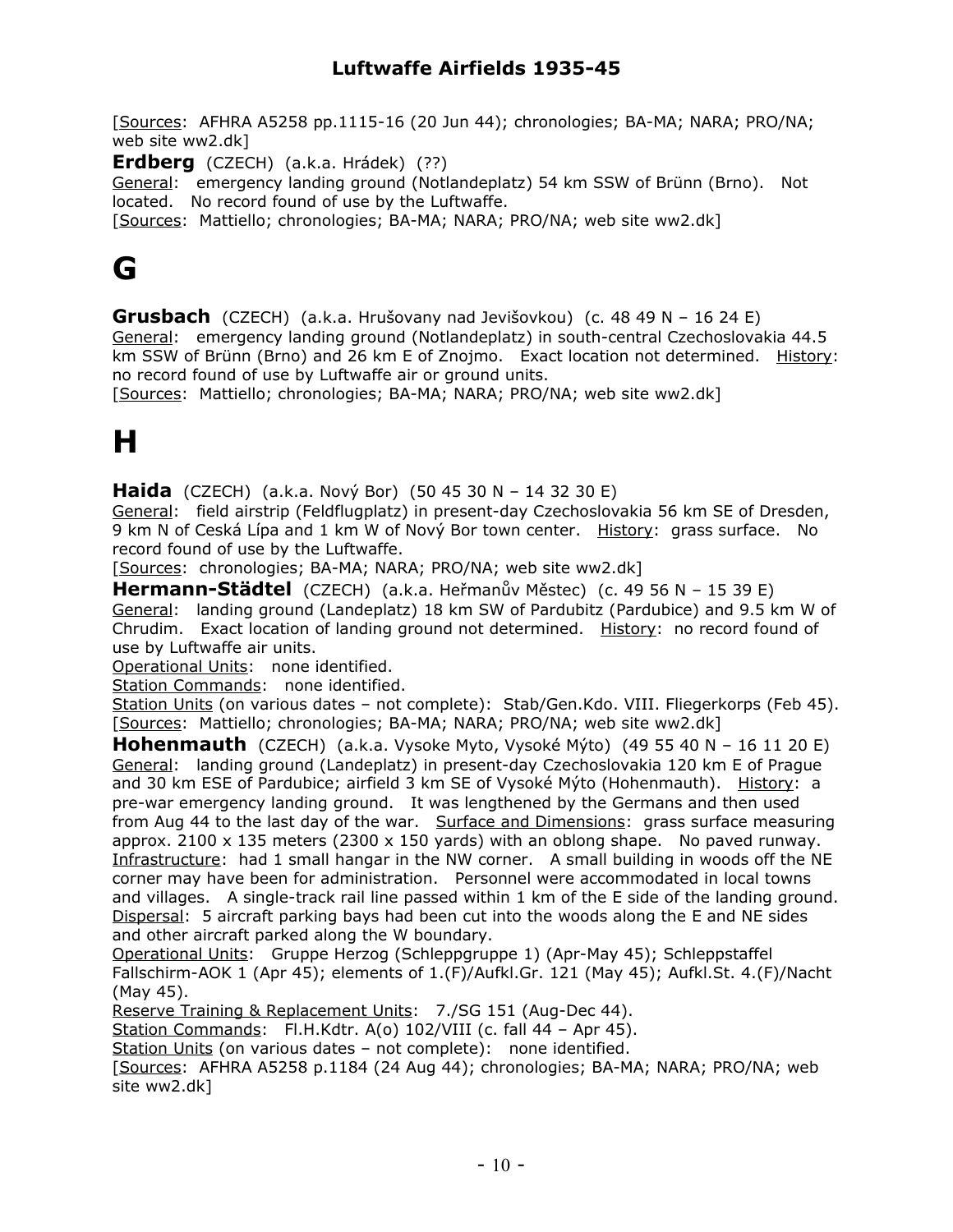[Sources: AFHRA A5258 pp.1115-16 (20 Jun 44); chronologies; BA-MA; NARA; PRO/NA; web site ww2.dk]

**Erdberg** (CZECH) (a.k.a. Hrádek) (??)
General: emergency landing ground (Notlandeplatz) 54 km SSW of Brünn (Brno). Not located. No record found of use by the Luftwaffe.
[Sources: Mattiello; chronologies; BA-MA; NARA; PRO/NA; web site ww2.dk]

# G

**Grusbach** (CZECH) (a.k.a. Hrušovany nad Jevišovkou) (c. 48 49 N – 16 24 E)
General: emergency landing ground (Notlandeplatz) in south-central Czechoslovakia 44.5 km SSW of Brünn (Brno) and 26 km E of Znojmo. Exact location not determined. History: no record found of use by Luftwaffe air or ground units.
[Sources: Mattiello; chronologies; BA-MA; NARA; PRO/NA; web site ww2.dk]

# H

**Haida** (CZECH) (a.k.a. Nový Bor) (50 45 30 N – 14 32 30 E)
General: field airstrip (Feldflugplatz) in present-day Czechoslovakia 56 km SE of Dresden, 9 km N of Ceská Lípa and 1 km W of Nový Bor town center. History: grass surface. No record found of use by the Luftwaffe.
[Sources: chronologies; BA-MA; NARA; PRO/NA; web site ww2.dk]

**Hermann-Städtel** (CZECH) (a.k.a. Heřmanův Městec) (c. 49 56 N – 15 39 E)
General: landing ground (Landeplatz) 18 km SW of Pardubitz (Pardubice) and 9.5 km W of Chrudim. Exact location of landing ground not determined. History: no record found of use by Luftwaffe air units.
Operational Units: none identified.
Station Commands: none identified.
Station Units (on various dates – not complete): Stab/Gen.Kdo. VIII. Fliegerkorps (Feb 45).
[Sources: Mattiello; chronologies; BA-MA; NARA; PRO/NA; web site ww2.dk]

**Hohenmauth** (CZECH) (a.k.a. Vysoke Myto, Vysoké Mýto) (49 55 40 N – 16 11 20 E)
General: landing ground (Landeplatz) in present-day Czechoslovakia 120 km E of Prague and 30 km ESE of Pardubice; airfield 3 km SE of Vysoké Mýto (Hohenmauth). History: a pre-war emergency landing ground. It was lengthened by the Germans and then used from Aug 44 to the last day of the war. Surface and Dimensions: grass surface measuring approx. 2100 x 135 meters (2300 x 150 yards) with an oblong shape. No paved runway. Infrastructure: had 1 small hangar in the NW corner. A small building in woods off the NE corner may have been for administration. Personnel were accommodated in local towns and villages. A single-track rail line passed within 1 km of the E side of the landing ground. Dispersal: 5 aircraft parking bays had been cut into the woods along the E and NE sides and other aircraft parked along the W boundary.
Operational Units: Gruppe Herzog (Schleppgruppe 1) (Apr-May 45); Schleppstaffel Fallschirm-AOK 1 (Apr 45); elements of 1.(F)/Aufkl.Gr. 121 (May 45); Aufkl.St. 4.(F)/Nacht (May 45).
Reserve Training & Replacement Units: 7./SG 151 (Aug-Dec 44).
Station Commands: Fl.H.Kdtr. A(o) 102/VIII (c. fall 44 – Apr 45).
Station Units (on various dates – not complete): none identified.
[Sources: AFHRA A5258 p.1184 (24 Aug 44); chronologies; BA-MA; NARA; PRO/NA; web site ww2.dk]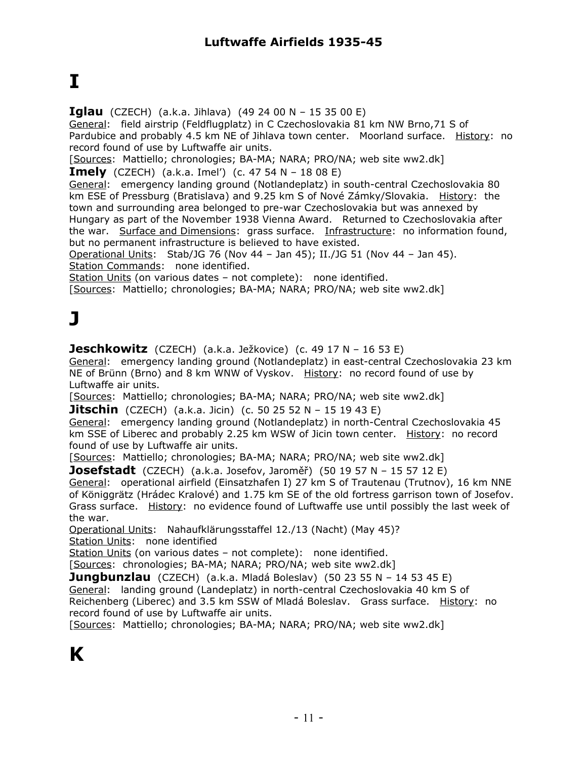# I

**Iglau** (CZECH) (a.k.a. Jihlava) (49 24 00 N – 15 35 00 E)
General: field airstrip (Feldflugplatz) in C Czechoslovakia 81 km NW Brno,71 S of Pardubice and probably 4.5 km NE of Jihlava town center. Moorland surface. History: no record found of use by Luftwaffe air units.
[Sources: Mattiello; chronologies; BA-MA; NARA; PRO/NA; web site ww2.dk]

**Imely** (CZECH) (a.k.a. Imel') (c. 47 54 N – 18 08 E)
General: emergency landing ground (Notlandeplatz) in south-central Czechoslovakia 80 km ESE of Pressburg (Bratislava) and 9.25 km S of Nové Zámky/Slovakia. History: the town and surrounding area belonged to pre-war Czechoslovakia but was annexed by Hungary as part of the November 1938 Vienna Award. Returned to Czechoslovakia after the war. Surface and Dimensions: grass surface. Infrastructure: no information found, but no permanent infrastructure is believed to have existed.
Operational Units: Stab/JG 76 (Nov 44 – Jan 45); II./JG 51 (Nov 44 – Jan 45).
Station Commands: none identified.
Station Units (on various dates – not complete): none identified.
[Sources: Mattiello; chronologies; BA-MA; NARA; PRO/NA; web site ww2.dk]

# J

**Jeschkowitz** (CZECH) (a.k.a. Ježkovice) (c. 49 17 N – 16 53 E)
General: emergency landing ground (Notlandeplatz) in east-central Czechoslovakia 23 km NE of Brünn (Brno) and 8 km WNW of Vyskov. History: no record found of use by Luftwaffe air units.
[Sources: Mattiello; chronologies; BA-MA; NARA; PRO/NA; web site ww2.dk]

**Jitschin** (CZECH) (a.k.a. Jicin) (c. 50 25 52 N – 15 19 43 E)
General: emergency landing ground (Notlandeplatz) in north-Central Czechoslovakia 45 km SSE of Liberec and probably 2.25 km WSW of Jicin town center. History: no record found of use by Luftwaffe air units.
[Sources: Mattiello; chronologies; BA-MA; NARA; PRO/NA; web site ww2.dk]

**Josefstadt** (CZECH) (a.k.a. Josefov, Jaroměř) (50 19 57 N – 15 57 12 E)
General: operational airfield (Einsatzhafen I) 27 km S of Trautenau (Trutnov), 16 km NNE of Königgrätz (Hrádec Kralové) and 1.75 km SE of the old fortress garrison town of Josefov. Grass surface. History: no evidence found of Luftwaffe use until possibly the last week of the war.
Operational Units: Nahaufklärungsstaffel 12./13 (Nacht) (May 45)?
Station Units: none identified
Station Units (on various dates – not complete): none identified.
[Sources: chronologies; BA-MA; NARA; PRO/NA; web site ww2.dk]

**Jungbunzlau** (CZECH) (a.k.a. Mladá Boleslav) (50 23 55 N – 14 53 45 E)
General: landing ground (Landeplatz) in north-central Czechoslovakia 40 km S of Reichenberg (Liberec) and 3.5 km SSW of Mladá Boleslav. Grass surface. History: no record found of use by Luftwaffe air units.
[Sources: Mattiello; chronologies; BA-MA; NARA; PRO/NA; web site ww2.dk]

# K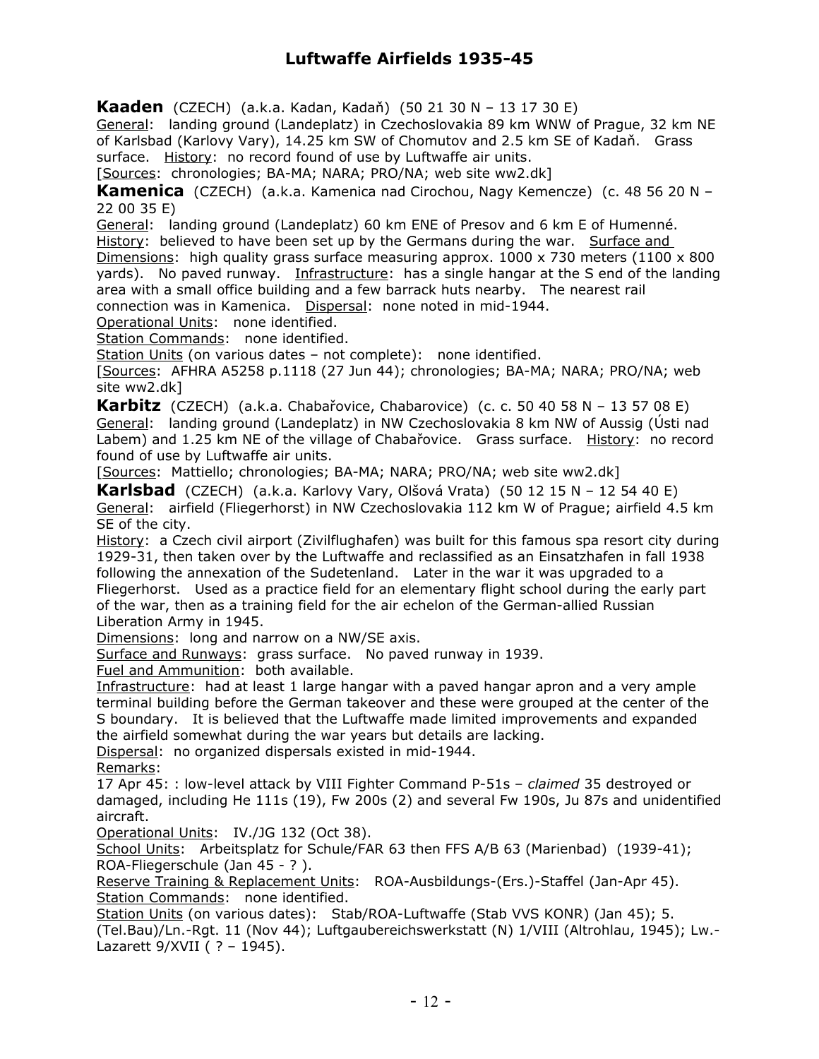**Kaaden** (CZECH) (a.k.a. Kadan, Kadaň) (50 21 30 N – 13 17 30 E)
General: landing ground (Landeplatz) in Czechoslovakia 89 km WNW of Prague, 32 km NE of Karlsbad (Karlovy Vary), 14.25 km SW of Chomutov and 2.5 km SE of Kadaň. Grass surface. History: no record found of use by Luftwaffe air units.
[Sources: chronologies; BA-MA; NARA; PRO/NA; web site ww2.dk]

**Kamenica** (CZECH) (a.k.a. Kamenica nad Cirochou, Nagy Kemencze) (c. 48 56 20 N – 22 00 35 E)
General: landing ground (Landeplatz) 60 km ENE of Presov and 6 km E of Humenné.
History: believed to have been set up by the Germans during the war. Surface and Dimensions: high quality grass surface measuring approx. 1000 x 730 meters (1100 x 800 yards). No paved runway. Infrastructure: has a single hangar at the S end of the landing area with a small office building and a few barrack huts nearby. The nearest rail connection was in Kamenica. Dispersal: none noted in mid-1944.
Operational Units: none identified.
Station Commands: none identified.
Station Units (on various dates – not complete): none identified.
[Sources: AFHRA A5258 p.1118 (27 Jun 44); chronologies; BA-MA; NARA; PRO/NA; web site ww2.dk]

**Karbitz** (CZECH) (a.k.a. Chabařovice, Chabarovice) (c. c. 50 40 58 N – 13 57 08 E)
General: landing ground (Landeplatz) in NW Czechoslovakia 8 km NW of Aussig (Ústi nad Labem) and 1.25 km NE of the village of Chabařovice. Grass surface. History: no record found of use by Luftwaffe air units.
[Sources: Mattiello; chronologies; BA-MA; NARA; PRO/NA; web site ww2.dk]

**Karlsbad** (CZECH) (a.k.a. Karlovy Vary, Olšová Vrata) (50 12 15 N – 12 54 40 E)
General: airfield (Fliegerhorst) in NW Czechoslovakia 112 km W of Prague; airfield 4.5 km SE of the city.
History: a Czech civil airport (Zivilflughafen) was built for this famous spa resort city during 1929-31, then taken over by the Luftwaffe and reclassified as an Einsatzhafen in fall 1938 following the annexation of the Sudetenland. Later in the war it was upgraded to a Fliegerhorst. Used as a practice field for an elementary flight school during the early part of the war, then as a training field for the air echelon of the German-allied Russian Liberation Army in 1945.
Dimensions: long and narrow on a NW/SE axis.
Surface and Runways: grass surface. No paved runway in 1939.
Fuel and Ammunition: both available.
Infrastructure: had at least 1 large hangar with a paved hangar apron and a very ample terminal building before the German takeover and these were grouped at the center of the S boundary. It is believed that the Luftwaffe made limited improvements and expanded the airfield somewhat during the war years but details are lacking.
Dispersal: no organized dispersals existed in mid-1944.
Remarks:
17 Apr 45: : low-level attack by VIII Fighter Command P-51s – *claimed* 35 destroyed or damaged, including He 111s (19), Fw 200s (2) and several Fw 190s, Ju 87s and unidentified aircraft.
Operational Units: IV./JG 132 (Oct 38).
School Units: Arbeitsplatz for Schule/FAR 63 then FFS A/B 63 (Marienbad) (1939-41); ROA-Fliegerschule (Jan 45 - ? ).
Reserve Training & Replacement Units: ROA-Ausbildungs-(Ers.)-Staffel (Jan-Apr 45).
Station Commands: none identified.
Station Units (on various dates): Stab/ROA-Luftwaffe (Stab VVS KONR) (Jan 45); 5. (Tel.Bau)/Ln.-Rgt. 11 (Nov 44); Luftgaubereichswerkstatt (N) 1/VIII (Altrohlau, 1945); Lw.-Lazarett 9/XVII ( ? – 1945).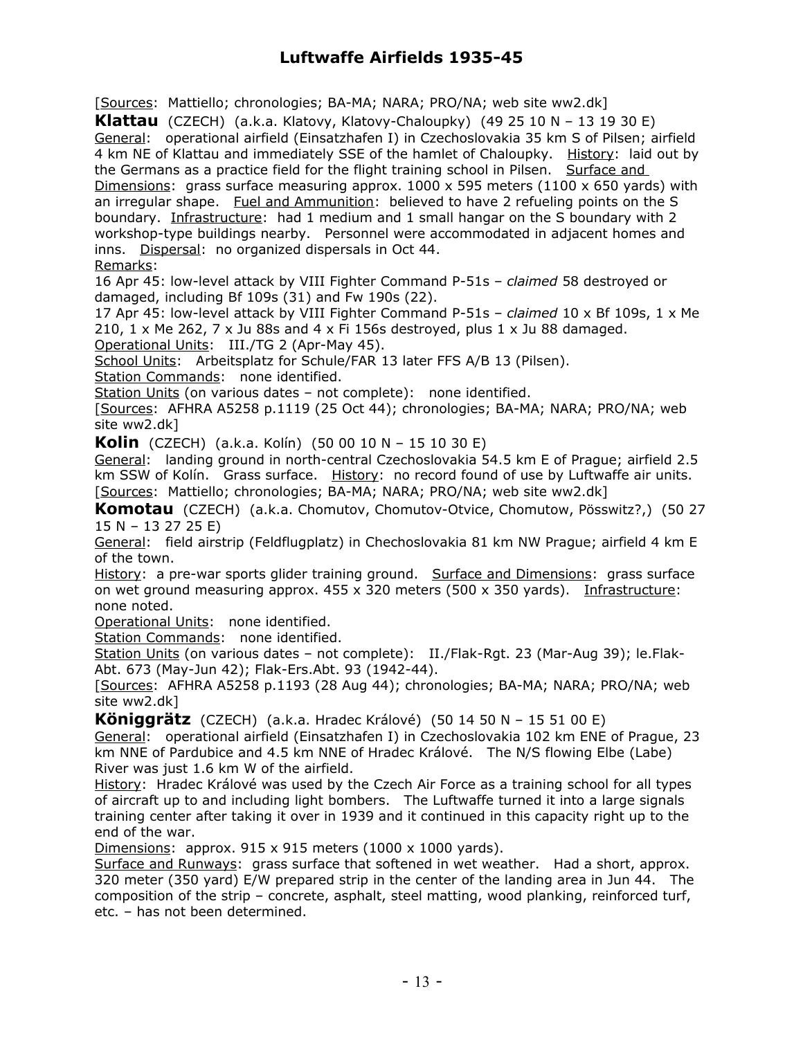[Sources: Mattiello; chronologies; BA-MA; NARA; PRO/NA; web site ww2.dk]

**Klattau** (CZECH) (a.k.a. Klatovy, Klatovy-Chaloupky) (49 25 10 N – 13 19 30 E)
General: operational airfield (Einsatzhafen I) in Czechoslovakia 35 km S of Pilsen; airfield 4 km NE of Klattau and immediately SSE of the hamlet of Chaloupky. History: laid out by the Germans as a practice field for the flight training school in Pilsen. Surface and Dimensions: grass surface measuring approx. 1000 x 595 meters (1100 x 650 yards) with an irregular shape. Fuel and Ammunition: believed to have 2 refueling points on the S boundary. Infrastructure: had 1 medium and 1 small hangar on the S boundary with 2 workshop-type buildings nearby. Personnel were accommodated in adjacent homes and inns. Dispersal: no organized dispersals in Oct 44.
Remarks:
16 Apr 45: low-level attack by VIII Fighter Command P-51s – *claimed* 58 destroyed or damaged, including Bf 109s (31) and Fw 190s (22).
17 Apr 45: low-level attack by VIII Fighter Command P-51s – *claimed* 10 x Bf 109s, 1 x Me 210, 1 x Me 262, 7 x Ju 88s and 4 x Fi 156s destroyed, plus 1 x Ju 88 damaged.
Operational Units: III./TG 2 (Apr-May 45).
School Units: Arbeitsplatz for Schule/FAR 13 later FFS A/B 13 (Pilsen).
Station Commands: none identified.
Station Units (on various dates – not complete): none identified.
[Sources: AFHRA A5258 p.1119 (25 Oct 44); chronologies; BA-MA; NARA; PRO/NA; web site ww2.dk]

**Kolin** (CZECH) (a.k.a. Kolín) (50 00 10 N – 15 10 30 E)
General: landing ground in north-central Czechoslovakia 54.5 km E of Prague; airfield 2.5 km SSW of Kolín. Grass surface. History: no record found of use by Luftwaffe air units.
[Sources: Mattiello; chronologies; BA-MA; NARA; PRO/NA; web site ww2.dk]

**Komotau** (CZECH) (a.k.a. Chomutov, Chomutov-Otvice, Chomutow, Pösswitz?,) (50 27 15 N – 13 27 25 E)
General: field airstrip (Feldflugplatz) in Chechoslovakia 81 km NW Prague; airfield 4 km E of the town.
History: a pre-war sports glider training ground. Surface and Dimensions: grass surface on wet ground measuring approx. 455 x 320 meters (500 x 350 yards). Infrastructure: none noted.
Operational Units: none identified.
Station Commands: none identified.
Station Units (on various dates – not complete): II./Flak-Rgt. 23 (Mar-Aug 39); le.Flak-Abt. 673 (May-Jun 42); Flak-Ers.Abt. 93 (1942-44).
[Sources: AFHRA A5258 p.1193 (28 Aug 44); chronologies; BA-MA; NARA; PRO/NA; web site ww2.dk]

**Königgrätz** (CZECH) (a.k.a. Hradec Králové) (50 14 50 N – 15 51 00 E)
General: operational airfield (Einsatzhafen I) in Czechoslovakia 102 km ENE of Prague, 23 km NNE of Pardubice and 4.5 km NNE of Hradec Králové. The N/S flowing Elbe (Labe) River was just 1.6 km W of the airfield.
History: Hradec Králové was used by the Czech Air Force as a training school for all types of aircraft up to and including light bombers. The Luftwaffe turned it into a large signals training center after taking it over in 1939 and it continued in this capacity right up to the end of the war.
Dimensions: approx. 915 x 915 meters (1000 x 1000 yards).
Surface and Runways: grass surface that softened in wet weather. Had a short, approx. 320 meter (350 yard) E/W prepared strip in the center of the landing area in Jun 44. The composition of the strip – concrete, asphalt, steel matting, wood planking, reinforced turf, etc. – has not been determined.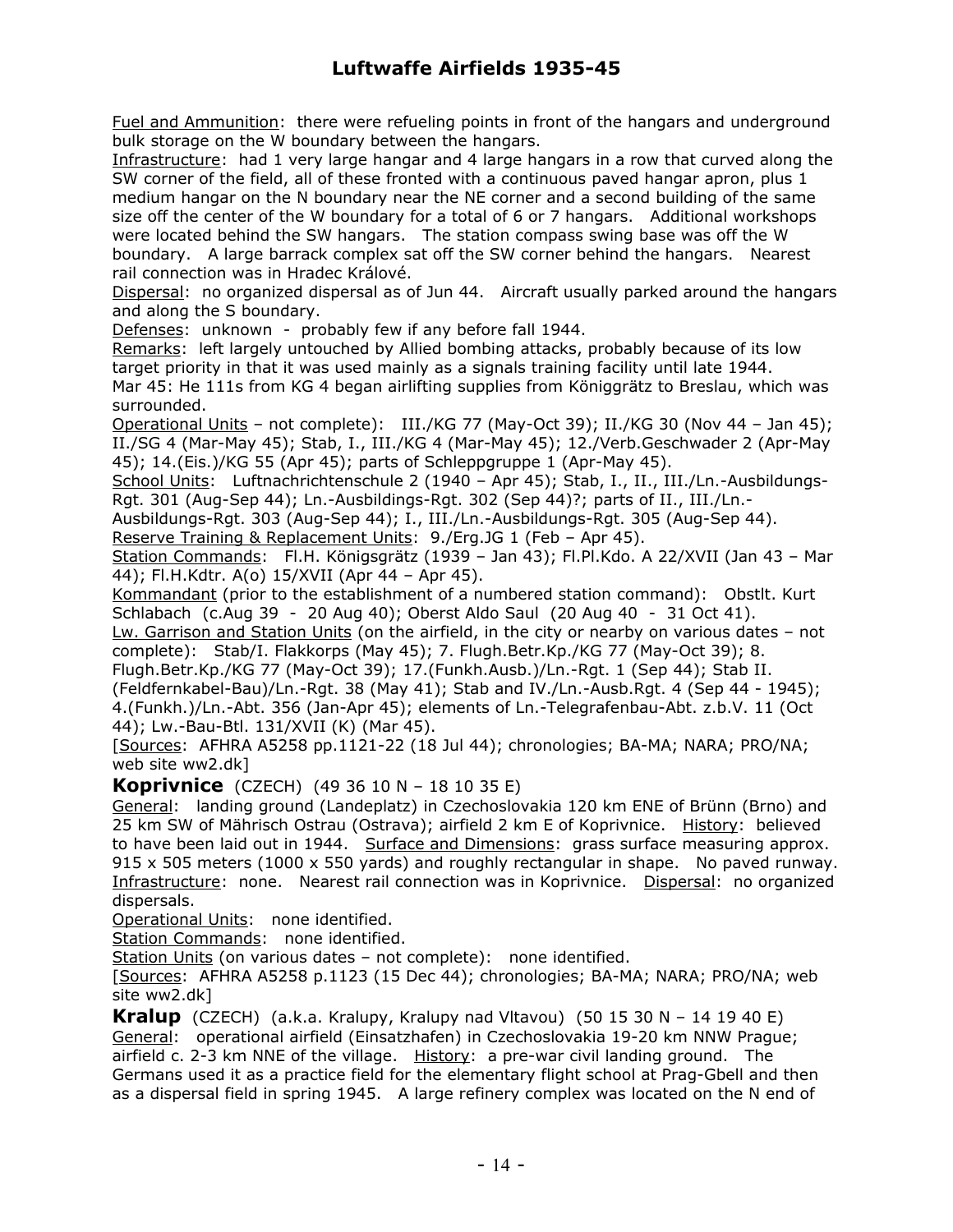Fuel and Ammunition: there were refueling points in front of the hangars and underground bulk storage on the W boundary between the hangars.
Infrastructure: had 1 very large hangar and 4 large hangars in a row that curved along the SW corner of the field, all of these fronted with a continuous paved hangar apron, plus 1 medium hangar on the N boundary near the NE corner and a second building of the same size off the center of the W boundary for a total of 6 or 7 hangars. Additional workshops were located behind the SW hangars. The station compass swing base was off the W boundary. A large barrack complex sat off the SW corner behind the hangars. Nearest rail connection was in Hradec Králové.
Dispersal: no organized dispersal as of Jun 44. Aircraft usually parked around the hangars and along the S boundary.
Defenses: unknown - probably few if any before fall 1944.
Remarks: left largely untouched by Allied bombing attacks, probably because of its low target priority in that it was used mainly as a signals training facility until late 1944.
Mar 45: He 111s from KG 4 began airlifting supplies from Königgrätz to Breslau, which was surrounded.
Operational Units – not complete): III./KG 77 (May-Oct 39); II./KG 30 (Nov 44 – Jan 45); II./SG 4 (Mar-May 45); Stab, I., III./KG 4 (Mar-May 45); 12./Verb.Geschwader 2 (Apr-May 45); 14.(Eis.)/KG 55 (Apr 45); parts of Schleppgruppe 1 (Apr-May 45).
School Units: Luftnachrichtenschule 2 (1940 – Apr 45); Stab, I., II., III./Ln.-Ausbildungs-Rgt. 301 (Aug-Sep 44); Ln.-Ausbildings-Rgt. 302 (Sep 44)?; parts of II., III./Ln.-Ausbildungs-Rgt. 303 (Aug-Sep 44); I., III./Ln.-Ausbildungs-Rgt. 305 (Aug-Sep 44).
Reserve Training & Replacement Units: 9./Erg.JG 1 (Feb – Apr 45).
Station Commands: Fl.H. Königsgrätz (1939 – Jan 43); Fl.Pl.Kdo. A 22/XVII (Jan 43 – Mar 44); Fl.H.Kdtr. A(o) 15/XVII (Apr 44 – Apr 45).
Kommandant (prior to the establishment of a numbered station command): Obstlt. Kurt Schlabach (c.Aug 39 - 20 Aug 40); Oberst Aldo Saul (20 Aug 40 - 31 Oct 41).
Lw. Garrison and Station Units (on the airfield, in the city or nearby on various dates – not complete): Stab/I. Flakkorps (May 45); 7. Flugh.Betr.Kp./KG 77 (May-Oct 39); 8. Flugh.Betr.Kp./KG 77 (May-Oct 39); 17.(Funkh.Ausb.)/Ln.-Rgt. 1 (Sep 44); Stab II. (Feldfernkabel-Bau)/Ln.-Rgt. 38 (May 41); Stab and IV./Ln.-Ausb.Rgt. 4 (Sep 44 - 1945); 4.(Funkh.)/Ln.-Abt. 356 (Jan-Apr 45); elements of Ln.-Telegrafenbau-Abt. z.b.V. 11 (Oct 44); Lw.-Bau-Btl. 131/XVII (K) (Mar 45).
[Sources: AFHRA A5258 pp.1121-22 (18 Jul 44); chronologies; BA-MA; NARA; PRO/NA; web site ww2.dk]

**Koprivnice** (CZECH) (49 36 10 N – 18 10 35 E)
General: landing ground (Landeplatz) in Czechoslovakia 120 km ENE of Brünn (Brno) and 25 km SW of Mährisch Ostrau (Ostrava); airfield 2 km E of Koprivnice. History: believed to have been laid out in 1944. Surface and Dimensions: grass surface measuring approx. 915 x 505 meters (1000 x 550 yards) and roughly rectangular in shape. No paved runway. Infrastructure: none. Nearest rail connection was in Koprivnice. Dispersal: no organized dispersals.
Operational Units: none identified.
Station Commands: none identified.
Station Units (on various dates – not complete): none identified.
[Sources: AFHRA A5258 p.1123 (15 Dec 44); chronologies; BA-MA; NARA; PRO/NA; web site ww2.dk]

**Kralup** (CZECH) (a.k.a. Kralupy, Kralupy nad Vltavou) (50 15 30 N – 14 19 40 E)
General: operational airfield (Einsatzhafen) in Czechoslovakia 19-20 km NNW Prague; airfield c. 2-3 km NNE of the village. History: a pre-war civil landing ground. The Germans used it as a practice field for the elementary flight school at Prag-Gbell and then as a dispersal field in spring 1945. A large refinery complex was located on the N end of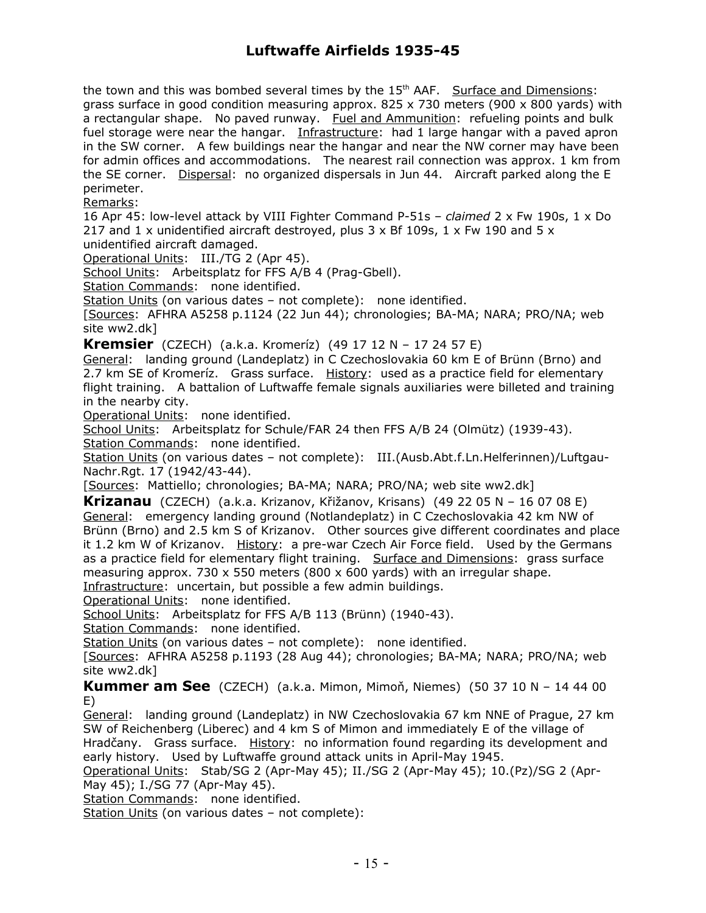the town and this was bombed several times by the 15th AAF. Surface and Dimensions: grass surface in good condition measuring approx. 825 x 730 meters (900 x 800 yards) with a rectangular shape. No paved runway. Fuel and Ammunition: refueling points and bulk fuel storage were near the hangar. Infrastructure: had 1 large hangar with a paved apron in the SW corner. A few buildings near the hangar and near the NW corner may have been for admin offices and accommodations. The nearest rail connection was approx. 1 km from the SE corner. Dispersal: no organized dispersals in Jun 44. Aircraft parked along the E perimeter.

Remarks:

16 Apr 45: low-level attack by VIII Fighter Command P-51s – *claimed* 2 x Fw 190s, 1 x Do 217 and 1 x unidentified aircraft destroyed, plus 3 x Bf 109s, 1 x Fw 190 and 5 x unidentified aircraft damaged.

Operational Units: III./TG 2 (Apr 45).

School Units: Arbeitsplatz for FFS A/B 4 (Prag-Gbell).

Station Commands: none identified.

Station Units (on various dates – not complete): none identified.

[Sources: AFHRA A5258 p.1124 (22 Jun 44); chronologies; BA-MA; NARA; PRO/NA; web site ww2.dk]

**Kremsier** (CZECH) (a.k.a. Kromeríz) (49 17 12 N – 17 24 57 E)

General: landing ground (Landeplatz) in C Czechoslovakia 60 km E of Brünn (Brno) and 2.7 km SE of Kromeríz. Grass surface. History: used as a practice field for elementary flight training. A battalion of Luftwaffe female signals auxiliaries were billeted and training in the nearby city.

Operational Units: none identified.

School Units: Arbeitsplatz for Schule/FAR 24 then FFS A/B 24 (Olmütz) (1939-43).

Station Commands: none identified.

Station Units (on various dates – not complete): III.(Ausb.Abt.f.Ln.Helferinnen)/Luftgau-Nachr.Rgt. 17 (1942/43-44).

[Sources: Mattiello; chronologies; BA-MA; NARA; PRO/NA; web site ww2.dk]

**Krizanau** (CZECH) (a.k.a. Krizanov, Křižanov, Krisans) (49 22 05 N – 16 07 08 E)

General: emergency landing ground (Notlandeplatz) in C Czechoslovakia 42 km NW of Brünn (Brno) and 2.5 km S of Krizanov. Other sources give different coordinates and place it 1.2 km W of Krizanov. History: a pre-war Czech Air Force field. Used by the Germans as a practice field for elementary flight training. Surface and Dimensions: grass surface measuring approx. 730 x 550 meters (800 x 600 yards) with an irregular shape.

Infrastructure: uncertain, but possible a few admin buildings.

Operational Units: none identified.

School Units: Arbeitsplatz for FFS A/B 113 (Brünn) (1940-43).

Station Commands: none identified.

Station Units (on various dates – not complete): none identified.

[Sources: AFHRA A5258 p.1193 (28 Aug 44); chronologies; BA-MA; NARA; PRO/NA; web site ww2.dk]

**Kummer am See** (CZECH) (a.k.a. Mimon, Mimoň, Niemes) (50 37 10 N – 14 44 00 E)

General: landing ground (Landeplatz) in NW Czechoslovakia 67 km NNE of Prague, 27 km SW of Reichenberg (Liberec) and 4 km S of Mimon and immediately E of the village of Hradčany. Grass surface. History: no information found regarding its development and early history. Used by Luftwaffe ground attack units in April-May 1945.

Operational Units: Stab/SG 2 (Apr-May 45); II./SG 2 (Apr-May 45); 10.(Pz)/SG 2 (Apr-May 45); I./SG 77 (Apr-May 45).

Station Commands: none identified.

Station Units (on various dates – not complete):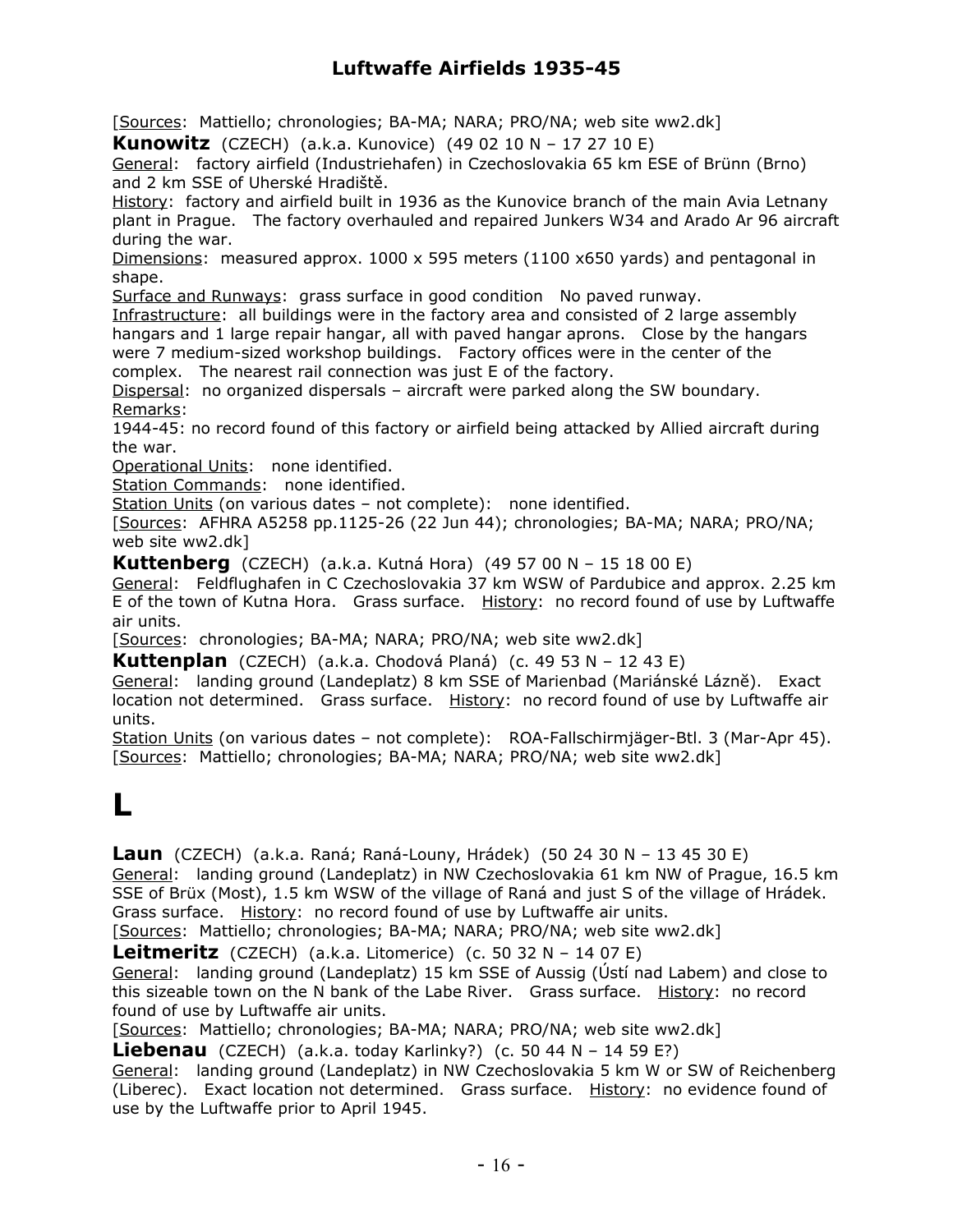[Sources: Mattiello; chronologies; BA-MA; NARA; PRO/NA; web site ww2.dk]

**Kunowitz** (CZECH) (a.k.a. Kunovice) (49 02 10 N – 17 27 10 E)

General: factory airfield (Industriehafen) in Czechoslovakia 65 km ESE of Brünn (Brno) and 2 km SSE of Uherské Hradiště.

History: factory and airfield built in 1936 as the Kunovice branch of the main Avia Letnany plant in Prague. The factory overhauled and repaired Junkers W34 and Arado Ar 96 aircraft during the war.

Dimensions: measured approx. 1000 x 595 meters (1100 x650 yards) and pentagonal in shape.

Surface and Runways: grass surface in good condition No paved runway.

Infrastructure: all buildings were in the factory area and consisted of 2 large assembly hangars and 1 large repair hangar, all with paved hangar aprons. Close by the hangars were 7 medium-sized workshop buildings. Factory offices were in the center of the complex. The nearest rail connection was just E of the factory.

Dispersal: no organized dispersals – aircraft were parked along the SW boundary.

Remarks:

1944-45: no record found of this factory or airfield being attacked by Allied aircraft during the war.

Operational Units: none identified.

Station Commands: none identified.

Station Units (on various dates – not complete): none identified.

[Sources: AFHRA A5258 pp.1125-26 (22 Jun 44); chronologies; BA-MA; NARA; PRO/NA; web site ww2.dk]

**Kuttenberg** (CZECH) (a.k.a. Kutná Hora) (49 57 00 N – 15 18 00 E)

General: Feldflughafen in C Czechoslovakia 37 km WSW of Pardubice and approx. 2.25 km E of the town of Kutna Hora. Grass surface. History: no record found of use by Luftwaffe air units.

[Sources: chronologies; BA-MA; NARA; PRO/NA; web site ww2.dk]

**Kuttenplan** (CZECH) (a.k.a. Chodová Planá) (c. 49 53 N – 12 43 E)

General: landing ground (Landeplatz) 8 km SSE of Marienbad (Mariánské Lázně). Exact location not determined. Grass surface. History: no record found of use by Luftwaffe air units.

Station Units (on various dates – not complete): ROA-Fallschirmjäger-Btl. 3 (Mar-Apr 45).

[Sources: Mattiello; chronologies; BA-MA; NARA; PRO/NA; web site ww2.dk]

# L

**Laun** (CZECH) (a.k.a. Raná; Raná-Louny, Hrádek) (50 24 30 N – 13 45 30 E)

General: landing ground (Landeplatz) in NW Czechoslovakia 61 km NW of Prague, 16.5 km SSE of Brüx (Most), 1.5 km WSW of the village of Raná and just S of the village of Hrádek. Grass surface. History: no record found of use by Luftwaffe air units.

[Sources: Mattiello; chronologies; BA-MA; NARA; PRO/NA; web site ww2.dk]

**Leitmeritz** (CZECH) (a.k.a. Litomerice) (c. 50 32 N – 14 07 E)

General: landing ground (Landeplatz) 15 km SSE of Aussig (Ústí nad Labem) and close to this sizeable town on the N bank of the Labe River. Grass surface. History: no record found of use by Luftwaffe air units.

[Sources: Mattiello; chronologies; BA-MA; NARA; PRO/NA; web site ww2.dk]

**Liebenau** (CZECH) (a.k.a. today Karlinky?) (c. 50 44 N – 14 59 E?)

General: landing ground (Landeplatz) in NW Czechoslovakia 5 km W or SW of Reichenberg (Liberec). Exact location not determined. Grass surface. History: no evidence found of use by the Luftwaffe prior to April 1945.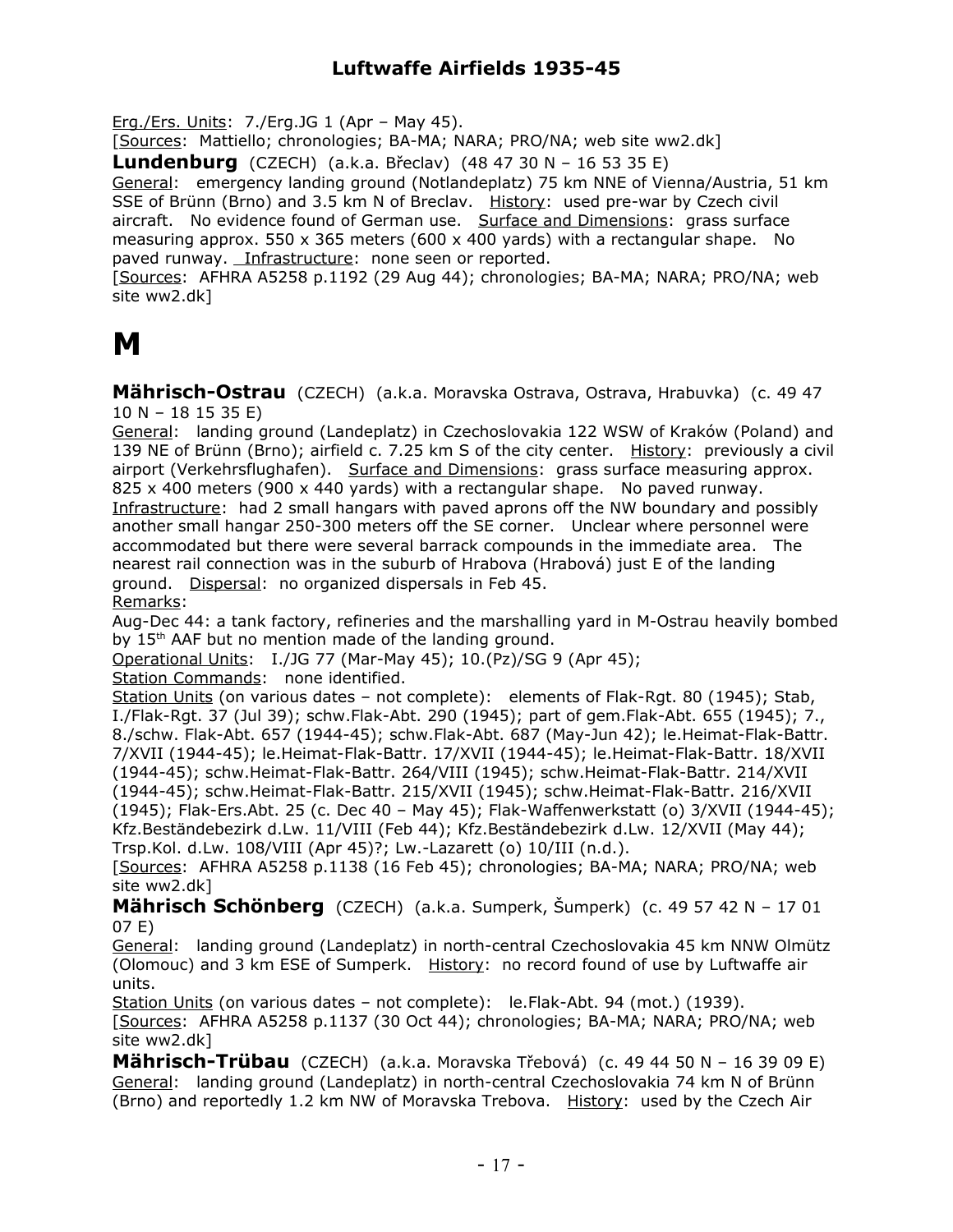Erg./Ers. Units: 7./Erg.JG 1 (Apr – May 45).
[Sources: Mattiello; chronologies; BA-MA; NARA; PRO/NA; web site ww2.dk]

**Lundenburg** (CZECH) (a.k.a. Břeclav) (48 47 30 N – 16 53 35 E)
General: emergency landing ground (Notlandeplatz) 75 km NNE of Vienna/Austria, 51 km SSE of Brünn (Brno) and 3.5 km N of Breclav. History: used pre-war by Czech civil aircraft. No evidence found of German use. Surface and Dimensions: grass surface measuring approx. 550 x 365 meters (600 x 400 yards) with a rectangular shape. No paved runway. Infrastructure: none seen or reported.
[Sources: AFHRA A5258 p.1192 (29 Aug 44); chronologies; BA-MA; NARA; PRO/NA; web site ww2.dk]

# M

**Mährisch-Ostrau** (CZECH) (a.k.a. Moravska Ostrava, Ostrava, Hrabuvka) (c. 49 47 10 N – 18 15 35 E)
General: landing ground (Landeplatz) in Czechoslovakia 122 WSW of Kraków (Poland) and 139 NE of Brünn (Brno); airfield c. 7.25 km S of the city center. History: previously a civil airport (Verkehrsflughafen). Surface and Dimensions: grass surface measuring approx. 825 x 400 meters (900 x 440 yards) with a rectangular shape. No paved runway. Infrastructure: had 2 small hangars with paved aprons off the NW boundary and possibly another small hangar 250-300 meters off the SE corner. Unclear where personnel were accommodated but there were several barrack compounds in the immediate area. The nearest rail connection was in the suburb of Hrabova (Hrabová) just E of the landing ground. Dispersal: no organized dispersals in Feb 45.
Remarks:
Aug-Dec 44: a tank factory, refineries and the marshalling yard in M-Ostrau heavily bombed by 15th AAF but no mention made of the landing ground.
Operational Units: I./JG 77 (Mar-May 45); 10.(Pz)/SG 9 (Apr 45);
Station Commands: none identified.
Station Units (on various dates – not complete): elements of Flak-Rgt. 80 (1945); Stab, I./Flak-Rgt. 37 (Jul 39); schw.Flak-Abt. 290 (1945); part of gem.Flak-Abt. 655 (1945); 7., 8./schw. Flak-Abt. 657 (1944-45); schw.Flak-Abt. 687 (May-Jun 42); le.Heimat-Flak-Battr. 7/XVII (1944-45); le.Heimat-Flak-Battr. 17/XVII (1944-45); le.Heimat-Flak-Battr. 18/XVII (1944-45); schw.Heimat-Flak-Battr. 264/VIII (1945); schw.Heimat-Flak-Battr. 214/XVII (1944-45); schw.Heimat-Flak-Battr. 215/XVII (1945); schw.Heimat-Flak-Battr. 216/XVII (1945); Flak-Ers.Abt. 25 (c. Dec 40 – May 45); Flak-Waffenwerkstatt (o) 3/XVII (1944-45); Kfz.Beständebezirk d.Lw. 11/VIII (Feb 44); Kfz.Beständebezirk d.Lw. 12/XVII (May 44); Trsp.Kol. d.Lw. 108/VIII (Apr 45)?; Lw.-Lazarett (o) 10/III (n.d.).
[Sources: AFHRA A5258 p.1138 (16 Feb 45); chronologies; BA-MA; NARA; PRO/NA; web site ww2.dk]

**Mährisch Schönberg** (CZECH) (a.k.a. Sumperk, Šumperk) (c. 49 57 42 N – 17 01 07 E)
General: landing ground (Landeplatz) in north-central Czechoslovakia 45 km NNW Olmütz (Olomouc) and 3 km ESE of Sumperk. History: no record found of use by Luftwaffe air units.
Station Units (on various dates – not complete): le.Flak-Abt. 94 (mot.) (1939).
[Sources: AFHRA A5258 p.1137 (30 Oct 44); chronologies; BA-MA; NARA; PRO/NA; web site ww2.dk]

**Mährisch-Trübau** (CZECH) (a.k.a. Moravska Třebová) (c. 49 44 50 N – 16 39 09 E)
General: landing ground (Landeplatz) in north-central Czechoslovakia 74 km N of Brünn (Brno) and reportedly 1.2 km NW of Moravska Trebova. History: used by the Czech Air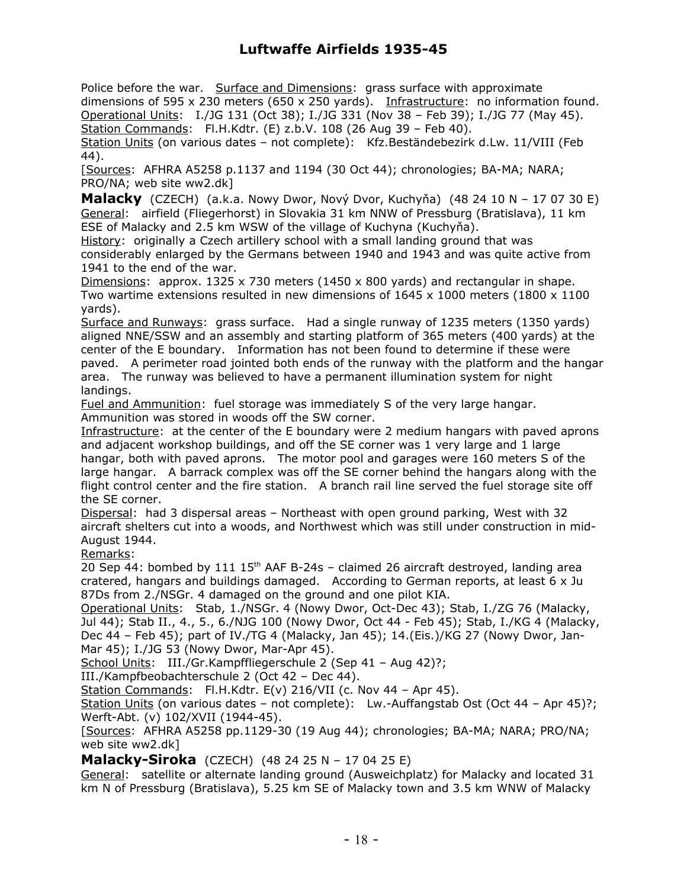Police before the war. Surface and Dimensions: grass surface with approximate dimensions of 595 x 230 meters (650 x 250 yards). Infrastructure: no information found. Operational Units: I./JG 131 (Oct 38); I./JG 331 (Nov 38 – Feb 39); I./JG 77 (May 45). Station Commands: Fl.H.Kdtr. (E) z.b.V. 108 (26 Aug 39 – Feb 40).
Station Units (on various dates – not complete): Kfz.Beständebezirk d.Lw. 11/VIII (Feb 44).
[Sources: AFHRA A5258 p.1137 and 1194 (30 Oct 44); chronologies; BA-MA; NARA; PRO/NA; web site ww2.dk]

**Malacky** (CZECH) (a.k.a. Nowy Dwor, Nový Dvor, Kuchyňa) (48 24 10 N – 17 07 30 E)
General: airfield (Fliegerhorst) in Slovakia 31 km NNW of Pressburg (Bratislava), 11 km ESE of Malacky and 2.5 km WSW of the village of Kuchyna (Kuchyňa).
History: originally a Czech artillery school with a small landing ground that was considerably enlarged by the Germans between 1940 and 1943 and was quite active from 1941 to the end of the war.
Dimensions: approx. 1325 x 730 meters (1450 x 800 yards) and rectangular in shape. Two wartime extensions resulted in new dimensions of 1645 x 1000 meters (1800 x 1100 yards).
Surface and Runways: grass surface. Had a single runway of 1235 meters (1350 yards) aligned NNE/SSW and an assembly and starting platform of 365 meters (400 yards) at the center of the E boundary. Information has not been found to determine if these were paved. A perimeter road jointed both ends of the runway with the platform and the hangar area. The runway was believed to have a permanent illumination system for night landings.
Fuel and Ammunition: fuel storage was immediately S of the very large hangar. Ammunition was stored in woods off the SW corner.
Infrastructure: at the center of the E boundary were 2 medium hangars with paved aprons and adjacent workshop buildings, and off the SE corner was 1 very large and 1 large hangar, both with paved aprons. The motor pool and garages were 160 meters S of the large hangar. A barrack complex was off the SE corner behind the hangars along with the flight control center and the fire station. A branch rail line served the fuel storage site off the SE corner.
Dispersal: had 3 dispersal areas – Northeast with open ground parking, West with 32 aircraft shelters cut into a woods, and Northwest which was still under construction in mid-August 1944.
Remarks:
20 Sep 44: bombed by 111 15th AAF B-24s – claimed 26 aircraft destroyed, landing area cratered, hangars and buildings damaged. According to German reports, at least 6 x Ju 87Ds from 2./NSGr. 4 damaged on the ground and one pilot KIA.
Operational Units: Stab, 1./NSGr. 4 (Nowy Dwor, Oct-Dec 43); Stab, I./ZG 76 (Malacky, Jul 44); Stab II., 4., 5., 6./NJG 100 (Nowy Dwor, Oct 44 - Feb 45); Stab, I./KG 4 (Malacky, Dec 44 – Feb 45); part of IV./TG 4 (Malacky, Jan 45); 14.(Eis.)/KG 27 (Nowy Dwor, Jan-Mar 45); I./JG 53 (Nowy Dwor, Mar-Apr 45).
School Units: III./Gr.Kampffliegerschule 2 (Sep 41 – Aug 42)?;
III./Kampfbeobachterschule 2 (Oct 42 – Dec 44).
Station Commands: Fl.H.Kdtr. E(v) 216/VII (c. Nov 44 – Apr 45).
Station Units (on various dates – not complete): Lw.-Auffangstab Ost (Oct 44 – Apr 45)?; Werft-Abt. (v) 102/XVII (1944-45).
[Sources: AFHRA A5258 pp.1129-30 (19 Aug 44); chronologies; BA-MA; NARA; PRO/NA; web site ww2.dk]

**Malacky-Siroka** (CZECH) (48 24 25 N – 17 04 25 E)
General: satellite or alternate landing ground (Ausweichplatz) for Malacky and located 31 km N of Pressburg (Bratislava), 5.25 km SE of Malacky town and 3.5 km WNW of Malacky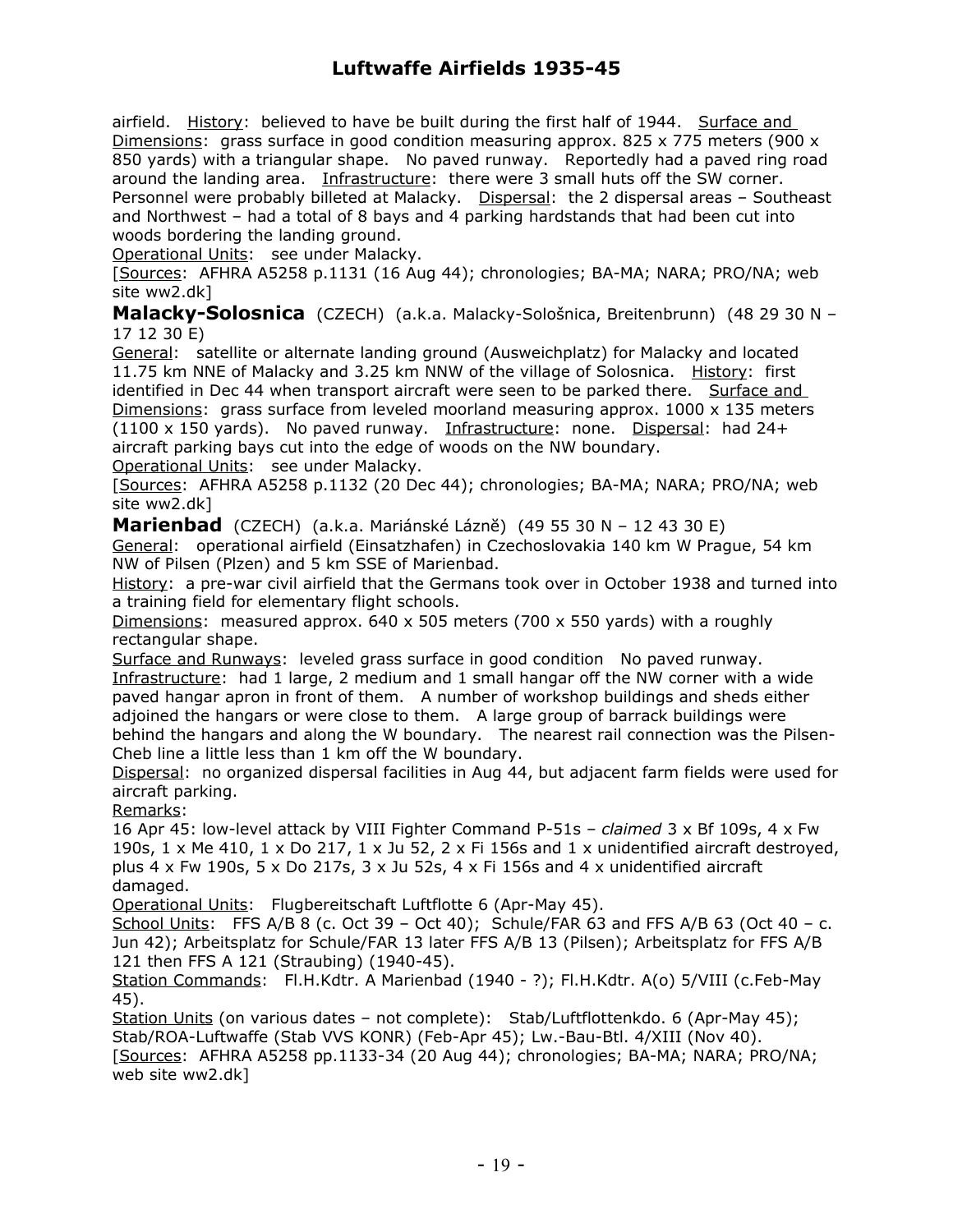airfield. <u>History</u>: believed to have be built during the first half of 1944. <u>Surface and Dimensions</u>: grass surface in good condition measuring approx. 825 x 775 meters (900 x 850 yards) with a triangular shape. No paved runway. Reportedly had a paved ring road around the landing area. <u>Infrastructure</u>: there were 3 small huts off the SW corner. Personnel were probably billeted at Malacky. <u>Dispersal</u>: the 2 dispersal areas – Southeast and Northwest – had a total of 8 bays and 4 parking hardstands that had been cut into woods bordering the landing ground.

<u>Operational Units</u>: see under Malacky.

[<u>Sources</u>: AFHRA A5258 p.1131 (16 Aug 44); chronologies; BA-MA; NARA; PRO/NA; web site ww2.dk]

**Malacky-Solosnica** (CZECH) (a.k.a. Malacky-Sološnica, Breitenbrunn) (48 29 30 N – 17 12 30 E)

<u>General</u>: satellite or alternate landing ground (Ausweichplatz) for Malacky and located 11.75 km NNE of Malacky and 3.25 km NNW of the village of Solosnica. <u>History</u>: first identified in Dec 44 when transport aircraft were seen to be parked there. <u>Surface and Dimensions</u>: grass surface from leveled moorland measuring approx. 1000 x 135 meters (1100 x 150 yards). No paved runway. <u>Infrastructure</u>: none. <u>Dispersal</u>: had 24+ aircraft parking bays cut into the edge of woods on the NW boundary.

<u>Operational Units</u>: see under Malacky.

[<u>Sources</u>: AFHRA A5258 p.1132 (20 Dec 44); chronologies; BA-MA; NARA; PRO/NA; web site ww2.dk]

**Marienbad** (CZECH) (a.k.a. Mariánské Lázně) (49 55 30 N – 12 43 30 E)

<u>General</u>: operational airfield (Einsatzhafen) in Czechoslovakia 140 km W Prague, 54 km NW of Pilsen (Plzen) and 5 km SSE of Marienbad.

<u>History</u>: a pre-war civil airfield that the Germans took over in October 1938 and turned into a training field for elementary flight schools.

<u>Dimensions</u>: measured approx. 640 x 505 meters (700 x 550 yards) with a roughly rectangular shape.

<u>Surface and Runways</u>: leveled grass surface in good condition No paved runway.

<u>Infrastructure</u>: had 1 large, 2 medium and 1 small hangar off the NW corner with a wide paved hangar apron in front of them. A number of workshop buildings and sheds either adjoined the hangars or were close to them. A large group of barrack buildings were behind the hangars and along the W boundary. The nearest rail connection was the Pilsen-Cheb line a little less than 1 km off the W boundary.

<u>Dispersal</u>: no organized dispersal facilities in Aug 44, but adjacent farm fields were used for aircraft parking.

<u>Remarks</u>:

16 Apr 45: low-level attack by VIII Fighter Command P-51s – *claimed* 3 x Bf 109s, 4 x Fw 190s, 1 x Me 410, 1 x Do 217, 1 x Ju 52, 2 x Fi 156s and 1 x unidentified aircraft destroyed, plus 4 x Fw 190s, 5 x Do 217s, 3 x Ju 52s, 4 x Fi 156s and 4 x unidentified aircraft damaged.

<u>Operational Units</u>: Flugbereitschaft Luftflotte 6 (Apr-May 45).

<u>School Units</u>: FFS A/B 8 (c. Oct 39 – Oct 40); Schule/FAR 63 and FFS A/B 63 (Oct 40 – c. Jun 42); Arbeitsplatz for Schule/FAR 13 later FFS A/B 13 (Pilsen); Arbeitsplatz for FFS A/B 121 then FFS A 121 (Straubing) (1940-45).

<u>Station Commands</u>: Fl.H.Kdtr. A Marienbad (1940 - ?); Fl.H.Kdtr. A(o) 5/VIII (c.Feb-May 45).

<u>Station Units</u> (on various dates – not complete): Stab/Luftflottenkdo. 6 (Apr-May 45); Stab/ROA-Luftwaffe (Stab VVS KONR) (Feb-Apr 45); Lw.-Bau-Btl. 4/XIII (Nov 40).

[<u>Sources</u>: AFHRA A5258 pp.1133-34 (20 Aug 44); chronologies; BA-MA; NARA; PRO/NA; web site ww2.dk]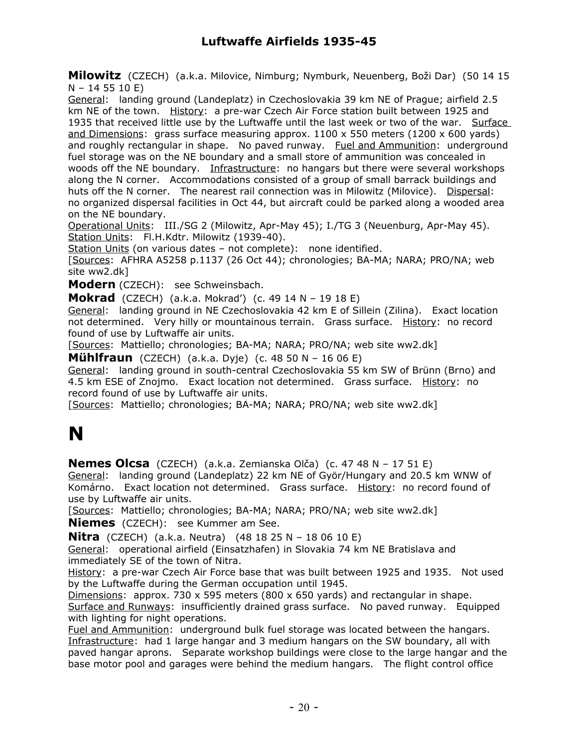**Milowitz** (CZECH) (a.k.a. Milovice, Nimburg; Nymburk, Neuenberg, Boži Dar) (50 14 15 N – 14 55 10 E)
General: landing ground (Landeplatz) in Czechoslovakia 39 km NE of Prague; airfield 2.5 km NE of the town. History: a pre-war Czech Air Force station built between 1925 and 1935 that received little use by the Luftwaffe until the last week or two of the war. Surface and Dimensions: grass surface measuring approx. 1100 x 550 meters (1200 x 600 yards) and roughly rectangular in shape. No paved runway. Fuel and Ammunition: underground fuel storage was on the NE boundary and a small store of ammunition was concealed in woods off the NE boundary. Infrastructure: no hangars but there were several workshops along the N corner. Accommodations consisted of a group of small barrack buildings and huts off the N corner. The nearest rail connection was in Milowitz (Milovice). Dispersal: no organized dispersal facilities in Oct 44, but aircraft could be parked along a wooded area on the NE boundary.
Operational Units: III./SG 2 (Milowitz, Apr-May 45); I./TG 3 (Neuenburg, Apr-May 45).
Station Units: Fl.H.Kdtr. Milowitz (1939-40).
Station Units (on various dates – not complete): none identified.
[Sources: AFHRA A5258 p.1137 (26 Oct 44); chronologies; BA-MA; NARA; PRO/NA; web site ww2.dk]

**Modern** (CZECH): see Schweinsbach.

**Mokrad** (CZECH) (a.k.a. Mokrad') (c. 49 14 N – 19 18 E)
General: landing ground in NE Czechoslovakia 42 km E of Sillein (Zilina). Exact location not determined. Very hilly or mountainous terrain. Grass surface. History: no record found of use by Luftwaffe air units.
[Sources: Mattiello; chronologies; BA-MA; NARA; PRO/NA; web site ww2.dk]

**Mühlfraun** (CZECH) (a.k.a. Dyje) (c. 48 50 N – 16 06 E)
General: landing ground in south-central Czechoslovakia 55 km SW of Brünn (Brno) and 4.5 km ESE of Znojmo. Exact location not determined. Grass surface. History: no record found of use by Luftwaffe air units.
[Sources: Mattiello; chronologies; BA-MA; NARA; PRO/NA; web site ww2.dk]

# N

**Nemes Olcsa** (CZECH) (a.k.a. Zemianska Olča) (c. 47 48 N – 17 51 E)
General: landing ground (Landeplatz) 22 km NE of Györ/Hungary and 20.5 km WNW of Komárno. Exact location not determined. Grass surface. History: no record found of use by Luftwaffe air units.
[Sources: Mattiello; chronologies; BA-MA; NARA; PRO/NA; web site ww2.dk]

**Niemes** (CZECH): see Kummer am See.

**Nitra** (CZECH) (a.k.a. Neutra) (48 18 25 N – 18 06 10 E)
General: operational airfield (Einsatzhafen) in Slovakia 74 km NE Bratislava and immediately SE of the town of Nitra.
History: a pre-war Czech Air Force base that was built between 1925 and 1935. Not used by the Luftwaffe during the German occupation until 1945.
Dimensions: approx. 730 x 595 meters (800 x 650 yards) and rectangular in shape.
Surface and Runways: insufficiently drained grass surface. No paved runway. Equipped with lighting for night operations.
Fuel and Ammunition: underground bulk fuel storage was located between the hangars.
Infrastructure: had 1 large hangar and 3 medium hangars on the SW boundary, all with paved hangar aprons. Separate workshop buildings were close to the large hangar and the base motor pool and garages were behind the medium hangars. The flight control office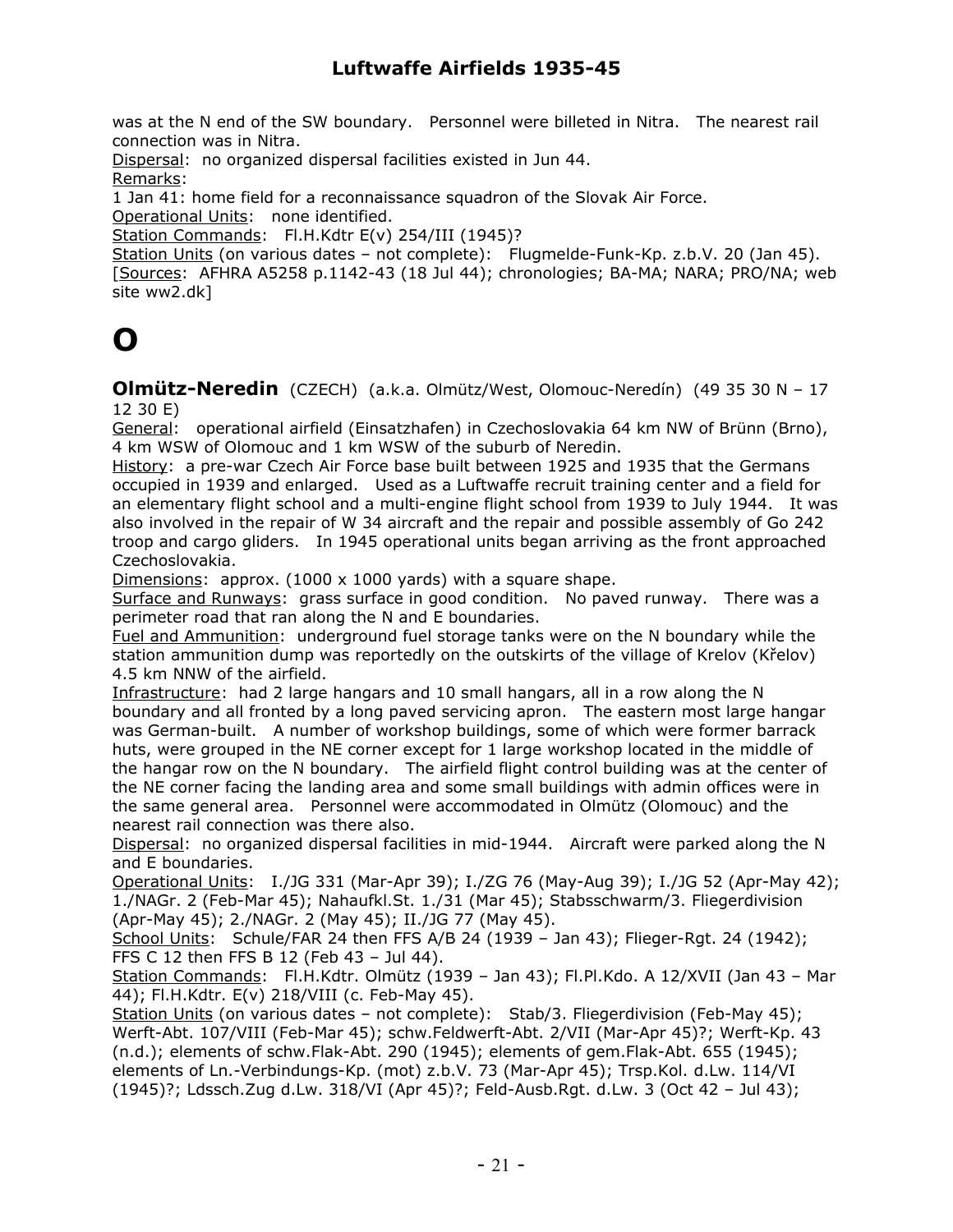was at the N end of the SW boundary. Personnel were billeted in Nitra. The nearest rail connection was in Nitra.

Dispersal: no organized dispersal facilities existed in Jun 44.

Remarks:

1 Jan 41: home field for a reconnaissance squadron of the Slovak Air Force.

Operational Units: none identified.

Station Commands: Fl.H.Kdtr E(v) 254/III (1945)?

Station Units (on various dates – not complete): Flugmelde-Funk-Kp. z.b.V. 20 (Jan 45).

[Sources: AFHRA A5258 p.1142-43 (18 Jul 44); chronologies; BA-MA; NARA; PRO/NA; web site ww2.dk]

# O

**Olmütz-Neredin** (CZECH) (a.k.a. Olmütz/West, Olomouc-Neredín) (49 35 30 N – 17 12 30 E)

General: operational airfield (Einsatzhafen) in Czechoslovakia 64 km NW of Brünn (Brno), 4 km WSW of Olomouc and 1 km WSW of the suburb of Neredin.

History: a pre-war Czech Air Force base built between 1925 and 1935 that the Germans occupied in 1939 and enlarged. Used as a Luftwaffe recruit training center and a field for an elementary flight school and a multi-engine flight school from 1939 to July 1944. It was also involved in the repair of W 34 aircraft and the repair and possible assembly of Go 242 troop and cargo gliders. In 1945 operational units began arriving as the front approached Czechoslovakia.

Dimensions: approx. (1000 x 1000 yards) with a square shape.

Surface and Runways: grass surface in good condition. No paved runway. There was a perimeter road that ran along the N and E boundaries.

Fuel and Ammunition: underground fuel storage tanks were on the N boundary while the station ammunition dump was reportedly on the outskirts of the village of Krelov (Křelov) 4.5 km NNW of the airfield.

Infrastructure: had 2 large hangars and 10 small hangars, all in a row along the N boundary and all fronted by a long paved servicing apron. The eastern most large hangar was German-built. A number of workshop buildings, some of which were former barrack huts, were grouped in the NE corner except for 1 large workshop located in the middle of the hangar row on the N boundary. The airfield flight control building was at the center of the NE corner facing the landing area and some small buildings with admin offices were in the same general area. Personnel were accommodated in Olmütz (Olomouc) and the nearest rail connection was there also.

Dispersal: no organized dispersal facilities in mid-1944. Aircraft were parked along the N and E boundaries.

Operational Units: I./JG 331 (Mar-Apr 39); I./ZG 76 (May-Aug 39); I./JG 52 (Apr-May 42); 1./NAGr. 2 (Feb-Mar 45); Nahaufkl.St. 1./31 (Mar 45); Stabsschwarm/3. Fliegerdivision (Apr-May 45); 2./NAGr. 2 (May 45); II./JG 77 (May 45).

School Units: Schule/FAR 24 then FFS A/B 24 (1939 – Jan 43); Flieger-Rgt. 24 (1942); FFS C 12 then FFS B 12 (Feb 43 – Jul 44).

Station Commands: Fl.H.Kdtr. Olmütz (1939 – Jan 43); Fl.Pl.Kdo. A 12/XVII (Jan 43 – Mar 44); Fl.H.Kdtr. E(v) 218/VIII (c. Feb-May 45).

Station Units (on various dates – not complete): Stab/3. Fliegerdivision (Feb-May 45); Werft-Abt. 107/VIII (Feb-Mar 45); schw.Feldwerft-Abt. 2/VII (Mar-Apr 45)?; Werft-Kp. 43 (n.d.); elements of schw.Flak-Abt. 290 (1945); elements of gem.Flak-Abt. 655 (1945); elements of Ln.-Verbindungs-Kp. (mot) z.b.V. 73 (Mar-Apr 45); Trsp.Kol. d.Lw. 114/VI (1945)?; Ldssch.Zug d.Lw. 318/VI (Apr 45)?; Feld-Ausb.Rgt. d.Lw. 3 (Oct 42 – Jul 43);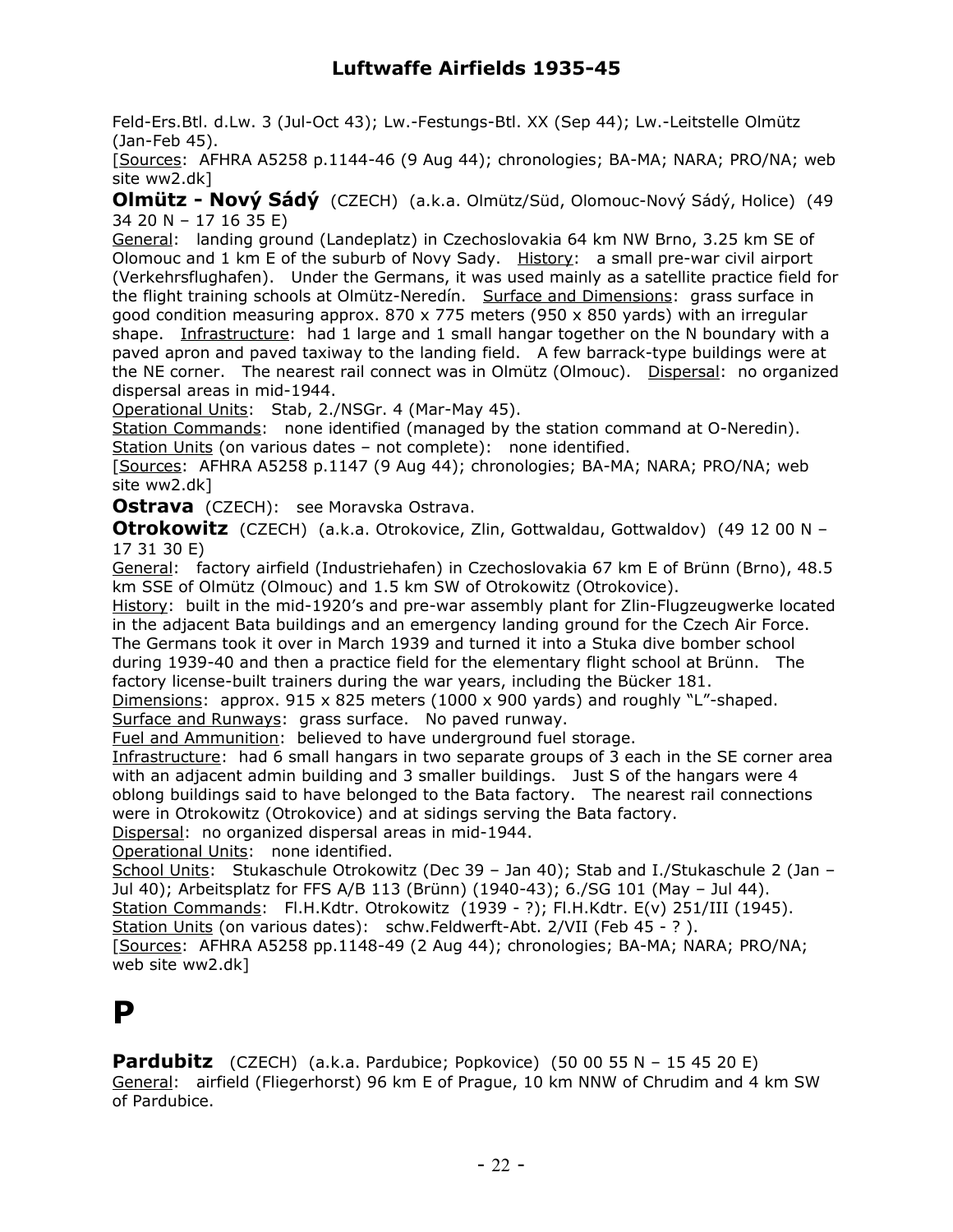Feld-Ers.Btl. d.Lw. 3 (Jul-Oct 43); Lw.-Festungs-Btl. XX (Sep 44); Lw.-Leitstelle Olmütz (Jan-Feb 45).

[Sources: AFHRA A5258 p.1144-46 (9 Aug 44); chronologies; BA-MA; NARA; PRO/NA; web site ww2.dk]

**Olmütz - Nový Sádý** (CZECH) (a.k.a. Olmütz/Süd, Olomouc-Nový Sádý, Holice) (49 34 20 N – 17 16 35 E)

General: landing ground (Landeplatz) in Czechoslovakia 64 km NW Brno, 3.25 km SE of Olomouc and 1 km E of the suburb of Novy Sady. History: a small pre-war civil airport (Verkehrsflughafen). Under the Germans, it was used mainly as a satellite practice field for the flight training schools at Olmütz-Neredín. Surface and Dimensions: grass surface in good condition measuring approx. 870 x 775 meters (950 x 850 yards) with an irregular shape. Infrastructure: had 1 large and 1 small hangar together on the N boundary with a paved apron and paved taxiway to the landing field. A few barrack-type buildings were at the NE corner. The nearest rail connect was in Olmütz (Olmouc). Dispersal: no organized dispersal areas in mid-1944.

Operational Units: Stab, 2./NSGr. 4 (Mar-May 45).

Station Commands: none identified (managed by the station command at O-Neredin).

Station Units (on various dates – not complete): none identified.

[Sources: AFHRA A5258 p.1147 (9 Aug 44); chronologies; BA-MA; NARA; PRO/NA; web site ww2.dk]

**Ostrava** (CZECH): see Moravska Ostrava.

**Otrokowitz** (CZECH) (a.k.a. Otrokovice, Zlin, Gottwaldau, Gottwaldov) (49 12 00 N – 17 31 30 E)

General: factory airfield (Industriehafen) in Czechoslovakia 67 km E of Brünn (Brno), 48.5 km SSE of Olmütz (Olmouc) and 1.5 km SW of Otrokowitz (Otrokovice).

History: built in the mid-1920's and pre-war assembly plant for Zlin-Flugzeugwerke located in the adjacent Bata buildings and an emergency landing ground for the Czech Air Force. The Germans took it over in March 1939 and turned it into a Stuka dive bomber school during 1939-40 and then a practice field for the elementary flight school at Brünn. The factory license-built trainers during the war years, including the Bücker 181.

Dimensions: approx. 915 x 825 meters (1000 x 900 yards) and roughly "L"-shaped.

Surface and Runways: grass surface. No paved runway.

Fuel and Ammunition: believed to have underground fuel storage.

Infrastructure: had 6 small hangars in two separate groups of 3 each in the SE corner area with an adjacent admin building and 3 smaller buildings. Just S of the hangars were 4 oblong buildings said to have belonged to the Bata factory. The nearest rail connections were in Otrokowitz (Otrokovice) and at sidings serving the Bata factory.

Dispersal: no organized dispersal areas in mid-1944.

Operational Units: none identified.

School Units: Stukaschule Otrokowitz (Dec 39 – Jan 40); Stab and I./Stukaschule 2 (Jan – Jul 40); Arbeitsplatz for FFS A/B 113 (Brünn) (1940-43); 6./SG 101 (May – Jul 44).

Station Commands: Fl.H.Kdtr. Otrokowitz (1939 - ?); Fl.H.Kdtr. E(v) 251/III (1945).

Station Units (on various dates): schw.Feldwerft-Abt. 2/VII (Feb 45 - ? ).

[Sources: AFHRA A5258 pp.1148-49 (2 Aug 44); chronologies; BA-MA; NARA; PRO/NA; web site ww2.dk]

# P

**Pardubitz** (CZECH) (a.k.a. Pardubice; Popkovice) (50 00 55 N – 15 45 20 E)

General: airfield (Fliegerhorst) 96 km E of Prague, 10 km NNW of Chrudim and 4 km SW of Pardubice.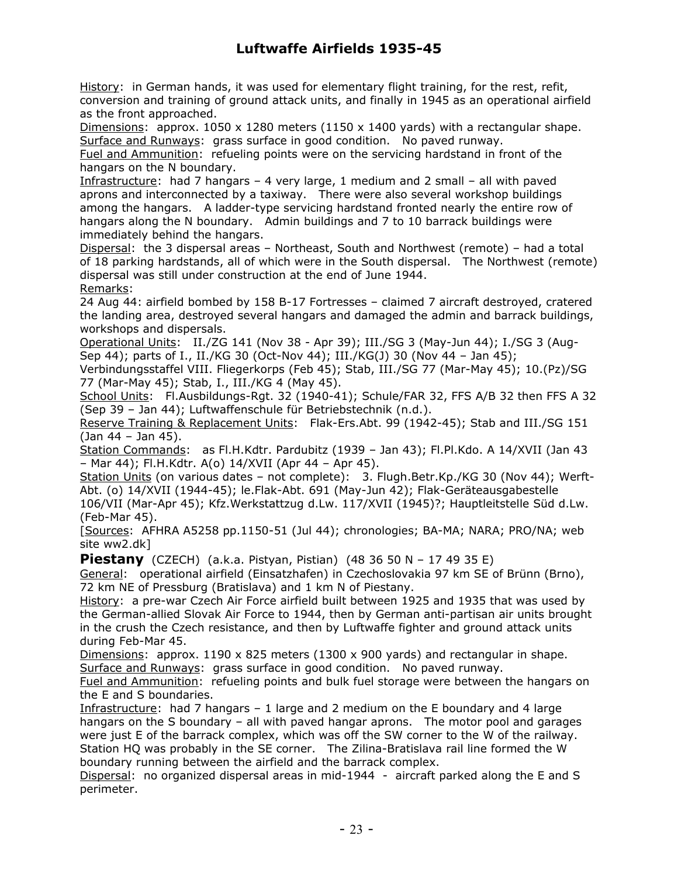History: in German hands, it was used for elementary flight training, for the rest, refit, conversion and training of ground attack units, and finally in 1945 as an operational airfield as the front approached.
Dimensions: approx. 1050 x 1280 meters (1150 x 1400 yards) with a rectangular shape.
Surface and Runways: grass surface in good condition. No paved runway.
Fuel and Ammunition: refueling points were on the servicing hardstand in front of the hangars on the N boundary.
Infrastructure: had 7 hangars – 4 very large, 1 medium and 2 small – all with paved aprons and interconnected by a taxiway. There were also several workshop buildings among the hangars. A ladder-type servicing hardstand fronted nearly the entire row of hangars along the N boundary. Admin buildings and 7 to 10 barrack buildings were immediately behind the hangars.
Dispersal: the 3 dispersal areas – Northeast, South and Northwest (remote) – had a total of 18 parking hardstands, all of which were in the South dispersal. The Northwest (remote) dispersal was still under construction at the end of June 1944.
Remarks:
24 Aug 44: airfield bombed by 158 B-17 Fortresses – claimed 7 aircraft destroyed, cratered the landing area, destroyed several hangars and damaged the admin and barrack buildings, workshops and dispersals.
Operational Units: II./ZG 141 (Nov 38 - Apr 39); III./SG 3 (May-Jun 44); I./SG 3 (Aug-Sep 44); parts of I., II./KG 30 (Oct-Nov 44); III./KG(J) 30 (Nov 44 – Jan 45); Verbindungsstaffel VIII. Fliegerkorps (Feb 45); Stab, III./SG 77 (Mar-May 45); 10.(Pz)/SG 77 (Mar-May 45); Stab, I., III./KG 4 (May 45).
School Units: Fl.Ausbildungs-Rgt. 32 (1940-41); Schule/FAR 32, FFS A/B 32 then FFS A 32 (Sep 39 – Jan 44); Luftwaffenschule für Betriebstechnik (n.d.).
Reserve Training & Replacement Units: Flak-Ers.Abt. 99 (1942-45); Stab and III./SG 151 (Jan 44 – Jan 45).
Station Commands: as Fl.H.Kdtr. Pardubitz (1939 – Jan 43); Fl.Pl.Kdo. A 14/XVII (Jan 43 – Mar 44); Fl.H.Kdtr. A(o) 14/XVII (Apr 44 – Apr 45).
Station Units (on various dates – not complete): 3. Flugh.Betr.Kp./KG 30 (Nov 44); Werft-Abt. (o) 14/XVII (1944-45); le.Flak-Abt. 691 (May-Jun 42); Flak-Geräteausgabestelle 106/VII (Mar-Apr 45); Kfz.Werkstattzug d.Lw. 117/XVII (1945)?; Hauptleitstelle Süd d.Lw. (Feb-Mar 45).
[Sources: AFHRA A5258 pp.1150-51 (Jul 44); chronologies; BA-MA; NARA; PRO/NA; web site ww2.dk]

**Piestany** (CZECH) (a.k.a. Pistyan, Pistian) (48 36 50 N – 17 49 35 E)
General: operational airfield (Einsatzhafen) in Czechoslovakia 97 km SE of Brünn (Brno), 72 km NE of Pressburg (Bratislava) and 1 km N of Piestany.
History: a pre-war Czech Air Force airfield built between 1925 and 1935 that was used by the German-allied Slovak Air Force to 1944, then by German anti-partisan air units brought in the crush the Czech resistance, and then by Luftwaffe fighter and ground attack units during Feb-Mar 45.
Dimensions: approx. 1190 x 825 meters (1300 x 900 yards) and rectangular in shape.
Surface and Runways: grass surface in good condition. No paved runway.
Fuel and Ammunition: refueling points and bulk fuel storage were between the hangars on the E and S boundaries.
Infrastructure: had 7 hangars – 1 large and 2 medium on the E boundary and 4 large hangars on the S boundary – all with paved hangar aprons. The motor pool and garages were just E of the barrack complex, which was off the SW corner to the W of the railway. Station HQ was probably in the SE corner. The Zilina-Bratislava rail line formed the W boundary running between the airfield and the barrack complex.
Dispersal: no organized dispersal areas in mid-1944 - aircraft parked along the E and S perimeter.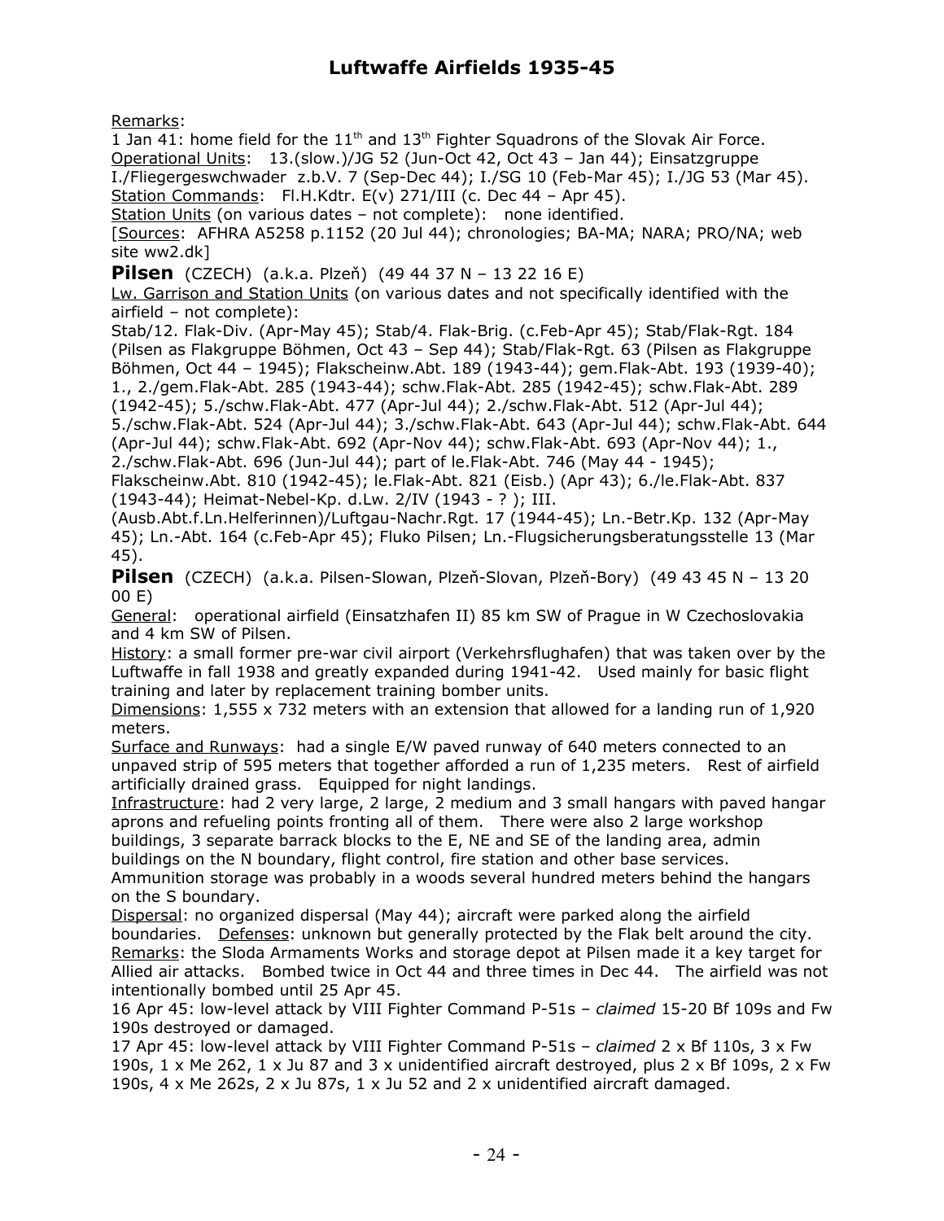Remarks:
1 Jan 41: home field for the 11th and 13th Fighter Squadrons of the Slovak Air Force.
Operational Units: 13.(slow.)/JG 52 (Jun-Oct 42, Oct 43 – Jan 44); Einsatzgruppe I./Fliegergeswchwader z.b.V. 7 (Sep-Dec 44); I./SG 10 (Feb-Mar 45); I./JG 53 (Mar 45).
Station Commands: Fl.H.Kdtr. E(v) 271/III (c. Dec 44 – Apr 45).
Station Units (on various dates – not complete): none identified.
[Sources: AFHRA A5258 p.1152 (20 Jul 44); chronologies; BA-MA; NARA; PRO/NA; web site ww2.dk]

**Pilsen** (CZECH) (a.k.a. Plzeň) (49 44 37 N – 13 22 16 E)
Lw. Garrison and Station Units (on various dates and not specifically identified with the airfield – not complete):
Stab/12. Flak-Div. (Apr-May 45); Stab/4. Flak-Brig. (c.Feb-Apr 45); Stab/Flak-Rgt. 184 (Pilsen as Flakgruppe Böhmen, Oct 43 – Sep 44); Stab/Flak-Rgt. 63 (Pilsen as Flakgruppe Böhmen, Oct 44 – 1945); Flakscheinw.Abt. 189 (1943-44); gem.Flak-Abt. 193 (1939-40); 1., 2./gem.Flak-Abt. 285 (1943-44); schw.Flak-Abt. 285 (1942-45); schw.Flak-Abt. 289 (1942-45); 5./schw.Flak-Abt. 477 (Apr-Jul 44); 2./schw.Flak-Abt. 512 (Apr-Jul 44); 5./schw.Flak-Abt. 524 (Apr-Jul 44); 3./schw.Flak-Abt. 643 (Apr-Jul 44); schw.Flak-Abt. 644 (Apr-Jul 44); schw.Flak-Abt. 692 (Apr-Nov 44); schw.Flak-Abt. 693 (Apr-Nov 44); 1., 2./schw.Flak-Abt. 696 (Jun-Jul 44); part of le.Flak-Abt. 746 (May 44 - 1945); Flakscheinw.Abt. 810 (1942-45); le.Flak-Abt. 821 (Eisb.) (Apr 43); 6./le.Flak-Abt. 837 (1943-44); Heimat-Nebel-Kp. d.Lw. 2/IV (1943 - ? ); III. (Ausb.Abt.f.Ln.Helferinnen)/Luftgau-Nachr.Rgt. 17 (1944-45); Ln.-Betr.Kp. 132 (Apr-May 45); Ln.-Abt. 164 (c.Feb-Apr 45); Fluko Pilsen; Ln.-Flugsicherungsberatungsstelle 13 (Mar 45).

**Pilsen** (CZECH) (a.k.a. Pilsen-Slowan, Plzeň-Slovan, Plzeň-Bory) (49 43 45 N – 13 20 00 E)
General: operational airfield (Einsatzhafen II) 85 km SW of Prague in W Czechoslovakia and 4 km SW of Pilsen.
History: a small former pre-war civil airport (Verkehrsflughafen) that was taken over by the Luftwaffe in fall 1938 and greatly expanded during 1941-42. Used mainly for basic flight training and later by replacement training bomber units.
Dimensions: 1,555 x 732 meters with an extension that allowed for a landing run of 1,920 meters.
Surface and Runways: had a single E/W paved runway of 640 meters connected to an unpaved strip of 595 meters that together afforded a run of 1,235 meters. Rest of airfield artificially drained grass. Equipped for night landings.
Infrastructure: had 2 very large, 2 large, 2 medium and 3 small hangars with paved hangar aprons and refueling points fronting all of them. There were also 2 large workshop buildings, 3 separate barrack blocks to the E, NE and SE of the landing area, admin buildings on the N boundary, flight control, fire station and other base services. Ammunition storage was probably in a woods several hundred meters behind the hangars on the S boundary.
Dispersal: no organized dispersal (May 44); aircraft were parked along the airfield boundaries. Defenses: unknown but generally protected by the Flak belt around the city.
Remarks: the Sloda Armaments Works and storage depot at Pilsen made it a key target for Allied air attacks. Bombed twice in Oct 44 and three times in Dec 44. The airfield was not intentionally bombed until 25 Apr 45.
16 Apr 45: low-level attack by VIII Fighter Command P-51s – *claimed* 15-20 Bf 109s and Fw 190s destroyed or damaged.
17 Apr 45: low-level attack by VIII Fighter Command P-51s – *claimed* 2 x Bf 110s, 3 x Fw 190s, 1 x Me 262, 1 x Ju 87 and 3 x unidentified aircraft destroyed, plus 2 x Bf 109s, 2 x Fw 190s, 4 x Me 262s, 2 x Ju 87s, 1 x Ju 52 and 2 x unidentified aircraft damaged.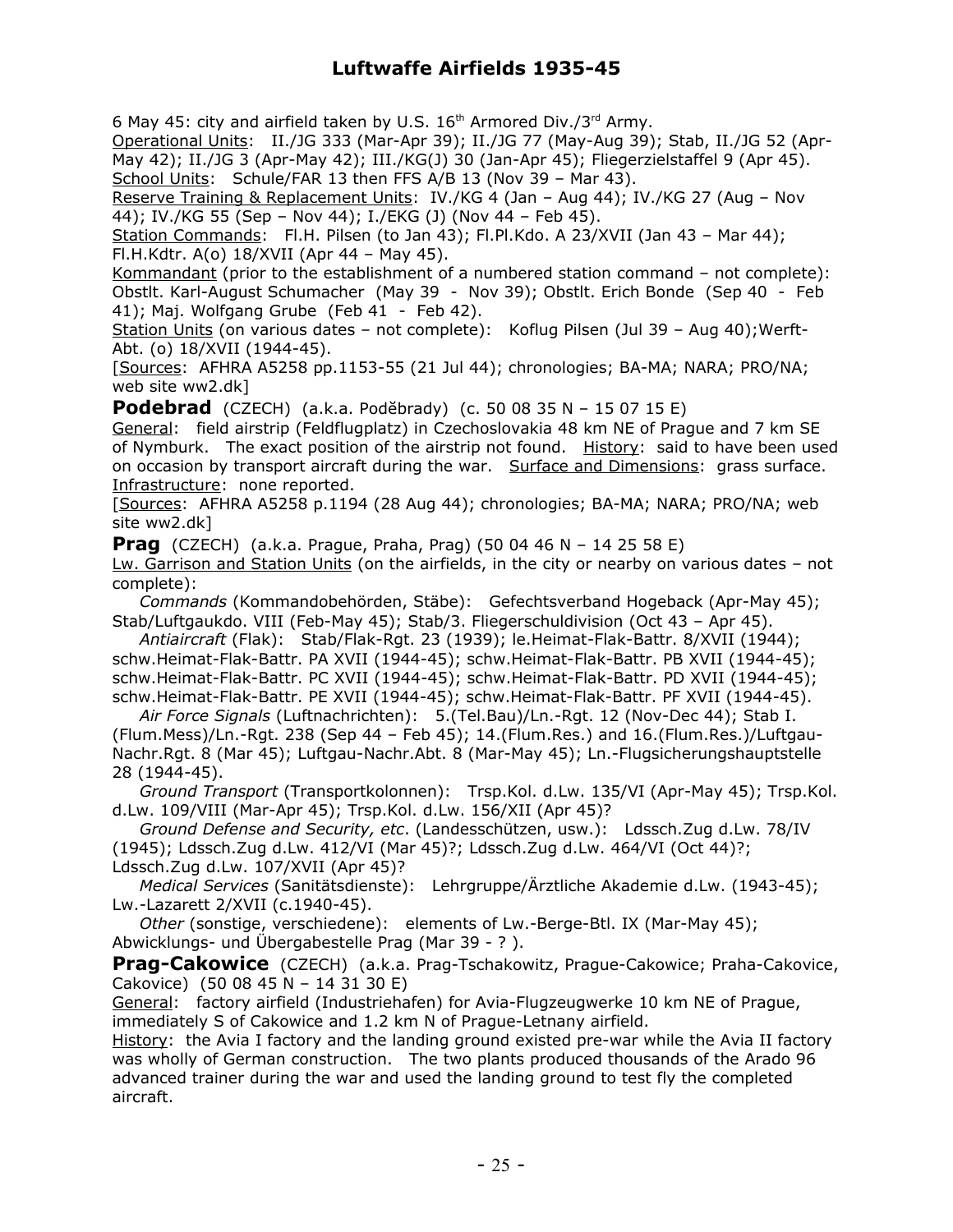6 May 45: city and airfield taken by U.S. 16th Armored Div./3rd Army.
Operational Units: II./JG 333 (Mar-Apr 39); II./JG 77 (May-Aug 39); Stab, II./JG 52 (Apr-May 42); II./JG 3 (Apr-May 42); III./KG(J) 30 (Jan-Apr 45); Fliegerzielstaffel 9 (Apr 45).
School Units: Schule/FAR 13 then FFS A/B 13 (Nov 39 – Mar 43).
Reserve Training & Replacement Units: IV./KG 4 (Jan – Aug 44); IV./KG 27 (Aug – Nov 44); IV./KG 55 (Sep – Nov 44); I./EKG (J) (Nov 44 – Feb 45).
Station Commands: Fl.H. Pilsen (to Jan 43); Fl.Pl.Kdo. A 23/XVII (Jan 43 – Mar 44); Fl.H.Kdtr. A(o) 18/XVII (Apr 44 – May 45).
Kommandant (prior to the establishment of a numbered station command – not complete): Obstlt. Karl-August Schumacher (May 39 - Nov 39); Obstlt. Erich Bonde (Sep 40 - Feb 41); Maj. Wolfgang Grube (Feb 41 - Feb 42).
Station Units (on various dates – not complete): Koflug Pilsen (Jul 39 – Aug 40);Werft-Abt. (o) 18/XVII (1944-45).
[Sources: AFHRA A5258 pp.1153-55 (21 Jul 44); chronologies; BA-MA; NARA; PRO/NA; web site ww2.dk]

**Podebrad** (CZECH) (a.k.a. Poděbrady) (c. 50 08 35 N – 15 07 15 E)
General: field airstrip (Feldflugplatz) in Czechoslovakia 48 km NE of Prague and 7 km SE of Nymburk. The exact position of the airstrip not found. History: said to have been used on occasion by transport aircraft during the war. Surface and Dimensions: grass surface. Infrastructure: none reported.
[Sources: AFHRA A5258 p.1194 (28 Aug 44); chronologies; BA-MA; NARA; PRO/NA; web site ww2.dk]

**Prag** (CZECH) (a.k.a. Prague, Praha, Prag) (50 04 46 N – 14 25 58 E)
Lw. Garrison and Station Units (on the airfields, in the city or nearby on various dates – not complete):
*Commands* (Kommandobehörden, Stäbe): Gefechtsverband Hogeback (Apr-May 45); Stab/Luftgaukdo. VIII (Feb-May 45); Stab/3. Fliegerschuldivision (Oct 43 – Apr 45).
*Antiaircraft* (Flak): Stab/Flak-Rgt. 23 (1939); le.Heimat-Flak-Battr. 8/XVII (1944); schw.Heimat-Flak-Battr. PA XVII (1944-45); schw.Heimat-Flak-Battr. PB XVII (1944-45); schw.Heimat-Flak-Battr. PC XVII (1944-45); schw.Heimat-Flak-Battr. PD XVII (1944-45); schw.Heimat-Flak-Battr. PE XVII (1944-45); schw.Heimat-Flak-Battr. PF XVII (1944-45).
*Air Force Signals* (Luftnachrichten): 5.(Tel.Bau)/Ln.-Rgt. 12 (Nov-Dec 44); Stab I.(Flum.Mess)/Ln.-Rgt. 238 (Sep 44 – Feb 45); 14.(Flum.Res.) and 16.(Flum.Res.)/Luftgau-Nachr.Rgt. 8 (Mar 45); Luftgau-Nachr.Abt. 8 (Mar-May 45); Ln.-Flugsicherungshauptstelle 28 (1944-45).
*Ground Transport* (Transportkolonnen): Trsp.Kol. d.Lw. 135/VI (Apr-May 45); Trsp.Kol. d.Lw. 109/VIII (Mar-Apr 45); Trsp.Kol. d.Lw. 156/XII (Apr 45)?
*Ground Defense and Security, etc*. (Landesschützen, usw.): Ldssch.Zug d.Lw. 78/IV (1945); Ldssch.Zug d.Lw. 412/VI (Mar 45)?; Ldssch.Zug d.Lw. 464/VI (Oct 44)?; Ldssch.Zug d.Lw. 107/XVII (Apr 45)?
*Medical Services* (Sanitätsdienste): Lehrgruppe/Ärztliche Akademie d.Lw. (1943-45); Lw.-Lazarett 2/XVII (c.1940-45).
*Other* (sonstige, verschiedene): elements of Lw.-Berge-Btl. IX (Mar-May 45); Abwicklungs- und Übergabestelle Prag (Mar 39 - ? ).

**Prag-Cakowice** (CZECH) (a.k.a. Prag-Tschakowitz, Prague-Cakowice; Praha-Cakovice, Cakovice) (50 08 45 N – 14 31 30 E)
General: factory airfield (Industriehafen) for Avia-Flugzeugwerke 10 km NE of Prague, immediately S of Cakowice and 1.2 km N of Prague-Letnany airfield.
History: the Avia I factory and the landing ground existed pre-war while the Avia II factory was wholly of German construction. The two plants produced thousands of the Arado 96 advanced trainer during the war and used the landing ground to test fly the completed aircraft.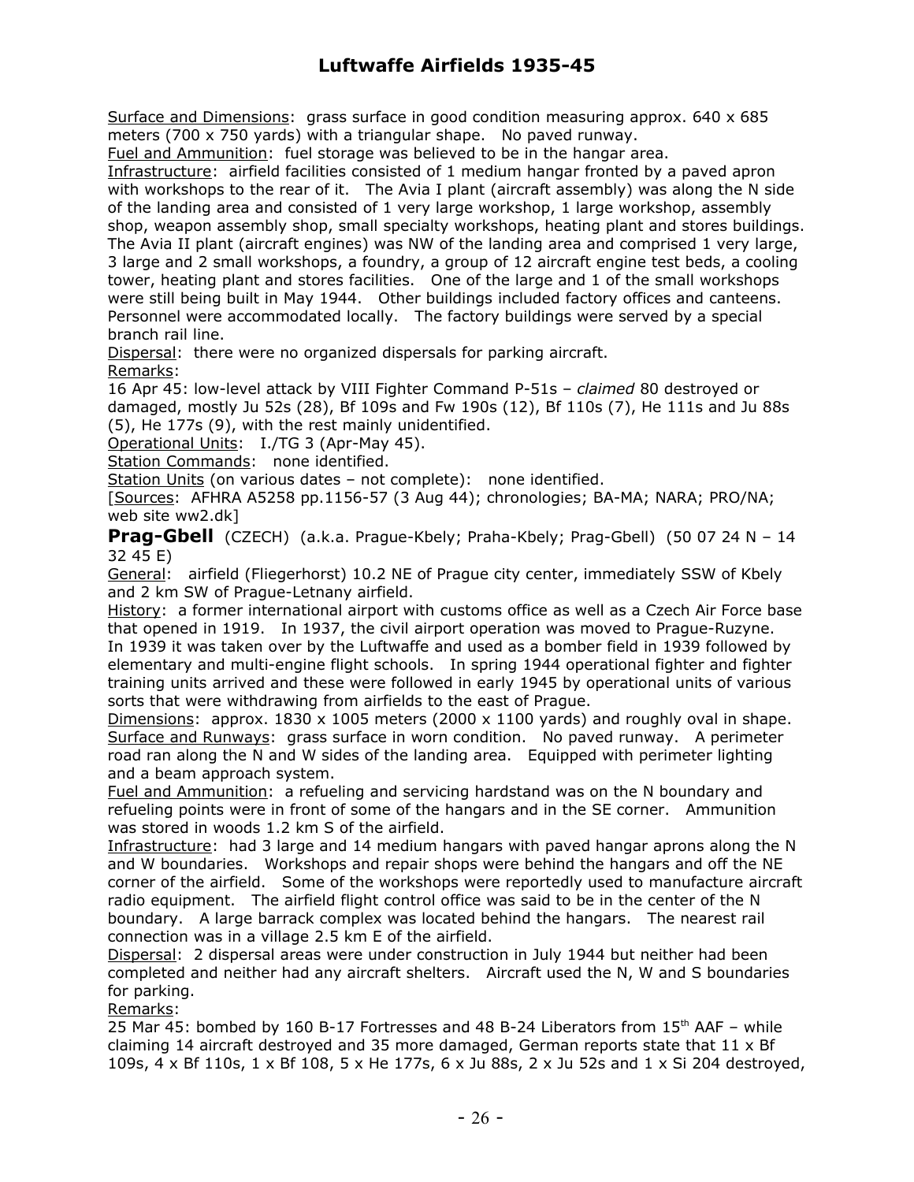Surface and Dimensions: grass surface in good condition measuring approx. 640 x 685 meters (700 x 750 yards) with a triangular shape. No paved runway.
Fuel and Ammunition: fuel storage was believed to be in the hangar area.
Infrastructure: airfield facilities consisted of 1 medium hangar fronted by a paved apron with workshops to the rear of it. The Avia I plant (aircraft assembly) was along the N side of the landing area and consisted of 1 very large workshop, 1 large workshop, assembly shop, weapon assembly shop, small specialty workshops, heating plant and stores buildings. The Avia II plant (aircraft engines) was NW of the landing area and comprised 1 very large, 3 large and 2 small workshops, a foundry, a group of 12 aircraft engine test beds, a cooling tower, heating plant and stores facilities. One of the large and 1 of the small workshops were still being built in May 1944. Other buildings included factory offices and canteens. Personnel were accommodated locally. The factory buildings were served by a special branch rail line.
Dispersal: there were no organized dispersals for parking aircraft.
Remarks:
16 Apr 45: low-level attack by VIII Fighter Command P-51s – *claimed* 80 destroyed or damaged, mostly Ju 52s (28), Bf 109s and Fw 190s (12), Bf 110s (7), He 111s and Ju 88s (5), He 177s (9), with the rest mainly unidentified.
Operational Units: I./TG 3 (Apr-May 45).
Station Commands: none identified.
Station Units (on various dates – not complete): none identified.
[Sources: AFHRA A5258 pp.1156-57 (3 Aug 44); chronologies; BA-MA; NARA; PRO/NA; web site ww2.dk]

**Prag-Gbell** (CZECH) (a.k.a. Prague-Kbely; Praha-Kbely; Prag-Gbell) (50 07 24 N – 14 32 45 E)
General: airfield (Fliegerhorst) 10.2 NE of Prague city center, immediately SSW of Kbely and 2 km SW of Prague-Letnany airfield.
History: a former international airport with customs office as well as a Czech Air Force base that opened in 1919. In 1937, the civil airport operation was moved to Prague-Ruzyne. In 1939 it was taken over by the Luftwaffe and used as a bomber field in 1939 followed by elementary and multi-engine flight schools. In spring 1944 operational fighter and fighter training units arrived and these were followed in early 1945 by operational units of various sorts that were withdrawing from airfields to the east of Prague.
Dimensions: approx. 1830 x 1005 meters (2000 x 1100 yards) and roughly oval in shape.
Surface and Runways: grass surface in worn condition. No paved runway. A perimeter road ran along the N and W sides of the landing area. Equipped with perimeter lighting and a beam approach system.
Fuel and Ammunition: a refueling and servicing hardstand was on the N boundary and refueling points were in front of some of the hangars and in the SE corner. Ammunition was stored in woods 1.2 km S of the airfield.
Infrastructure: had 3 large and 14 medium hangars with paved hangar aprons along the N and W boundaries. Workshops and repair shops were behind the hangars and off the NE corner of the airfield. Some of the workshops were reportedly used to manufacture aircraft radio equipment. The airfield flight control office was said to be in the center of the N boundary. A large barrack complex was located behind the hangars. The nearest rail connection was in a village 2.5 km E of the airfield.
Dispersal: 2 dispersal areas were under construction in July 1944 but neither had been completed and neither had any aircraft shelters. Aircraft used the N, W and S boundaries for parking.
Remarks:
25 Mar 45: bombed by 160 B-17 Fortresses and 48 B-24 Liberators from 15th AAF – while claiming 14 aircraft destroyed and 35 more damaged, German reports state that 11 x Bf 109s, 4 x Bf 110s, 1 x Bf 108, 5 x He 177s, 6 x Ju 88s, 2 x Ju 52s and 1 x Si 204 destroyed,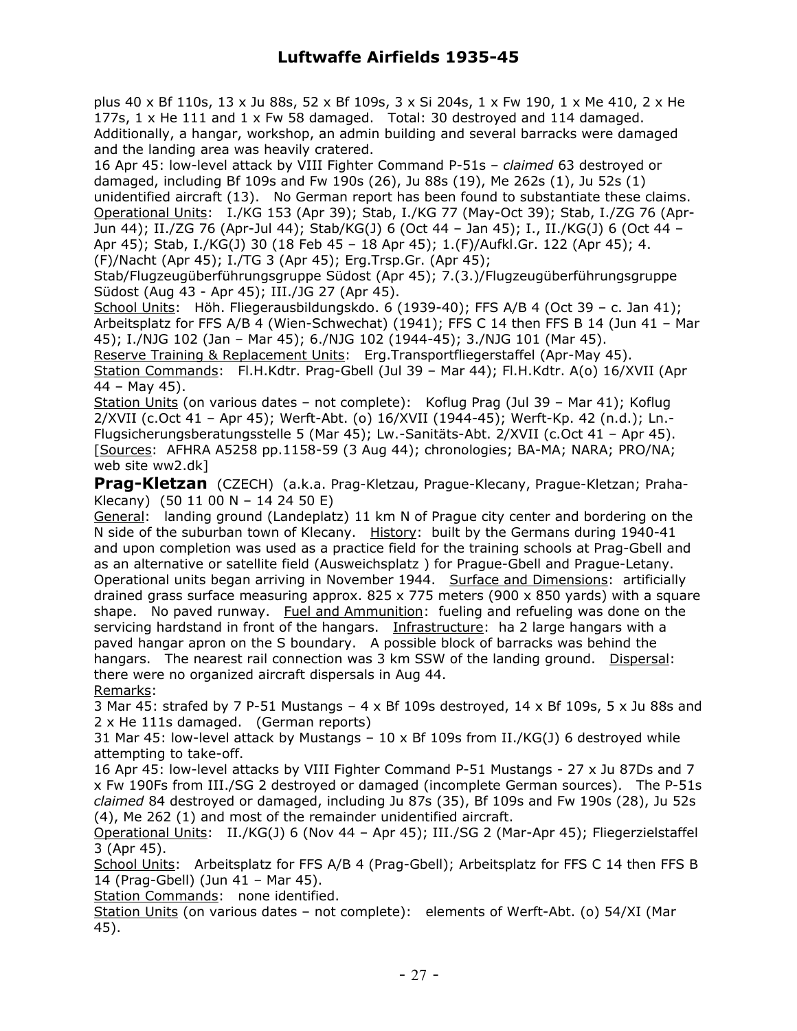plus 40 x Bf 110s, 13 x Ju 88s, 52 x Bf 109s, 3 x Si 204s, 1 x Fw 190, 1 x Me 410, 2 x He 177s, 1 x He 111 and 1 x Fw 58 damaged. Total: 30 destroyed and 114 damaged. Additionally, a hangar, workshop, an admin building and several barracks were damaged and the landing area was heavily cratered.

16 Apr 45: low-level attack by VIII Fighter Command P-51s – *claimed* 63 destroyed or damaged, including Bf 109s and Fw 190s (26), Ju 88s (19), Me 262s (1), Ju 52s (1) unidentified aircraft (13). No German report has been found to substantiate these claims.

Operational Units: I./KG 153 (Apr 39); Stab, I./KG 77 (May-Oct 39); Stab, I./ZG 76 (Apr-Jun 44); II./ZG 76 (Apr-Jul 44); Stab/KG(J) 6 (Oct 44 – Jan 45); I., II./KG(J) 6 (Oct 44 – Apr 45); Stab, I./KG(J) 30 (18 Feb 45 – 18 Apr 45); 1.(F)/Aufkl.Gr. 122 (Apr 45); 4.(F)/Nacht (Apr 45); I./TG 3 (Apr 45); Erg.Trsp.Gr. (Apr 45); Stab/Flugzeugüberführungsgruppe Südost (Apr 45); 7.(3.)/Flugzeugüberführungsgruppe Südost (Aug 43 - Apr 45); III./JG 27 (Apr 45).

School Units: Höh. Fliegerausbildungskdo. 6 (1939-40); FFS A/B 4 (Oct 39 – c. Jan 41); Arbeitsplatz for FFS A/B 4 (Wien-Schwechat) (1941); FFS C 14 then FFS B 14 (Jun 41 – Mar 45); I./NJG 102 (Jan – Mar 45); 6./NJG 102 (1944-45); 3./NJG 101 (Mar 45).

Reserve Training & Replacement Units: Erg.Transportfliegerstaffel (Apr-May 45).

Station Commands: Fl.H.Kdtr. Prag-Gbell (Jul 39 – Mar 44); Fl.H.Kdtr. A(o) 16/XVII (Apr 44 – May 45).

Station Units (on various dates – not complete): Koflug Prag (Jul 39 – Mar 41); Koflug 2/XVII (c.Oct 41 – Apr 45); Werft-Abt. (o) 16/XVII (1944-45); Werft-Kp. 42 (n.d.); Ln.-Flugsicherungsberatungsstelle 5 (Mar 45); Lw.-Sanitäts-Abt. 2/XVII (c.Oct 41 – Apr 45).

[Sources: AFHRA A5258 pp.1158-59 (3 Aug 44); chronologies; BA-MA; NARA; PRO/NA; web site ww2.dk]

**Prag-Kletzan** (CZECH) (a.k.a. Prag-Kletzau, Prague-Klecany, Prague-Kletzan; Praha-Klecany) (50 11 00 N – 14 24 50 E)

General: landing ground (Landeplatz) 11 km N of Prague city center and bordering on the N side of the suburban town of Klecany. History: built by the Germans during 1940-41 and upon completion was used as a practice field for the training schools at Prag-Gbell and as an alternative or satellite field (Ausweichsplatz ) for Prague-Gbell and Prague-Letany. Operational units began arriving in November 1944. Surface and Dimensions: artificially drained grass surface measuring approx. 825 x 775 meters (900 x 850 yards) with a square shape. No paved runway. Fuel and Ammunition: fueling and refueling was done on the servicing hardstand in front of the hangars. Infrastructure: ha 2 large hangars with a paved hangar apron on the S boundary. A possible block of barracks was behind the hangars. The nearest rail connection was 3 km SSW of the landing ground. Dispersal: there were no organized aircraft dispersals in Aug 44.

Remarks:

3 Mar 45: strafed by 7 P-51 Mustangs – 4 x Bf 109s destroyed, 14 x Bf 109s, 5 x Ju 88s and 2 x He 111s damaged. (German reports)

31 Mar 45: low-level attack by Mustangs – 10 x Bf 109s from II./KG(J) 6 destroyed while attempting to take-off.

16 Apr 45: low-level attacks by VIII Fighter Command P-51 Mustangs - 27 x Ju 87Ds and 7 x Fw 190Fs from III./SG 2 destroyed or damaged (incomplete German sources). The P-51s *claimed* 84 destroyed or damaged, including Ju 87s (35), Bf 109s and Fw 190s (28), Ju 52s (4), Me 262 (1) and most of the remainder unidentified aircraft.

Operational Units: II./KG(J) 6 (Nov 44 – Apr 45); III./SG 2 (Mar-Apr 45); Fliegerzielstaffel 3 (Apr 45).

School Units: Arbeitsplatz for FFS A/B 4 (Prag-Gbell); Arbeitsplatz for FFS C 14 then FFS B 14 (Prag-Gbell) (Jun 41 – Mar 45).

Station Commands: none identified.

Station Units (on various dates – not complete): elements of Werft-Abt. (o) 54/XI (Mar 45).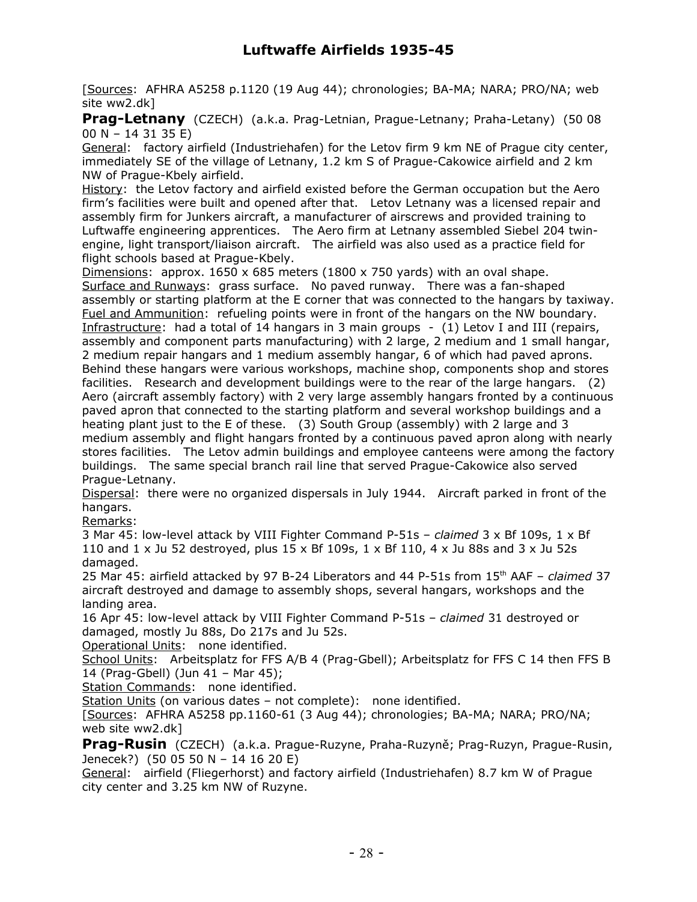[Sources: AFHRA A5258 p.1120 (19 Aug 44); chronologies; BA-MA; NARA; PRO/NA; web site ww2.dk]

**Prag-Letnany** (CZECH) (a.k.a. Prag-Letnian, Prague-Letnany; Praha-Letany) (50 08 00 N – 14 31 35 E)

General: factory airfield (Industriehafen) for the Letov firm 9 km NE of Prague city center, immediately SE of the village of Letnany, 1.2 km S of Prague-Cakowice airfield and 2 km NW of Prague-Kbely airfield.

History: the Letov factory and airfield existed before the German occupation but the Aero firm's facilities were built and opened after that. Letov Letnany was a licensed repair and assembly firm for Junkers aircraft, a manufacturer of airscrews and provided training to Luftwaffe engineering apprentices. The Aero firm at Letnany assembled Siebel 204 twin-engine, light transport/liaison aircraft. The airfield was also used as a practice field for flight schools based at Prague-Kbely.

Dimensions: approx. 1650 x 685 meters (1800 x 750 yards) with an oval shape.

Surface and Runways: grass surface. No paved runway. There was a fan-shaped assembly or starting platform at the E corner that was connected to the hangars by taxiway.

Fuel and Ammunition: refueling points were in front of the hangars on the NW boundary.

Infrastructure: had a total of 14 hangars in 3 main groups - (1) Letov I and III (repairs, assembly and component parts manufacturing) with 2 large, 2 medium and 1 small hangar, 2 medium repair hangars and 1 medium assembly hangar, 6 of which had paved aprons. Behind these hangars were various workshops, machine shop, components shop and stores facilities. Research and development buildings were to the rear of the large hangars. (2) Aero (aircraft assembly factory) with 2 very large assembly hangars fronted by a continuous paved apron that connected to the starting platform and several workshop buildings and a heating plant just to the E of these. (3) South Group (assembly) with 2 large and 3 medium assembly and flight hangars fronted by a continuous paved apron along with nearly stores facilities. The Letov admin buildings and employee canteens were among the factory buildings. The same special branch rail line that served Prague-Cakowice also served Prague-Letnany.

Dispersal: there were no organized dispersals in July 1944. Aircraft parked in front of the hangars.

Remarks:

3 Mar 45: low-level attack by VIII Fighter Command P-51s – *claimed* 3 x Bf 109s, 1 x Bf 110 and 1 x Ju 52 destroyed, plus 15 x Bf 109s, 1 x Bf 110, 4 x Ju 88s and 3 x Ju 52s damaged.

25 Mar 45: airfield attacked by 97 B-24 Liberators and 44 P-51s from 15th AAF – *claimed* 37 aircraft destroyed and damage to assembly shops, several hangars, workshops and the landing area.

16 Apr 45: low-level attack by VIII Fighter Command P-51s – *claimed* 31 destroyed or damaged, mostly Ju 88s, Do 217s and Ju 52s.

Operational Units: none identified.

School Units: Arbeitsplatz for FFS A/B 4 (Prag-Gbell); Arbeitsplatz for FFS C 14 then FFS B 14 (Prag-Gbell) (Jun 41 – Mar 45);

Station Commands: none identified.

Station Units (on various dates – not complete): none identified.

[Sources: AFHRA A5258 pp.1160-61 (3 Aug 44); chronologies; BA-MA; NARA; PRO/NA; web site ww2.dk]

**Prag-Rusin** (CZECH) (a.k.a. Prague-Ruzyne, Praha-Ruzyně; Prag-Ruzyn, Prague-Rusin, Jenecek?) (50 05 50 N – 14 16 20 E)

General: airfield (Fliegerhorst) and factory airfield (Industriehafen) 8.7 km W of Prague city center and 3.25 km NW of Ruzyne.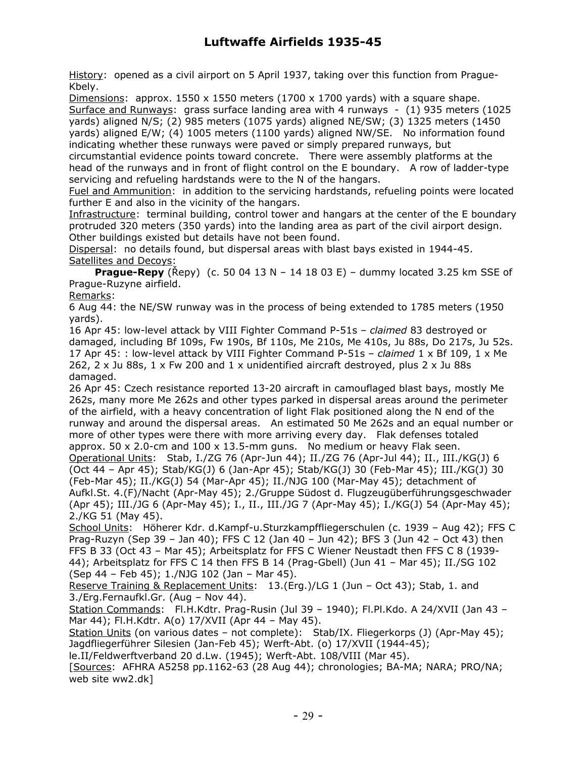History: opened as a civil airport on 5 April 1937, taking over this function from Prague-Kbely.
Dimensions: approx. 1550 x 1550 meters (1700 x 1700 yards) with a square shape.
Surface and Runways: grass surface landing area with 4 runways - (1) 935 meters (1025 yards) aligned N/S; (2) 985 meters (1075 yards) aligned NE/SW; (3) 1325 meters (1450 yards) aligned E/W; (4) 1005 meters (1100 yards) aligned NW/SE. No information found indicating whether these runways were paved or simply prepared runways, but circumstantial evidence points toward concrete. There were assembly platforms at the head of the runways and in front of flight control on the E boundary. A row of ladder-type servicing and refueling hardstands were to the N of the hangars.
Fuel and Ammunition: in addition to the servicing hardstands, refueling points were located further E and also in the vicinity of the hangars.
Infrastructure: terminal building, control tower and hangars at the center of the E boundary protruded 320 meters (350 yards) into the landing area as part of the civil airport design. Other buildings existed but details have not been found.
Dispersal: no details found, but dispersal areas with blast bays existed in 1944-45.
Satellites and Decoys:
**Prague-Repy** (Řepy) (c. 50 04 13 N – 14 18 03 E) – dummy located 3.25 km SSE of Prague-Ruzyne airfield.
Remarks:
6 Aug 44: the NE/SW runway was in the process of being extended to 1785 meters (1950 yards).
16 Apr 45: low-level attack by VIII Fighter Command P-51s – *claimed* 83 destroyed or damaged, including Bf 109s, Fw 190s, Bf 110s, Me 210s, Me 410s, Ju 88s, Do 217s, Ju 52s.
17 Apr 45: : low-level attack by VIII Fighter Command P-51s – *claimed* 1 x Bf 109, 1 x Me 262, 2 x Ju 88s, 1 x Fw 200 and 1 x unidentified aircraft destroyed, plus 2 x Ju 88s damaged.
26 Apr 45: Czech resistance reported 13-20 aircraft in camouflaged blast bays, mostly Me 262s, many more Me 262s and other types parked in dispersal areas around the perimeter of the airfield, with a heavy concentration of light Flak positioned along the N end of the runway and around the dispersal areas. An estimated 50 Me 262s and an equal number or more of other types were there with more arriving every day. Flak defenses totaled approx. 50 x 2.0-cm and 100 x 13.5-mm guns. No medium or heavy Flak seen.
Operational Units: Stab, I./ZG 76 (Apr-Jun 44); II./ZG 76 (Apr-Jul 44); II., III./KG(J) 6 (Oct 44 – Apr 45); Stab/KG(J) 6 (Jan-Apr 45); Stab/KG(J) 30 (Feb-Mar 45); III./KG(J) 30 (Feb-Mar 45); II./KG(J) 54 (Mar-Apr 45); II./NJG 100 (Mar-May 45); detachment of Aufkl.St. 4.(F)/Nacht (Apr-May 45); 2./Gruppe Südost d. Flugzeugüberführungsgeschwader (Apr 45); III./JG 6 (Apr-May 45); I., II., III./JG 7 (Apr-May 45); I./KG(J) 54 (Apr-May 45); 2./KG 51 (May 45).
School Units: Höherer Kdr. d.Kampf-u.Sturzkampffliegerschulen (c. 1939 – Aug 42); FFS C Prag-Ruzyn (Sep 39 – Jan 40); FFS C 12 (Jan 40 – Jun 42); BFS 3 (Jun 42 – Oct 43) then FFS B 33 (Oct 43 – Mar 45); Arbeitsplatz for FFS C Wiener Neustadt then FFS C 8 (1939-44); Arbeitsplatz for FFS C 14 then FFS B 14 (Prag-Gbell) (Jun 41 – Mar 45); II./SG 102 (Sep 44 – Feb 45); 1./NJG 102 (Jan – Mar 45).
Reserve Training & Replacement Units: 13.(Erg.)/LG 1 (Jun – Oct 43); Stab, 1. and 3./Erg.Fernaufkl.Gr. (Aug – Nov 44).
Station Commands: Fl.H.Kdtr. Prag-Rusin (Jul 39 – 1940); Fl.Pl.Kdo. A 24/XVII (Jan 43 – Mar 44); Fl.H.Kdtr. A(o) 17/XVII (Apr 44 – May 45).
Station Units (on various dates – not complete): Stab/IX. Fliegerkorps (J) (Apr-May 45); Jagdfliegerführer Silesien (Jan-Feb 45); Werft-Abt. (o) 17/XVII (1944-45); le.II/Feldwerftverband 20 d.Lw. (1945); Werft-Abt. 108/VIII (Mar 45).
[Sources: AFHRA A5258 pp.1162-63 (28 Aug 44); chronologies; BA-MA; NARA; PRO/NA; web site ww2.dk]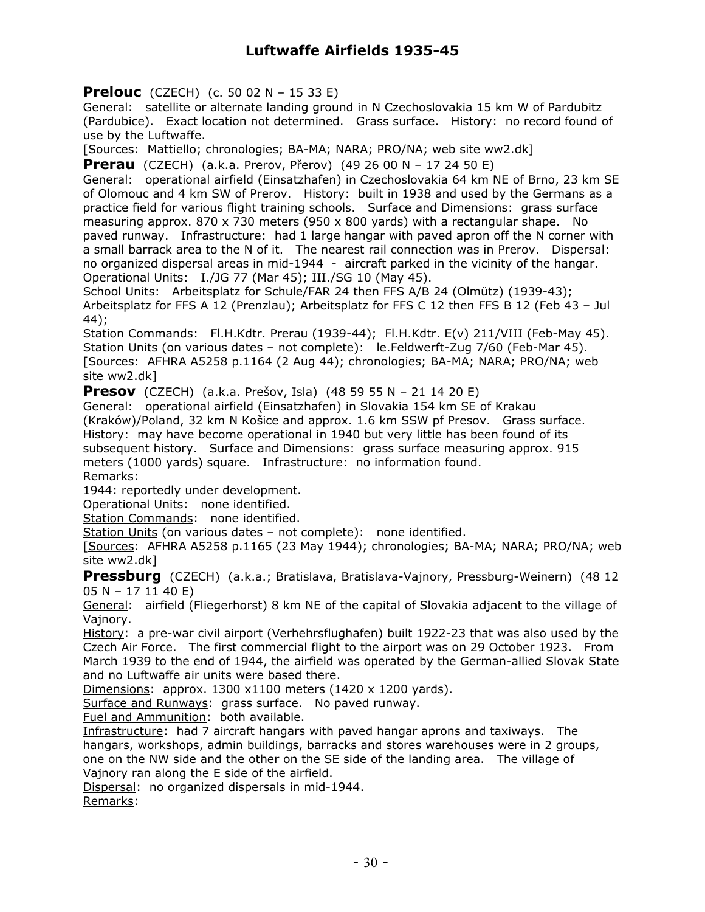**Prelouc** (CZECH) (c. 50 02 N – 15 33 E)

General: satellite or alternate landing ground in N Czechoslovakia 15 km W of Pardubitz (Pardubice). Exact location not determined. Grass surface. History: no record found of use by the Luftwaffe.

[Sources: Mattiello; chronologies; BA-MA; NARA; PRO/NA; web site ww2.dk]

**Prerau** (CZECH) (a.k.a. Prerov, Přerov) (49 26 00 N – 17 24 50 E)

General: operational airfield (Einsatzhafen) in Czechoslovakia 64 km NE of Brno, 23 km SE of Olomouc and 4 km SW of Prerov. History: built in 1938 and used by the Germans as a practice field for various flight training schools. Surface and Dimensions: grass surface measuring approx. 870 x 730 meters (950 x 800 yards) with a rectangular shape. No paved runway. Infrastructure: had 1 large hangar with paved apron off the N corner with a small barrack area to the N of it. The nearest rail connection was in Prerov. Dispersal: no organized dispersal areas in mid-1944 - aircraft parked in the vicinity of the hangar.

Operational Units: I./JG 77 (Mar 45); III./SG 10 (May 45).

School Units: Arbeitsplatz for Schule/FAR 24 then FFS A/B 24 (Olmütz) (1939-43); Arbeitsplatz for FFS A 12 (Prenzlau); Arbeitsplatz for FFS C 12 then FFS B 12 (Feb 43 – Jul 44);

Station Commands: Fl.H.Kdtr. Prerau (1939-44); Fl.H.Kdtr. E(v) 211/VIII (Feb-May 45).

Station Units (on various dates – not complete): le.Feldwerft-Zug 7/60 (Feb-Mar 45).

[Sources: AFHRA A5258 p.1164 (2 Aug 44); chronologies; BA-MA; NARA; PRO/NA; web site ww2.dk]

**Presov** (CZECH) (a.k.a. Prešov, Isla) (48 59 55 N – 21 14 20 E)

General: operational airfield (Einsatzhafen) in Slovakia 154 km SE of Krakau (Kraków)/Poland, 32 km N Košice and approx. 1.6 km SSW pf Presov. Grass surface.

History: may have become operational in 1940 but very little has been found of its subsequent history. Surface and Dimensions: grass surface measuring approx. 915 meters (1000 yards) square. Infrastructure: no information found.

Remarks:

1944: reportedly under development.

Operational Units: none identified.

Station Commands: none identified.

Station Units (on various dates – not complete): none identified.

[Sources: AFHRA A5258 p.1165 (23 May 1944); chronologies; BA-MA; NARA; PRO/NA; web site ww2.dk]

**Pressburg** (CZECH) (a.k.a.; Bratislava, Bratislava-Vajnory, Pressburg-Weinern) (48 12 05 N – 17 11 40 E)

General: airfield (Fliegerhorst) 8 km NE of the capital of Slovakia adjacent to the village of Vajnory.

History: a pre-war civil airport (Verhehrsflughafen) built 1922-23 that was also used by the Czech Air Force. The first commercial flight to the airport was on 29 October 1923. From March 1939 to the end of 1944, the airfield was operated by the German-allied Slovak State and no Luftwaffe air units were based there.

Dimensions: approx. 1300 x1100 meters (1420 x 1200 yards).

Surface and Runways: grass surface. No paved runway.

Fuel and Ammunition: both available.

Infrastructure: had 7 aircraft hangars with paved hangar aprons and taxiways. The hangars, workshops, admin buildings, barracks and stores warehouses were in 2 groups, one on the NW side and the other on the SE side of the landing area. The village of Vajnory ran along the E side of the airfield.

Dispersal: no organized dispersals in mid-1944.

Remarks: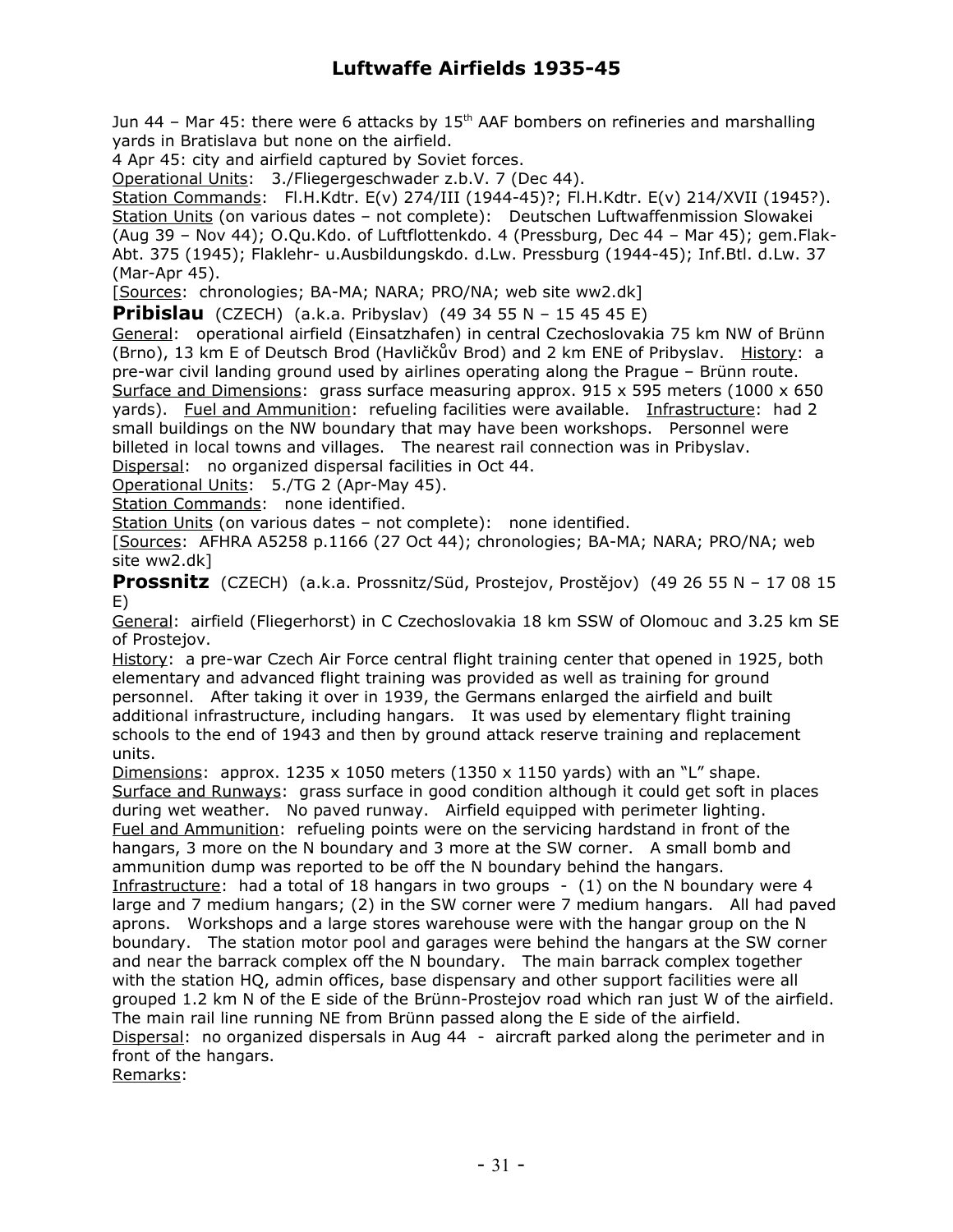Jun 44 – Mar 45: there were 6 attacks by 15th AAF bombers on refineries and marshalling yards in Bratislava but none on the airfield.
4 Apr 45: city and airfield captured by Soviet forces.
Operational Units: 3./Fliegergeschwader z.b.V. 7 (Dec 44).
Station Commands: Fl.H.Kdtr. E(v) 274/III (1944-45)?; Fl.H.Kdtr. E(v) 214/XVII (1945?).
Station Units (on various dates – not complete): Deutschen Luftwaffenmission Slowakei (Aug 39 – Nov 44); O.Qu.Kdo. of Luftflottenkdo. 4 (Pressburg, Dec 44 – Mar 45); gem.Flak-Abt. 375 (1945); Flaklehr- u.Ausbildungskdo. d.Lw. Pressburg (1944-45); Inf.Btl. d.Lw. 37 (Mar-Apr 45).
[Sources: chronologies; BA-MA; NARA; PRO/NA; web site ww2.dk]

**Pribislau** (CZECH) (a.k.a. Pribyslav) (49 34 55 N – 15 45 45 E)
General: operational airfield (Einsatzhafen) in central Czechoslovakia 75 km NW of Brünn (Brno), 13 km E of Deutsch Brod (Havličkův Brod) and 2 km ENE of Pribyslav. History: a pre-war civil landing ground used by airlines operating along the Prague – Brünn route.
Surface and Dimensions: grass surface measuring approx. 915 x 595 meters (1000 x 650 yards). Fuel and Ammunition: refueling facilities were available. Infrastructure: had 2 small buildings on the NW boundary that may have been workshops. Personnel were billeted in local towns and villages. The nearest rail connection was in Pribyslav.
Dispersal: no organized dispersal facilities in Oct 44.
Operational Units: 5./TG 2 (Apr-May 45).
Station Commands: none identified.
Station Units (on various dates – not complete): none identified.
[Sources: AFHRA A5258 p.1166 (27 Oct 44); chronologies; BA-MA; NARA; PRO/NA; web site ww2.dk]

**Prossnitz** (CZECH) (a.k.a. Prossnitz/Süd, Prostejov, Prostějov) (49 26 55 N – 17 08 15 E)
General: airfield (Fliegerhorst) in C Czechoslovakia 18 km SSW of Olomouc and 3.25 km SE of Prostejov.
History: a pre-war Czech Air Force central flight training center that opened in 1925, both elementary and advanced flight training was provided as well as training for ground personnel. After taking it over in 1939, the Germans enlarged the airfield and built additional infrastructure, including hangars. It was used by elementary flight training schools to the end of 1943 and then by ground attack reserve training and replacement units.
Dimensions: approx. 1235 x 1050 meters (1350 x 1150 yards) with an "L" shape.
Surface and Runways: grass surface in good condition although it could get soft in places during wet weather. No paved runway. Airfield equipped with perimeter lighting.
Fuel and Ammunition: refueling points were on the servicing hardstand in front of the hangars, 3 more on the N boundary and 3 more at the SW corner. A small bomb and ammunition dump was reported to be off the N boundary behind the hangars.
Infrastructure: had a total of 18 hangars in two groups - (1) on the N boundary were 4 large and 7 medium hangars; (2) in the SW corner were 7 medium hangars. All had paved aprons. Workshops and a large stores warehouse were with the hangar group on the N boundary. The station motor pool and garages were behind the hangars at the SW corner and near the barrack complex off the N boundary. The main barrack complex together with the station HQ, admin offices, base dispensary and other support facilities were all grouped 1.2 km N of the E side of the Brünn-Prostejov road which ran just W of the airfield. The main rail line running NE from Brünn passed along the E side of the airfield.
Dispersal: no organized dispersals in Aug 44 - aircraft parked along the perimeter and in front of the hangars.
Remarks: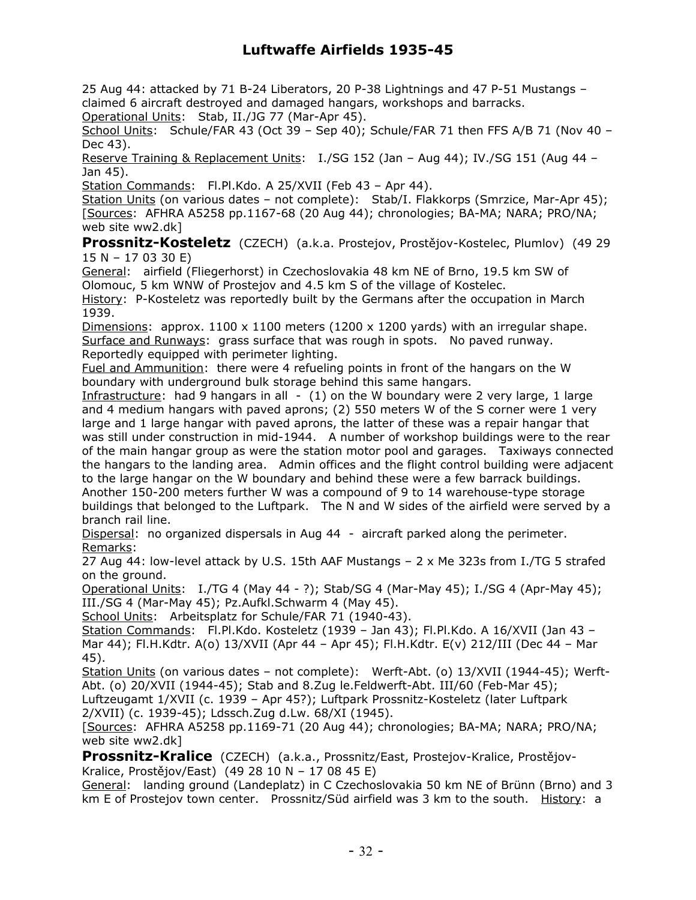25 Aug 44: attacked by 71 B-24 Liberators, 20 P-38 Lightnings and 47 P-51 Mustangs – claimed 6 aircraft destroyed and damaged hangars, workshops and barracks.
Operational Units: Stab, II./JG 77 (Mar-Apr 45).
School Units: Schule/FAR 43 (Oct 39 – Sep 40); Schule/FAR 71 then FFS A/B 71 (Nov 40 – Dec 43).
Reserve Training & Replacement Units: I./SG 152 (Jan – Aug 44); IV./SG 151 (Aug 44 – Jan 45).
Station Commands: Fl.Pl.Kdo. A 25/XVII (Feb 43 – Apr 44).
Station Units (on various dates – not complete): Stab/I. Flakkorps (Smrzice, Mar-Apr 45);
[Sources: AFHRA A5258 pp.1167-68 (20 Aug 44); chronologies; BA-MA; NARA; PRO/NA; web site ww2.dk]

**Prossnitz-Kosteletz** (CZECH) (a.k.a. Prostejov, Prostějov-Kostelec, Plumlov) (49 29 15 N – 17 03 30 E)
General: airfield (Fliegerhorst) in Czechoslovakia 48 km NE of Brno, 19.5 km SW of Olomouc, 5 km WNW of Prostejov and 4.5 km S of the village of Kostelec.
History: P-Kosteletz was reportedly built by the Germans after the occupation in March 1939.
Dimensions: approx. 1100 x 1100 meters (1200 x 1200 yards) with an irregular shape.
Surface and Runways: grass surface that was rough in spots. No paved runway. Reportedly equipped with perimeter lighting.
Fuel and Ammunition: there were 4 refueling points in front of the hangars on the W boundary with underground bulk storage behind this same hangars.
Infrastructure: had 9 hangars in all - (1) on the W boundary were 2 very large, 1 large and 4 medium hangars with paved aprons; (2) 550 meters W of the S corner were 1 very large and 1 large hangar with paved aprons, the latter of these was a repair hangar that was still under construction in mid-1944. A number of workshop buildings were to the rear of the main hangar group as were the station motor pool and garages. Taxiways connected the hangars to the landing area. Admin offices and the flight control building were adjacent to the large hangar on the W boundary and behind these were a few barrack buildings. Another 150-200 meters further W was a compound of 9 to 14 warehouse-type storage buildings that belonged to the Luftpark. The N and W sides of the airfield were served by a branch rail line.
Dispersal: no organized dispersals in Aug 44 - aircraft parked along the perimeter.
Remarks:
27 Aug 44: low-level attack by U.S. 15th AAF Mustangs – 2 x Me 323s from I./TG 5 strafed on the ground.
Operational Units: I./TG 4 (May 44 - ?); Stab/SG 4 (Mar-May 45); I./SG 4 (Apr-May 45); III./SG 4 (Mar-May 45); Pz.Aufkl.Schwarm 4 (May 45).
School Units: Arbeitsplatz for Schule/FAR 71 (1940-43).
Station Commands: Fl.Pl.Kdo. Kosteletz (1939 – Jan 43); Fl.Pl.Kdo. A 16/XVII (Jan 43 – Mar 44); Fl.H.Kdtr. A(o) 13/XVII (Apr 44 – Apr 45); Fl.H.Kdtr. E(v) 212/III (Dec 44 – Mar 45).
Station Units (on various dates – not complete): Werft-Abt. (o) 13/XVII (1944-45); Werft-Abt. (o) 20/XVII (1944-45); Stab and 8.Zug le.Feldwerft-Abt. III/60 (Feb-Mar 45); Luftzeugamt 1/XVII (c. 1939 – Apr 45?); Luftpark Prossnitz-Kosteletz (later Luftpark 2/XVII) (c. 1939-45); Ldssch.Zug d.Lw. 68/XI (1945).
[Sources: AFHRA A5258 pp.1169-71 (20 Aug 44); chronologies; BA-MA; NARA; PRO/NA; web site ww2.dk]

**Prossnitz-Kralice** (CZECH) (a.k.a., Prossnitz/East, Prostejov-Kralice, Prostějov-Kralice, Prostějov/East) (49 28 10 N – 17 08 45 E)
General: landing ground (Landeplatz) in C Czechoslovakia 50 km NE of Brünn (Brno) and 3 km E of Prostejov town center. Prossnitz/Süd airfield was 3 km to the south. History: a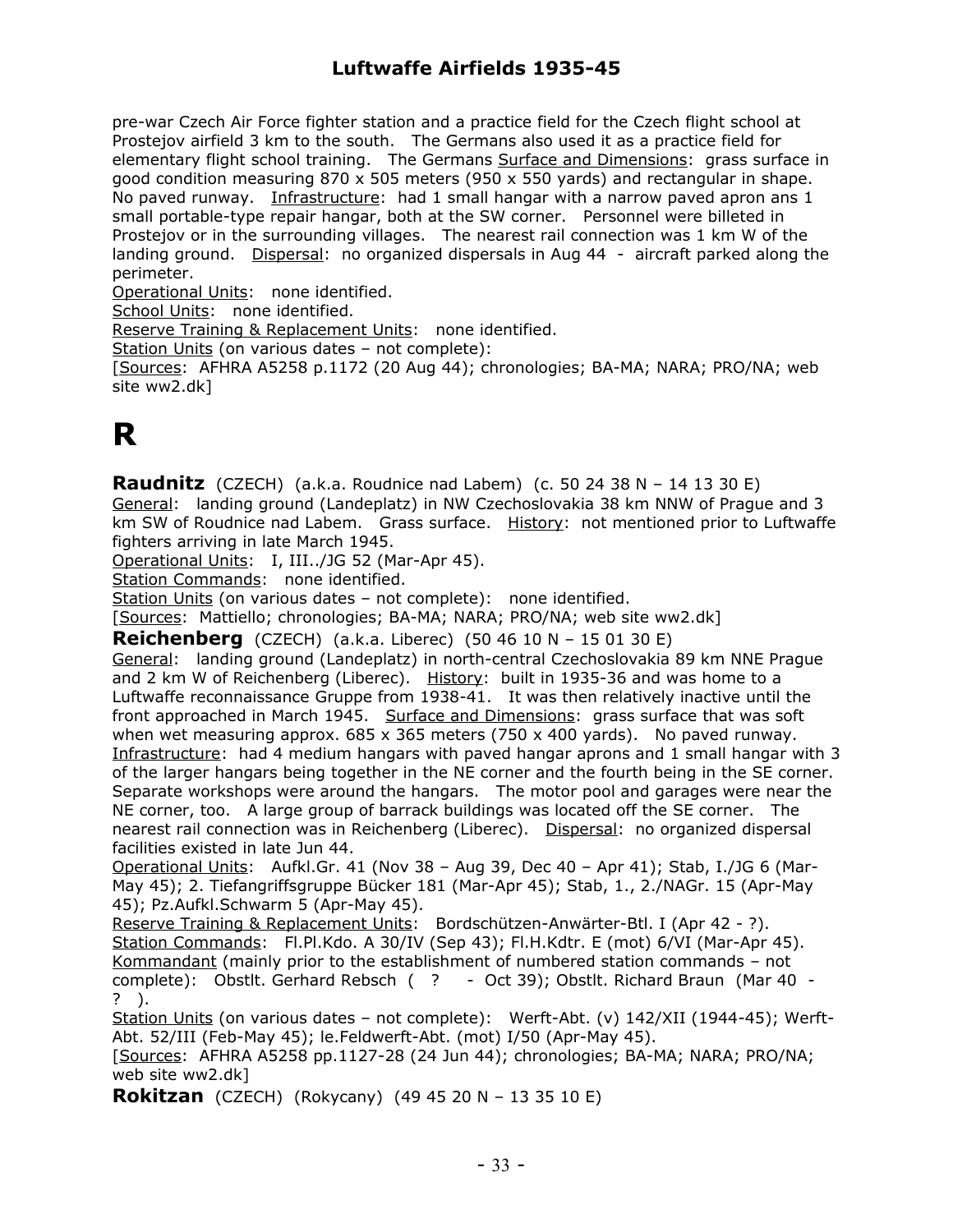pre-war Czech Air Force fighter station and a practice field for the Czech flight school at Prostejov airfield 3 km to the south. The Germans also used it as a practice field for elementary flight school training. The Germans Surface and Dimensions: grass surface in good condition measuring 870 x 505 meters (950 x 550 yards) and rectangular in shape. No paved runway. Infrastructure: had 1 small hangar with a narrow paved apron ans 1 small portable-type repair hangar, both at the SW corner. Personnel were billeted in Prostejov or in the surrounding villages. The nearest rail connection was 1 km W of the landing ground. Dispersal: no organized dispersals in Aug 44 - aircraft parked along the perimeter.

Operational Units: none identified.

School Units: none identified.

Reserve Training & Replacement Units: none identified.

Station Units (on various dates – not complete):

[Sources: AFHRA A5258 p.1172 (20 Aug 44); chronologies; BA-MA; NARA; PRO/NA; web site ww2.dk]

# R

**Raudnitz** (CZECH) (a.k.a. Roudnice nad Labem) (c. 50 24 38 N – 14 13 30 E)

General: landing ground (Landeplatz) in NW Czechoslovakia 38 km NNW of Prague and 3 km SW of Roudnice nad Labem. Grass surface. History: not mentioned prior to Luftwaffe fighters arriving in late March 1945.

Operational Units: I, III../JG 52 (Mar-Apr 45).

Station Commands: none identified.

Station Units (on various dates – not complete): none identified.

[Sources: Mattiello; chronologies; BA-MA; NARA; PRO/NA; web site ww2.dk]

**Reichenberg** (CZECH) (a.k.a. Liberec) (50 46 10 N – 15 01 30 E)

General: landing ground (Landeplatz) in north-central Czechoslovakia 89 km NNE Prague and 2 km W of Reichenberg (Liberec). History: built in 1935-36 and was home to a Luftwaffe reconnaissance Gruppe from 1938-41. It was then relatively inactive until the front approached in March 1945. Surface and Dimensions: grass surface that was soft when wet measuring approx. 685 x 365 meters (750 x 400 yards). No paved runway. Infrastructure: had 4 medium hangars with paved hangar aprons and 1 small hangar with 3 of the larger hangars being together in the NE corner and the fourth being in the SE corner. Separate workshops were around the hangars. The motor pool and garages were near the NE corner, too. A large group of barrack buildings was located off the SE corner. The nearest rail connection was in Reichenberg (Liberec). Dispersal: no organized dispersal facilities existed in late Jun 44.

Operational Units: Aufkl.Gr. 41 (Nov 38 – Aug 39, Dec 40 – Apr 41); Stab, I./JG 6 (Mar-May 45); 2. Tiefangriffsgruppe Bücker 181 (Mar-Apr 45); Stab, 1., 2./NAGr. 15 (Apr-May 45); Pz.Aufkl.Schwarm 5 (Apr-May 45).

Reserve Training & Replacement Units: Bordschützen-Anwärter-Btl. I (Apr 42 - ?).

Station Commands: Fl.Pl.Kdo. A 30/IV (Sep 43); Fl.H.Kdtr. E (mot) 6/VI (Mar-Apr 45).

Kommandant (mainly prior to the establishment of numbered station commands – not complete): Obstlt. Gerhard Rebsch ( ? - Oct 39); Obstlt. Richard Braun (Mar 40 - ? ).

Station Units (on various dates – not complete): Werft-Abt. (v) 142/XII (1944-45); Werft-Abt. 52/III (Feb-May 45); le.Feldwerft-Abt. (mot) I/50 (Apr-May 45).

[Sources: AFHRA A5258 pp.1127-28 (24 Jun 44); chronologies; BA-MA; NARA; PRO/NA; web site ww2.dk]

**Rokitzan** (CZECH) (Rokycany) (49 45 20 N – 13 35 10 E)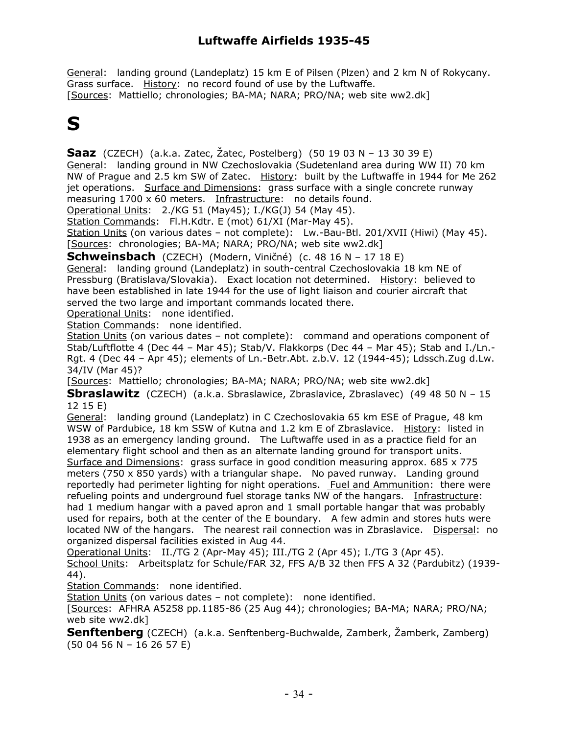General: landing ground (Landeplatz) 15 km E of Pilsen (Plzen) and 2 km N of Rokycany. Grass surface. History: no record found of use by the Luftwaffe.
[Sources: Mattiello; chronologies; BA-MA; NARA; PRO/NA; web site ww2.dk]

# S

**Saaz** (CZECH) (a.k.a. Zatec, Žatec, Postelberg) (50 19 03 N – 13 30 39 E)
General: landing ground in NW Czechoslovakia (Sudetenland area during WW II) 70 km NW of Prague and 2.5 km SW of Zatec. History: built by the Luftwaffe in 1944 for Me 262 jet operations. Surface and Dimensions: grass surface with a single concrete runway measuring 1700 x 60 meters. Infrastructure: no details found.
Operational Units: 2./KG 51 (May45); I./KG(J) 54 (May 45).
Station Commands: Fl.H.Kdtr. E (mot) 61/XI (Mar-May 45).
Station Units (on various dates – not complete): Lw.-Bau-Btl. 201/XVII (Hiwi) (May 45).
[Sources: chronologies; BA-MA; NARA; PRO/NA; web site ww2.dk]

**Schweinsbach** (CZECH) (Modern, Viničné) (c. 48 16 N – 17 18 E)
General: landing ground (Landeplatz) in south-central Czechoslovakia 18 km NE of Pressburg (Bratislava/Slovakia). Exact location not determined. History: believed to have been established in late 1944 for the use of light liaison and courier aircraft that served the two large and important commands located there.
Operational Units: none identified.
Station Commands: none identified.
Station Units (on various dates – not complete): command and operations component of Stab/Luftflotte 4 (Dec 44 – Mar 45); Stab/V. Flakkorps (Dec 44 – Mar 45); Stab and I./Ln.-Rgt. 4 (Dec 44 – Apr 45); elements of Ln.-Betr.Abt. z.b.V. 12 (1944-45); Ldssch.Zug d.Lw. 34/IV (Mar 45)?
[Sources: Mattiello; chronologies; BA-MA; NARA; PRO/NA; web site ww2.dk]

**Sbraslawitz** (CZECH) (a.k.a. Sbraslawice, Zbraslavice, Zbraslavec) (49 48 50 N – 15 12 15 E)
General: landing ground (Landeplatz) in C Czechoslovakia 65 km ESE of Prague, 48 km WSW of Pardubice, 18 km SSW of Kutna and 1.2 km E of Zbraslavice. History: listed in 1938 as an emergency landing ground. The Luftwaffe used in as a practice field for an elementary flight school and then as an alternate landing ground for transport units. Surface and Dimensions: grass surface in good condition measuring approx. 685 x 775 meters (750 x 850 yards) with a triangular shape. No paved runway. Landing ground reportedly had perimeter lighting for night operations. Fuel and Ammunition: there were refueling points and underground fuel storage tanks NW of the hangars. Infrastructure: had 1 medium hangar with a paved apron and 1 small portable hangar that was probably used for repairs, both at the center of the E boundary. A few admin and stores huts were located NW of the hangars. The nearest rail connection was in Zbraslavice. Dispersal: no organized dispersal facilities existed in Aug 44.
Operational Units: II./TG 2 (Apr-May 45); III./TG 2 (Apr 45); I./TG 3 (Apr 45).
School Units: Arbeitsplatz for Schule/FAR 32, FFS A/B 32 then FFS A 32 (Pardubitz) (1939-44).
Station Commands: none identified.
Station Units (on various dates – not complete): none identified.
[Sources: AFHRA A5258 pp.1185-86 (25 Aug 44); chronologies; BA-MA; NARA; PRO/NA; web site ww2.dk]

**Senftenberg** (CZECH) (a.k.a. Senftenberg-Buchwalde, Zamberk, Žamberk, Zamberg) (50 04 56 N – 16 26 57 E)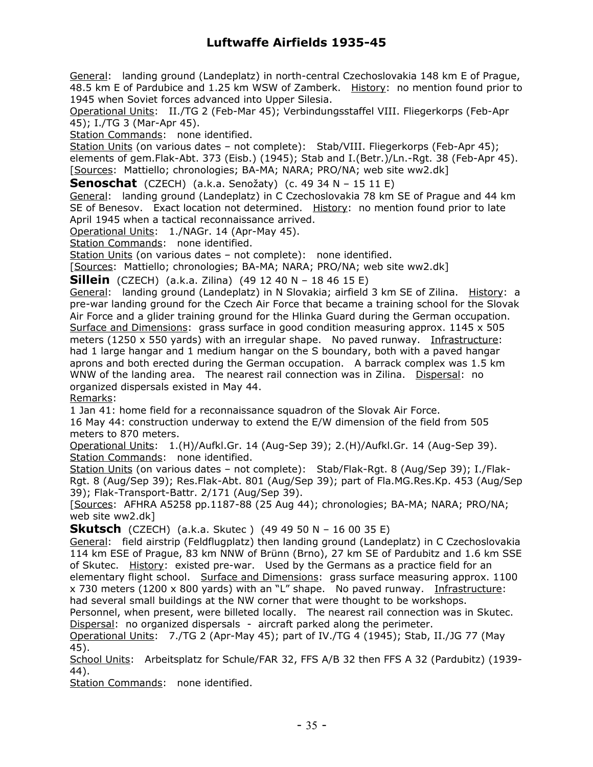General: landing ground (Landeplatz) in north-central Czechoslovakia 148 km E of Prague, 48.5 km E of Pardubice and 1.25 km WSW of Zamberk. History: no mention found prior to 1945 when Soviet forces advanced into Upper Silesia.
Operational Units: II./TG 2 (Feb-Mar 45); Verbindungsstaffel VIII. Fliegerkorps (Feb-Apr 45); I./TG 3 (Mar-Apr 45).
Station Commands: none identified.
Station Units (on various dates – not complete): Stab/VIII. Fliegerkorps (Feb-Apr 45); elements of gem.Flak-Abt. 373 (Eisb.) (1945); Stab and I.(Betr.)/Ln.-Rgt. 38 (Feb-Apr 45).
[Sources: Mattiello; chronologies; BA-MA; NARA; PRO/NA; web site ww2.dk]

**Senoschat** (CZECH) (a.k.a. Senožaty) (c. 49 34 N – 15 11 E)
General: landing ground (Landeplatz) in C Czechoslovakia 78 km SE of Prague and 44 km SE of Benesov. Exact location not determined. History: no mention found prior to late April 1945 when a tactical reconnaissance arrived.
Operational Units: 1./NAGr. 14 (Apr-May 45).
Station Commands: none identified.
Station Units (on various dates – not complete): none identified.
[Sources: Mattiello; chronologies; BA-MA; NARA; PRO/NA; web site ww2.dk]

**Sillein** (CZECH) (a.k.a. Zilina) (49 12 40 N – 18 46 15 E)
General: landing ground (Landeplatz) in N Slovakia; airfield 3 km SE of Zilina. History: a pre-war landing ground for the Czech Air Force that became a training school for the Slovak Air Force and a glider training ground for the Hlinka Guard during the German occupation.
Surface and Dimensions: grass surface in good condition measuring approx. 1145 x 505 meters (1250 x 550 yards) with an irregular shape. No paved runway. Infrastructure: had 1 large hangar and 1 medium hangar on the S boundary, both with a paved hangar aprons and both erected during the German occupation. A barrack complex was 1.5 km WNW of the landing area. The nearest rail connection was in Zilina. Dispersal: no organized dispersals existed in May 44.
Remarks:
1 Jan 41: home field for a reconnaissance squadron of the Slovak Air Force.
16 May 44: construction underway to extend the E/W dimension of the field from 505 meters to 870 meters.
Operational Units: 1.(H)/Aufkl.Gr. 14 (Aug-Sep 39); 2.(H)/Aufkl.Gr. 14 (Aug-Sep 39).
Station Commands: none identified.
Station Units (on various dates – not complete): Stab/Flak-Rgt. 8 (Aug/Sep 39); I./Flak-Rgt. 8 (Aug/Sep 39); Res.Flak-Abt. 801 (Aug/Sep 39); part of Fla.MG.Res.Kp. 453 (Aug/Sep 39); Flak-Transport-Battr. 2/171 (Aug/Sep 39).
[Sources: AFHRA A5258 pp.1187-88 (25 Aug 44); chronologies; BA-MA; NARA; PRO/NA; web site ww2.dk]

**Skutsch** (CZECH) (a.k.a. Skutec ) (49 49 50 N – 16 00 35 E)
General: field airstrip (Feldflugplatz) then landing ground (Landeplatz) in C Czechoslovakia 114 km ESE of Prague, 83 km NNW of Brünn (Brno), 27 km SE of Pardubitz and 1.6 km SSE of Skutec. History: existed pre-war. Used by the Germans as a practice field for an elementary flight school. Surface and Dimensions: grass surface measuring approx. 1100 x 730 meters (1200 x 800 yards) with an "L" shape. No paved runway. Infrastructure: had several small buildings at the NW corner that were thought to be workshops. Personnel, when present, were billeted locally. The nearest rail connection was in Skutec.
Dispersal: no organized dispersals - aircraft parked along the perimeter.
Operational Units: 7./TG 2 (Apr-May 45); part of IV./TG 4 (1945); Stab, II./JG 77 (May 45).
School Units: Arbeitsplatz for Schule/FAR 32, FFS A/B 32 then FFS A 32 (Pardubitz) (1939-44).
Station Commands: none identified.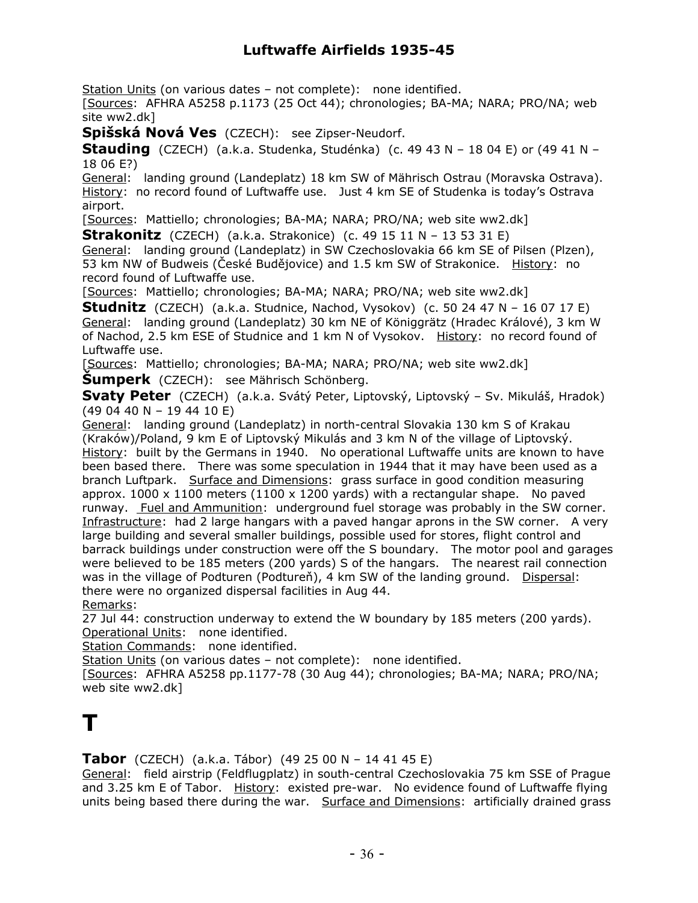Station Units (on various dates – not complete): none identified.
[Sources: AFHRA A5258 p.1173 (25 Oct 44); chronologies; BA-MA; NARA; PRO/NA; web site ww2.dk]

**Spišská Nová Ves** (CZECH): see Zipser-Neudorf.

**Stauding** (CZECH) (a.k.a. Studenka, Studénka) (c. 49 43 N – 18 04 E) or (49 41 N – 18 06 E?)
General: landing ground (Landeplatz) 18 km SW of Mährisch Ostrau (Moravska Ostrava). History: no record found of Luftwaffe use. Just 4 km SE of Studenka is today's Ostrava airport.
[Sources: Mattiello; chronologies; BA-MA; NARA; PRO/NA; web site ww2.dk]

**Strakonitz** (CZECH) (a.k.a. Strakonice) (c. 49 15 11 N – 13 53 31 E)
General: landing ground (Landeplatz) in SW Czechoslovakia 66 km SE of Pilsen (Plzen), 53 km NW of Budweis (České Budějovice) and 1.5 km SW of Strakonice. History: no record found of Luftwaffe use.
[Sources: Mattiello; chronologies; BA-MA; NARA; PRO/NA; web site ww2.dk]

**Studnitz** (CZECH) (a.k.a. Studnice, Nachod, Vysokov) (c. 50 24 47 N – 16 07 17 E)
General: landing ground (Landeplatz) 30 km NE of Königgrätz (Hradec Králové), 3 km W of Nachod, 2.5 km ESE of Studnice and 1 km N of Vysokov. History: no record found of Luftwaffe use.
[Sources: Mattiello; chronologies; BA-MA; NARA; PRO/NA; web site ww2.dk]

**Šumperk** (CZECH): see Mährisch Schönberg.

**Svaty Peter** (CZECH) (a.k.a. Svätý Peter, Liptovský, Liptovský – Sv. Mikuláš, Hradok) (49 04 40 N – 19 44 10 E)
General: landing ground (Landeplatz) in north-central Slovakia 130 km S of Krakau (Kraków)/Poland, 9 km E of Liptovský Mikulás and 3 km N of the village of Liptovský. History: built by the Germans in 1940. No operational Luftwaffe units are known to have been based there. There was some speculation in 1944 that it may have been used as a branch Luftpark. Surface and Dimensions: grass surface in good condition measuring approx. 1000 x 1100 meters (1100 x 1200 yards) with a rectangular shape. No paved runway. Fuel and Ammunition: underground fuel storage was probably in the SW corner. Infrastructure: had 2 large hangars with a paved hangar aprons in the SW corner. A very large building and several smaller buildings, possible used for stores, flight control and barrack buildings under construction were off the S boundary. The motor pool and garages were believed to be 185 meters (200 yards) S of the hangars. The nearest rail connection was in the village of Podturen (Podtureň), 4 km SW of the landing ground. Dispersal: there were no organized dispersal facilities in Aug 44.
Remarks:
27 Jul 44: construction underway to extend the W boundary by 185 meters (200 yards).
Operational Units: none identified.
Station Commands: none identified.
Station Units (on various dates – not complete): none identified.
[Sources: AFHRA A5258 pp.1177-78 (30 Aug 44); chronologies; BA-MA; NARA; PRO/NA; web site ww2.dk]

# T

**Tabor** (CZECH) (a.k.a. Tábor) (49 25 00 N – 14 41 45 E)
General: field airstrip (Feldflugplatz) in south-central Czechoslovakia 75 km SSE of Prague and 3.25 km E of Tabor. History: existed pre-war. No evidence found of Luftwaffe flying units being based there during the war. Surface and Dimensions: artificially drained grass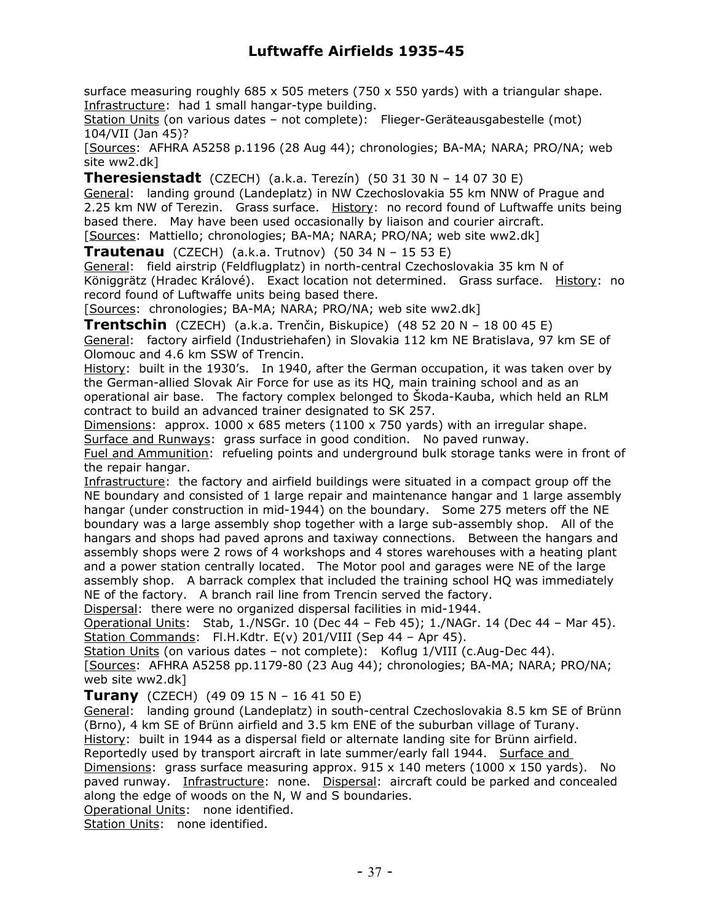surface measuring roughly 685 x 505 meters (750 x 550 yards) with a triangular shape. Infrastructure: had 1 small hangar-type building.
Station Units (on various dates – not complete): Flieger-Geräteausgabestelle (mot) 104/VII (Jan 45)?
[Sources: AFHRA A5258 p.1196 (28 Aug 44); chronologies; BA-MA; NARA; PRO/NA; web site ww2.dk]

**Theresienstadt** (CZECH) (a.k.a. Terezín) (50 31 30 N – 14 07 30 E)
General: landing ground (Landeplatz) in NW Czechoslovakia 55 km NNW of Prague and 2.25 km NW of Terezin. Grass surface. History: no record found of Luftwaffe units being based there. May have been used occasionally by liaison and courier aircraft.
[Sources: Mattiello; chronologies; BA-MA; NARA; PRO/NA; web site ww2.dk]

**Trautenau** (CZECH) (a.k.a. Trutnov) (50 34 N – 15 53 E)
General: field airstrip (Feldflugplatz) in north-central Czechoslovakia 35 km N of Königgrätz (Hradec Králové). Exact location not determined. Grass surface. History: no record found of Luftwaffe units being based there.
[Sources: chronologies; BA-MA; NARA; PRO/NA; web site ww2.dk]

**Trentschin** (CZECH) (a.k.a. Trenčin, Biskupice) (48 52 20 N – 18 00 45 E)
General: factory airfield (Industriehafen) in Slovakia 112 km NE Bratislava, 97 km SE of Olomouc and 4.6 km SSW of Trencin.
History: built in the 1930's. In 1940, after the German occupation, it was taken over by the German-allied Slovak Air Force for use as its HQ, main training school and as an operational air base. The factory complex belonged to Škoda-Kauba, which held an RLM contract to build an advanced trainer designated to SK 257.
Dimensions: approx. 1000 x 685 meters (1100 x 750 yards) with an irregular shape.
Surface and Runways: grass surface in good condition. No paved runway.
Fuel and Ammunition: refueling points and underground bulk storage tanks were in front of the repair hangar.
Infrastructure: the factory and airfield buildings were situated in a compact group off the NE boundary and consisted of 1 large repair and maintenance hangar and 1 large assembly hangar (under construction in mid-1944) on the boundary. Some 275 meters off the NE boundary was a large assembly shop together with a large sub-assembly shop. All of the hangars and shops had paved aprons and taxiway connections. Between the hangars and assembly shops were 2 rows of 4 workshops and 4 stores warehouses with a heating plant and a power station centrally located. The Motor pool and garages were NE of the large assembly shop. A barrack complex that included the training school HQ was immediately NE of the factory. A branch rail line from Trencin served the factory.
Dispersal: there were no organized dispersal facilities in mid-1944.
Operational Units: Stab, 1./NSGr. 10 (Dec 44 – Feb 45); 1./NAGr. 14 (Dec 44 – Mar 45).
Station Commands: Fl.H.Kdtr. E(v) 201/VIII (Sep 44 – Apr 45).
Station Units (on various dates – not complete): Koflug 1/VIII (c.Aug-Dec 44).
[Sources: AFHRA A5258 pp.1179-80 (23 Aug 44); chronologies; BA-MA; NARA; PRO/NA; web site ww2.dk]

**Turany** (CZECH) (49 09 15 N – 16 41 50 E)
General: landing ground (Landeplatz) in south-central Czechoslovakia 8.5 km SE of Brünn (Brno), 4 km SE of Brünn airfield and 3.5 km ENE of the suburban village of Turany.
History: built in 1944 as a dispersal field or alternate landing site for Brünn airfield. Reportedly used by transport aircraft in late summer/early fall 1944. Surface and Dimensions: grass surface measuring approx. 915 x 140 meters (1000 x 150 yards). No paved runway. Infrastructure: none. Dispersal: aircraft could be parked and concealed along the edge of woods on the N, W and S boundaries.
Operational Units: none identified.
Station Units: none identified.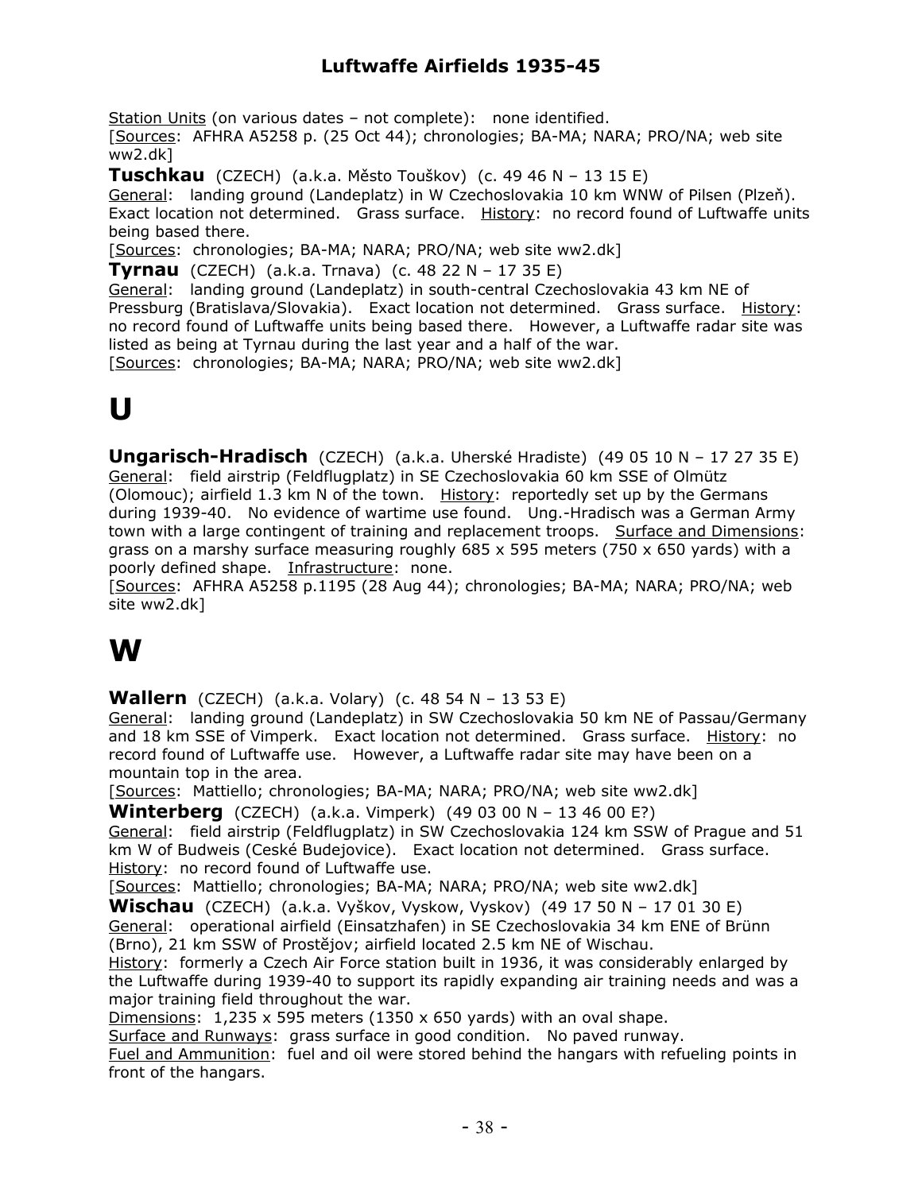Station Units (on various dates – not complete): none identified.
[Sources: AFHRA A5258 p. (25 Oct 44); chronologies; BA-MA; NARA; PRO/NA; web site ww2.dk]

**Tuschkau** (CZECH) (a.k.a. Město Touškov) (c. 49 46 N – 13 15 E)
General: landing ground (Landeplatz) in W Czechoslovakia 10 km WNW of Pilsen (Plzeň). Exact location not determined. Grass surface. History: no record found of Luftwaffe units being based there.
[Sources: chronologies; BA-MA; NARA; PRO/NA; web site ww2.dk]

**Tyrnau** (CZECH) (a.k.a. Trnava) (c. 48 22 N – 17 35 E)
General: landing ground (Landeplatz) in south-central Czechoslovakia 43 km NE of Pressburg (Bratislava/Slovakia). Exact location not determined. Grass surface. History: no record found of Luftwaffe units being based there. However, a Luftwaffe radar site was listed as being at Tyrnau during the last year and a half of the war.
[Sources: chronologies; BA-MA; NARA; PRO/NA; web site ww2.dk]

# U

**Ungarisch-Hradisch** (CZECH) (a.k.a. Uherské Hradiste) (49 05 10 N – 17 27 35 E)
General: field airstrip (Feldflugplatz) in SE Czechoslovakia 60 km SSE of Olmütz (Olomouc); airfield 1.3 km N of the town. History: reportedly set up by the Germans during 1939-40. No evidence of wartime use found. Ung.-Hradisch was a German Army town with a large contingent of training and replacement troops. Surface and Dimensions: grass on a marshy surface measuring roughly 685 x 595 meters (750 x 650 yards) with a poorly defined shape. Infrastructure: none.
[Sources: AFHRA A5258 p.1195 (28 Aug 44); chronologies; BA-MA; NARA; PRO/NA; web site ww2.dk]

# W

**Wallern** (CZECH) (a.k.a. Volary) (c. 48 54 N – 13 53 E)
General: landing ground (Landeplatz) in SW Czechoslovakia 50 km NE of Passau/Germany and 18 km SSE of Vimperk. Exact location not determined. Grass surface. History: no record found of Luftwaffe use. However, a Luftwaffe radar site may have been on a mountain top in the area.
[Sources: Mattiello; chronologies; BA-MA; NARA; PRO/NA; web site ww2.dk]

**Winterberg** (CZECH) (a.k.a. Vimperk) (49 03 00 N – 13 46 00 E?)
General: field airstrip (Feldflugplatz) in SW Czechoslovakia 124 km SSW of Prague and 51 km W of Budweis (Ceské Budejovice). Exact location not determined. Grass surface. History: no record found of Luftwaffe use.
[Sources: Mattiello; chronologies; BA-MA; NARA; PRO/NA; web site ww2.dk]

**Wischau** (CZECH) (a.k.a. Vyškov, Vyskow, Vyskov) (49 17 50 N – 17 01 30 E)
General: operational airfield (Einsatzhafen) in SE Czechoslovakia 34 km ENE of Brünn (Brno), 21 km SSW of Prostějov; airfield located 2.5 km NE of Wischau.
History: formerly a Czech Air Force station built in 1936, it was considerably enlarged by the Luftwaffe during 1939-40 to support its rapidly expanding air training needs and was a major training field throughout the war.
Dimensions: 1,235 x 595 meters (1350 x 650 yards) with an oval shape.
Surface and Runways: grass surface in good condition. No paved runway.
Fuel and Ammunition: fuel and oil were stored behind the hangars with refueling points in front of the hangars.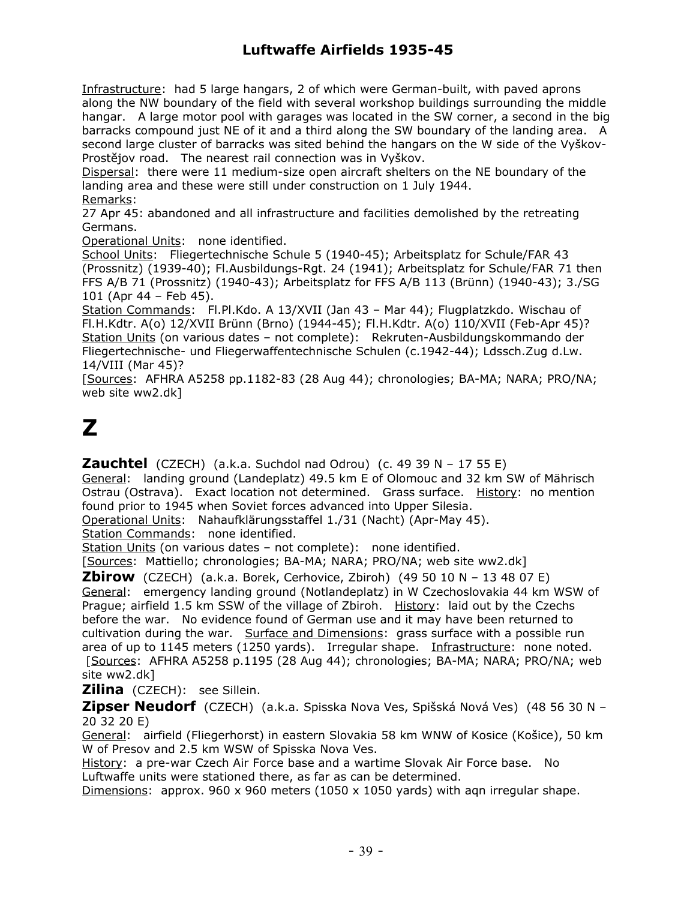Infrastructure: had 5 large hangars, 2 of which were German-built, with paved aprons along the NW boundary of the field with several workshop buildings surrounding the middle hangar. A large motor pool with garages was located in the SW corner, a second in the big barracks compound just NE of it and a third along the SW boundary of the landing area. A second large cluster of barracks was sited behind the hangars on the W side of the Vyškov-Prostějov road. The nearest rail connection was in Vyškov.

Dispersal: there were 11 medium-size open aircraft shelters on the NE boundary of the landing area and these were still under construction on 1 July 1944.

Remarks:

27 Apr 45: abandoned and all infrastructure and facilities demolished by the retreating Germans.

Operational Units: none identified.

School Units: Fliegertechnische Schule 5 (1940-45); Arbeitsplatz for Schule/FAR 43 (Prossnitz) (1939-40); Fl.Ausbildungs-Rgt. 24 (1941); Arbeitsplatz for Schule/FAR 71 then FFS A/B 71 (Prossnitz) (1940-43); Arbeitsplatz for FFS A/B 113 (Brünn) (1940-43); 3./SG 101 (Apr 44 – Feb 45).

Station Commands: Fl.Pl.Kdo. A 13/XVII (Jan 43 – Mar 44); Flugplatzkdo. Wischau of Fl.H.Kdtr. A(o) 12/XVII Brünn (Brno) (1944-45); Fl.H.Kdtr. A(o) 110/XVII (Feb-Apr 45)?

Station Units (on various dates – not complete): Rekruten-Ausbildungskommando der Fliegertechnische- und Fliegerwaffentechnische Schulen (c.1942-44); Ldssch.Zug d.Lw. 14/VIII (Mar 45)?

[Sources: AFHRA A5258 pp.1182-83 (28 Aug 44); chronologies; BA-MA; NARA; PRO/NA; web site ww2.dk]

# Z

**Zauchtel** (CZECH) (a.k.a. Suchdol nad Odrou) (c. 49 39 N – 17 55 E)

General: landing ground (Landeplatz) 49.5 km E of Olomouc and 32 km SW of Mährisch Ostrau (Ostrava). Exact location not determined. Grass surface. History: no mention found prior to 1945 when Soviet forces advanced into Upper Silesia.

Operational Units: Nahaufklärungsstaffel 1./31 (Nacht) (Apr-May 45).

Station Commands: none identified.

Station Units (on various dates – not complete): none identified.

[Sources: Mattiello; chronologies; BA-MA; NARA; PRO/NA; web site ww2.dk]

**Zbirow** (CZECH) (a.k.a. Borek, Cerhovice, Zbiroh) (49 50 10 N – 13 48 07 E)

General: emergency landing ground (Notlandeplatz) in W Czechoslovakia 44 km WSW of Prague; airfield 1.5 km SSW of the village of Zbiroh. History: laid out by the Czechs before the war. No evidence found of German use and it may have been returned to cultivation during the war. Surface and Dimensions: grass surface with a possible run area of up to 1145 meters (1250 yards). Irregular shape. Infrastructure: none noted.

[Sources: AFHRA A5258 p.1195 (28 Aug 44); chronologies; BA-MA; NARA; PRO/NA; web site ww2.dk]

**Zilina** (CZECH): see Sillein.

**Zipser Neudorf** (CZECH) (a.k.a. Spisska Nova Ves, Spišská Nová Ves) (48 56 30 N – 20 32 20 E)

General: airfield (Fliegerhorst) in eastern Slovakia 58 km WNW of Kosice (Košice), 50 km W of Presov and 2.5 km WSW of Spisska Nova Ves.

History: a pre-war Czech Air Force base and a wartime Slovak Air Force base. No Luftwaffe units were stationed there, as far as can be determined.

Dimensions: approx. 960 x 960 meters (1050 x 1050 yards) with aqn irregular shape.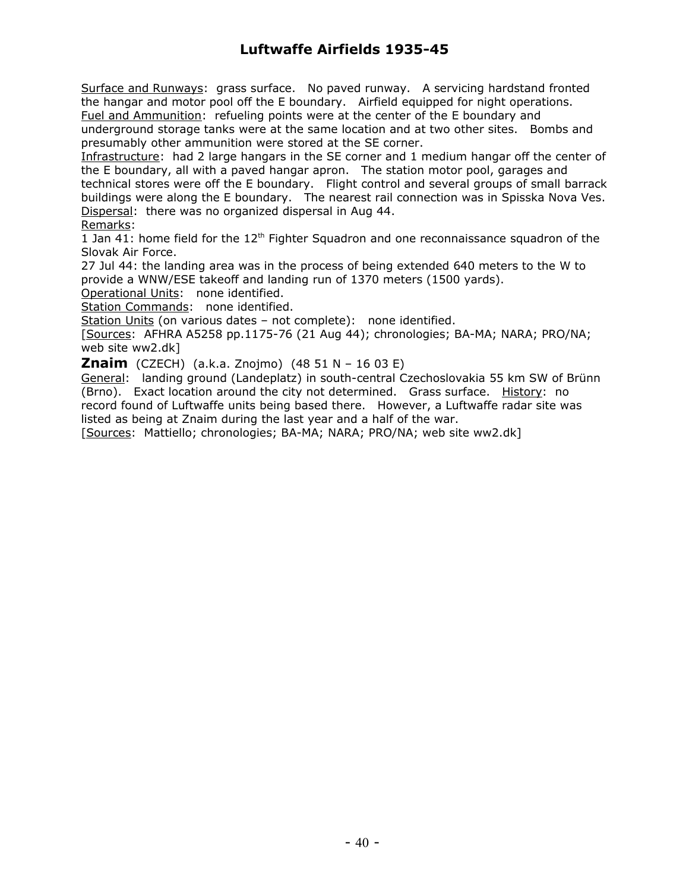Surface and Runways: grass surface. No paved runway. A servicing hardstand fronted the hangar and motor pool off the E boundary. Airfield equipped for night operations.
Fuel and Ammunition: refueling points were at the center of the E boundary and underground storage tanks were at the same location and at two other sites. Bombs and presumably other ammunition were stored at the SE corner.
Infrastructure: had 2 large hangars in the SE corner and 1 medium hangar off the center of the E boundary, all with a paved hangar apron. The station motor pool, garages and technical stores were off the E boundary. Flight control and several groups of small barrack buildings were along the E boundary. The nearest rail connection was in Spisska Nova Ves.
Dispersal: there was no organized dispersal in Aug 44.
Remarks:
1 Jan 41: home field for the 12th Fighter Squadron and one reconnaissance squadron of the Slovak Air Force.
27 Jul 44: the landing area was in the process of being extended 640 meters to the W to provide a WNW/ESE takeoff and landing run of 1370 meters (1500 yards).
Operational Units: none identified.
Station Commands: none identified.
Station Units (on various dates – not complete): none identified.
[Sources: AFHRA A5258 pp.1175-76 (21 Aug 44); chronologies; BA-MA; NARA; PRO/NA; web site ww2.dk]

**Znaim** (CZECH) (a.k.a. Znojmo) (48 51 N – 16 03 E)
General: landing ground (Landeplatz) in south-central Czechoslovakia 55 km SW of Brünn (Brno). Exact location around the city not determined. Grass surface. History: no record found of Luftwaffe units being based there. However, a Luftwaffe radar site was listed as being at Znaim during the last year and a half of the war.
[Sources: Mattiello; chronologies; BA-MA; NARA; PRO/NA; web site ww2.dk]